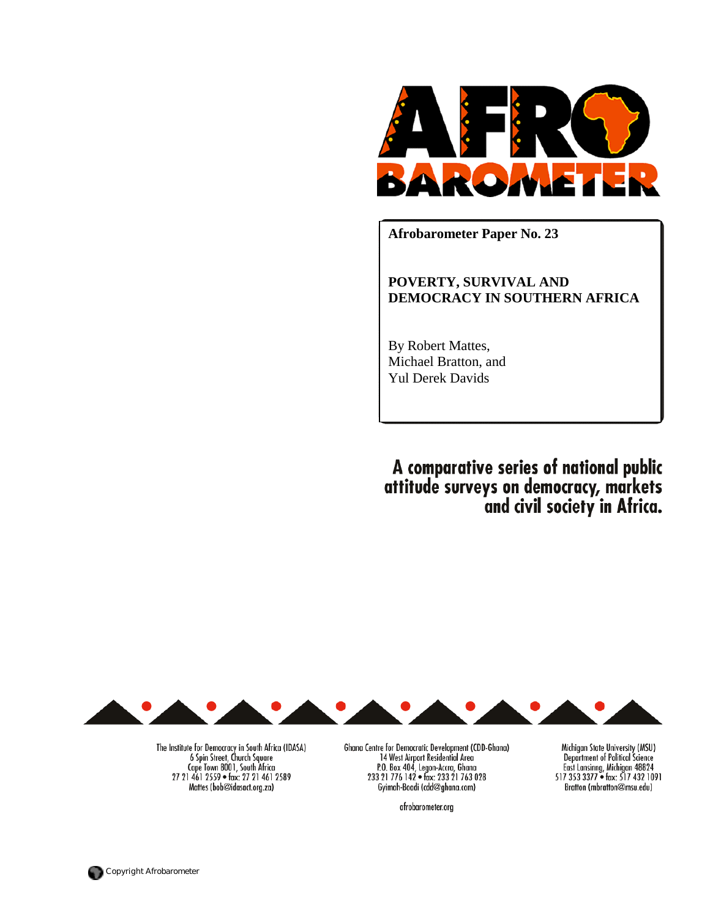AFRO BAROMETER

**Afrobarometer Paper No. 23**

**POVERTY, SURVIVAL AND DEMOCRACY IN SOUTHERN AFRICA**

By Robert Mattes,
Michael Bratton, and
Yul Derek Davids

**A comparative series of national public attitude surveys on democracy, markets and civil society in Africa.**

The Institute for Democracy in South Africa (IDASA)
6 Spin Street, Church Square
Cape Town 8001, South Africa
27 21 461 2559 • fax: 27 21 461 2589
Mattes (bob@idasact.org.za)

Ghana Centre for Democratic Development (CDD-Ghana)
14 West Airport Residential Area
P.O. Box 404, Legon-Accra, Ghana
233 21 776 142 • fax: 233 21 763 028
Gyimah-Boadi (cdd@ghana.com)

Michigan State University (MSU)
Department of Political Science
East Lansinng, Michigan 48824
517 353 3377 • fax: 517 432 1091
Bratton (mbratton@msu.edu)

afrobarometer.org

Copyright Afrobarometer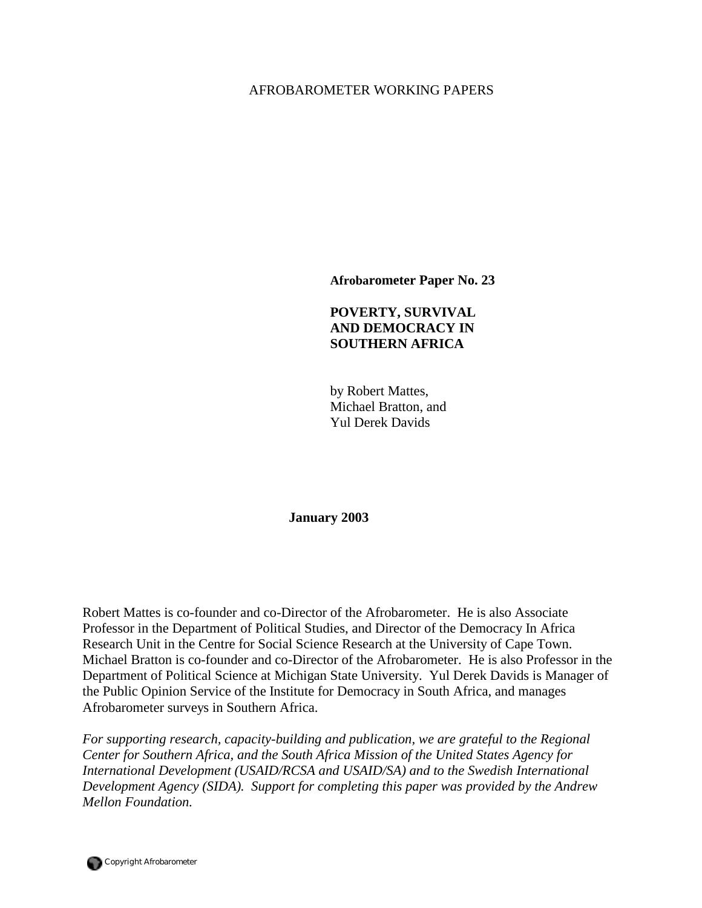AFROBAROMETER WORKING PAPERS

**Afrobarometer Paper No. 23**

**POVERTY, SURVIVAL AND DEMOCRACY IN SOUTHERN AFRICA**

by Robert Mattes,
Michael Bratton, and
Yul Derek Davids

**January 2003**

Robert Mattes is co-founder and co-Director of the Afrobarometer. He is also Associate Professor in the Department of Political Studies, and Director of the Democracy In Africa Research Unit in the Centre for Social Science Research at the University of Cape Town. Michael Bratton is co-founder and co-Director of the Afrobarometer. He is also Professor in the Department of Political Science at Michigan State University. Yul Derek Davids is Manager of the Public Opinion Service of the Institute for Democracy in South Africa, and manages Afrobarometer surveys in Southern Africa.

*For supporting research, capacity-building and publication, we are grateful to the Regional Center for Southern Africa, and the South Africa Mission of the United States Agency for International Development (USAID/RCSA and USAID/SA) and to the Swedish International Development Agency (SIDA). Support for completing this paper was provided by the Andrew Mellon Foundation.*

Copyright Afrobarometer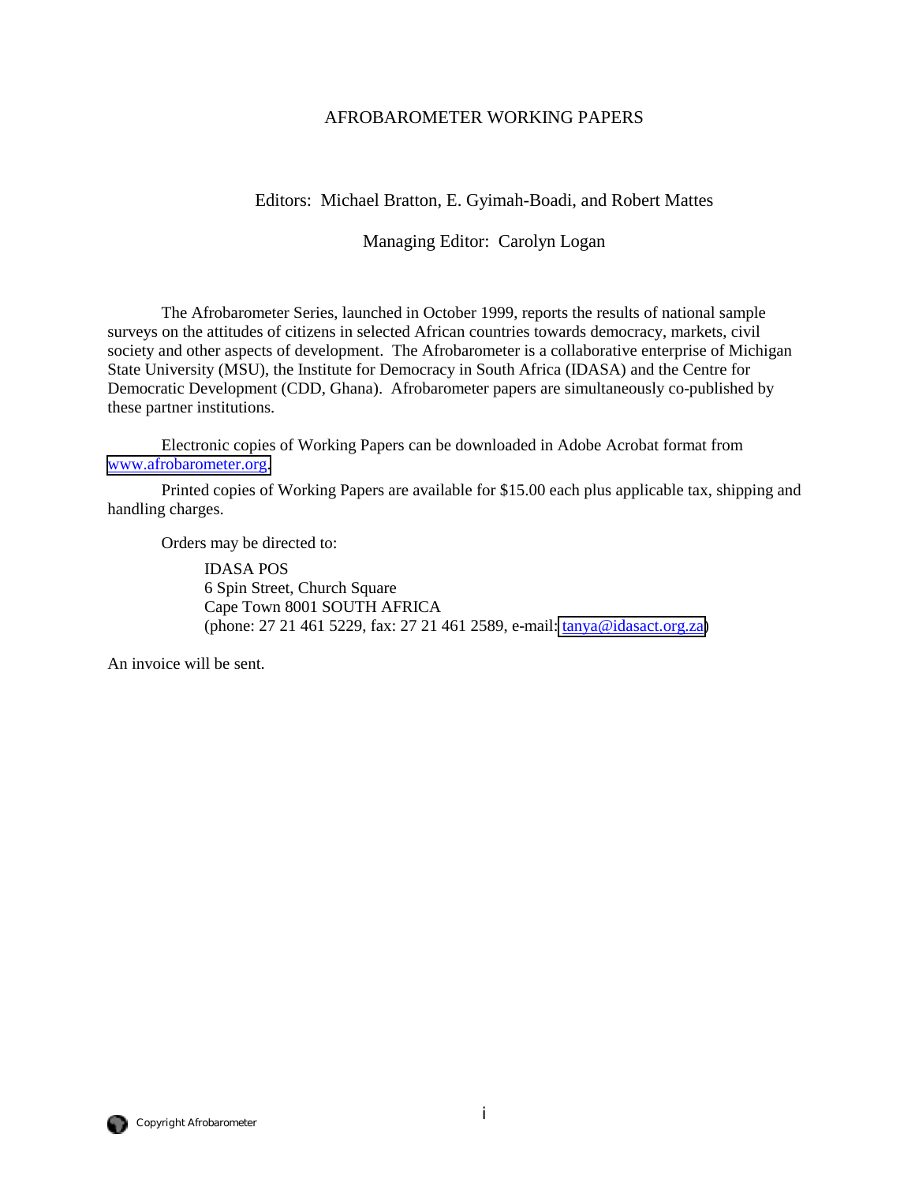# AFROBAROMETER WORKING PAPERS

Editors: Michael Bratton, E. Gyimah-Boadi, and Robert Mattes

Managing Editor: Carolyn Logan

The Afrobarometer Series, launched in October 1999, reports the results of national sample surveys on the attitudes of citizens in selected African countries towards democracy, markets, civil society and other aspects of development. The Afrobarometer is a collaborative enterprise of Michigan State University (MSU), the Institute for Democracy in South Africa (IDASA) and the Centre for Democratic Development (CDD, Ghana). Afrobarometer papers are simultaneously co-published by these partner institutions.

Electronic copies of Working Papers can be downloaded in Adobe Acrobat format from www.afrobarometer.org.

Printed copies of Working Papers are available for $15.00 each plus applicable tax, shipping and handling charges.

Orders may be directed to:

IDASA POS
6 Spin Street, Church Square
Cape Town 8001 SOUTH AFRICA
(phone: 27 21 461 5229, fax: 27 21 461 2589, e-mail: tanya@idasact.org.za)

An invoice will be sent.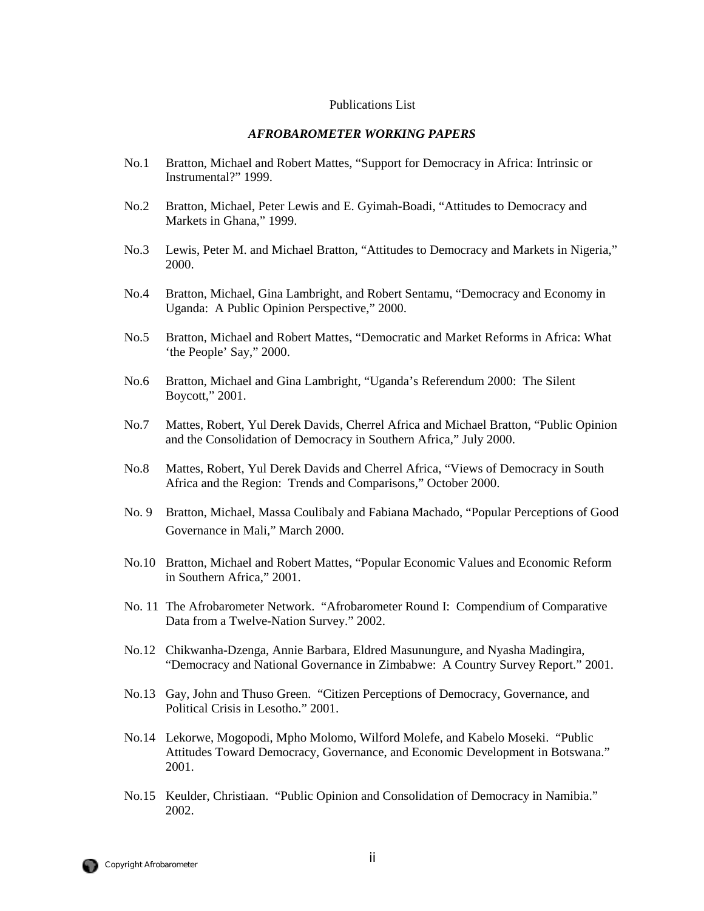Publications List

## *AFROBAROMETER WORKING PAPERS*

No.1 Bratton, Michael and Robert Mattes, "Support for Democracy in Africa: Intrinsic or Instrumental?" 1999.

No.2 Bratton, Michael, Peter Lewis and E. Gyimah-Boadi, "Attitudes to Democracy and Markets in Ghana," 1999.

No.3 Lewis, Peter M. and Michael Bratton, "Attitudes to Democracy and Markets in Nigeria," 2000.

No.4 Bratton, Michael, Gina Lambright, and Robert Sentamu, "Democracy and Economy in Uganda: A Public Opinion Perspective," 2000.

No.5 Bratton, Michael and Robert Mattes, "Democratic and Market Reforms in Africa: What 'the People' Say," 2000.

No.6 Bratton, Michael and Gina Lambright, "Uganda's Referendum 2000: The Silent Boycott," 2001.

No.7 Mattes, Robert, Yul Derek Davids, Cherrel Africa and Michael Bratton, "Public Opinion and the Consolidation of Democracy in Southern Africa," July 2000.

No.8 Mattes, Robert, Yul Derek Davids and Cherrel Africa, "Views of Democracy in South Africa and the Region: Trends and Comparisons," October 2000.

No. 9 Bratton, Michael, Massa Coulibaly and Fabiana Machado, "Popular Perceptions of Good Governance in Mali," March 2000.

No.10 Bratton, Michael and Robert Mattes, "Popular Economic Values and Economic Reform in Southern Africa," 2001.

No. 11 The Afrobarometer Network. "Afrobarometer Round I: Compendium of Comparative Data from a Twelve-Nation Survey." 2002.

No.12 Chikwanha-Dzenga, Annie Barbara, Eldred Masunungure, and Nyasha Madingira, "Democracy and National Governance in Zimbabwe: A Country Survey Report." 2001.

No.13 Gay, John and Thuso Green. "Citizen Perceptions of Democracy, Governance, and Political Crisis in Lesotho." 2001.

No.14 Lekorwe, Mogopodi, Mpho Molomo, Wilford Molefe, and Kabelo Moseki. "Public Attitudes Toward Democracy, Governance, and Economic Development in Botswana." 2001.

No.15 Keulder, Christiaan. "Public Opinion and Consolidation of Democracy in Namibia." 2002.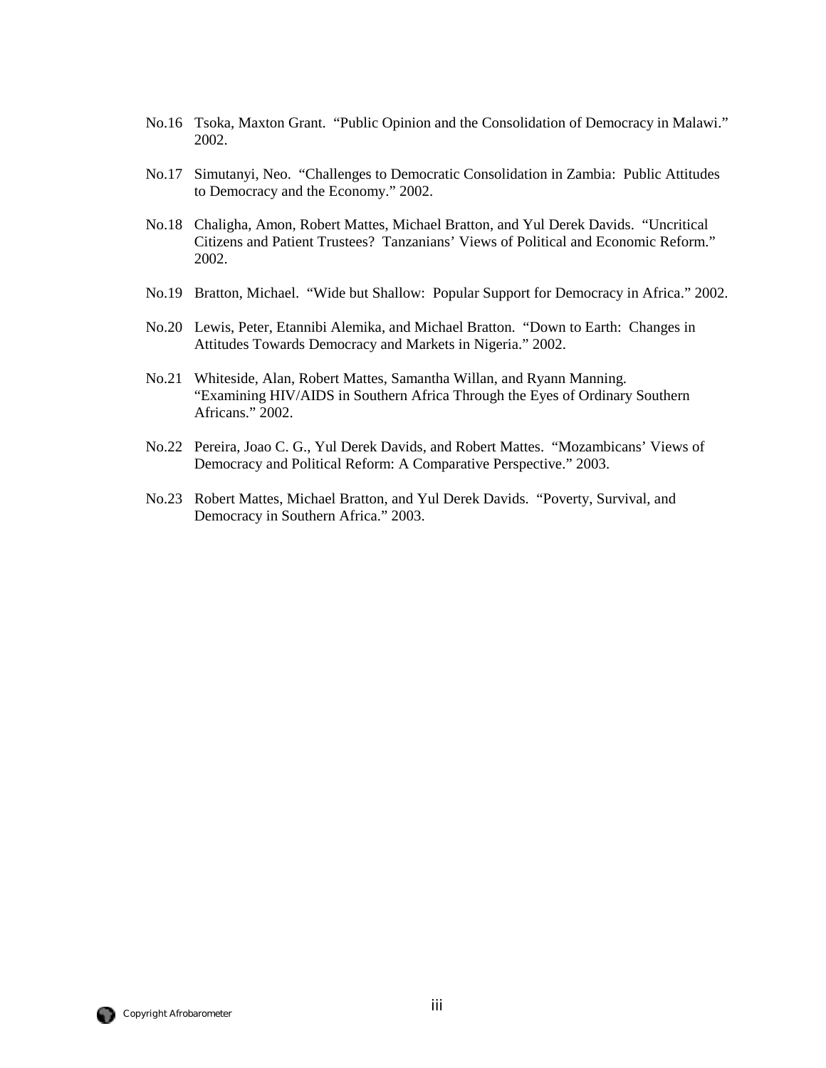No.16 Tsoka, Maxton Grant. "Public Opinion and the Consolidation of Democracy in Malawi." 2002.

No.17 Simutanyi, Neo. "Challenges to Democratic Consolidation in Zambia: Public Attitudes to Democracy and the Economy." 2002.

No.18 Chaligha, Amon, Robert Mattes, Michael Bratton, and Yul Derek Davids. "Uncritical Citizens and Patient Trustees? Tanzanians' Views of Political and Economic Reform." 2002.

No.19 Bratton, Michael. "Wide but Shallow: Popular Support for Democracy in Africa." 2002.

No.20 Lewis, Peter, Etannibi Alemika, and Michael Bratton. "Down to Earth: Changes in Attitudes Towards Democracy and Markets in Nigeria." 2002.

No.21 Whiteside, Alan, Robert Mattes, Samantha Willan, and Ryann Manning. "Examining HIV/AIDS in Southern Africa Through the Eyes of Ordinary Southern Africans." 2002.

No.22 Pereira, Joao C. G., Yul Derek Davids, and Robert Mattes. "Mozambicans' Views of Democracy and Political Reform: A Comparative Perspective." 2003.

No.23 Robert Mattes, Michael Bratton, and Yul Derek Davids. "Poverty, Survival, and Democracy in Southern Africa." 2003.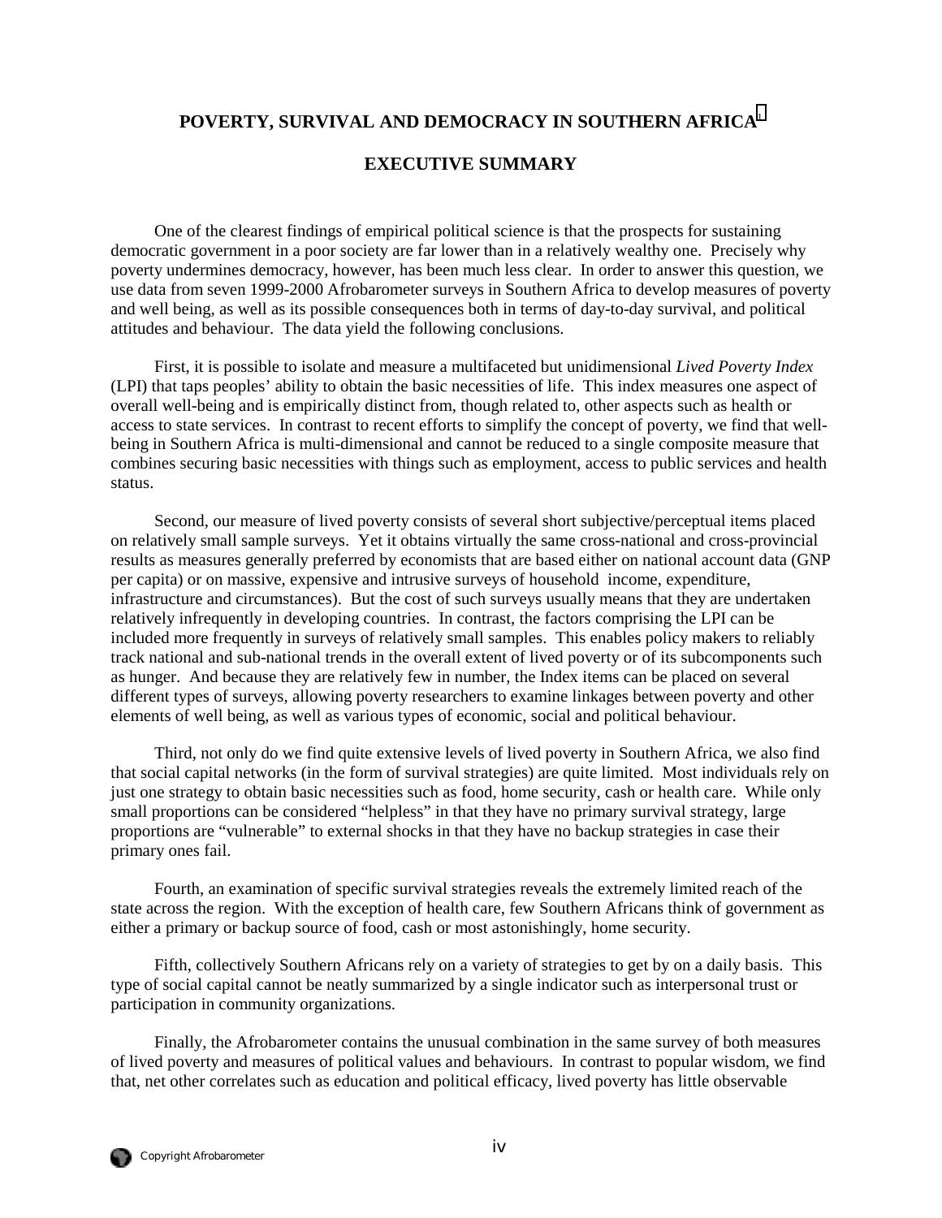# POVERTY, SURVIVAL AND DEMOCRACY IN SOUTHERN AFRICA[1]

## EXECUTIVE SUMMARY

One of the clearest findings of empirical political science is that the prospects for sustaining democratic government in a poor society are far lower than in a relatively wealthy one. Precisely why poverty undermines democracy, however, has been much less clear. In order to answer this question, we use data from seven 1999-2000 Afrobarometer surveys in Southern Africa to develop measures of poverty and well being, as well as its possible consequences both in terms of day-to-day survival, and political attitudes and behaviour. The data yield the following conclusions.

First, it is possible to isolate and measure a multifaceted but unidimensional *Lived Poverty Index* (LPI) that taps peoples' ability to obtain the basic necessities of life. This index measures one aspect of overall well-being and is empirically distinct from, though related to, other aspects such as health or access to state services. In contrast to recent efforts to simplify the concept of poverty, we find that well-being in Southern Africa is multi-dimensional and cannot be reduced to a single composite measure that combines securing basic necessities with things such as employment, access to public services and health status.

Second, our measure of lived poverty consists of several short subjective/perceptual items placed on relatively small sample surveys. Yet it obtains virtually the same cross-national and cross-provincial results as measures generally preferred by economists that are based either on national account data (GNP per capita) or on massive, expensive and intrusive surveys of household income, expenditure, infrastructure and circumstances). But the cost of such surveys usually means that they are undertaken relatively infrequently in developing countries. In contrast, the factors comprising the LPI can be included more frequently in surveys of relatively small samples. This enables policy makers to reliably track national and sub-national trends in the overall extent of lived poverty or of its subcomponents such as hunger. And because they are relatively few in number, the Index items can be placed on several different types of surveys, allowing poverty researchers to examine linkages between poverty and other elements of well being, as well as various types of economic, social and political behaviour.

Third, not only do we find quite extensive levels of lived poverty in Southern Africa, we also find that social capital networks (in the form of survival strategies) are quite limited. Most individuals rely on just one strategy to obtain basic necessities such as food, home security, cash or health care. While only small proportions can be considered "helpless" in that they have no primary survival strategy, large proportions are "vulnerable" to external shocks in that they have no backup strategies in case their primary ones fail.

Fourth, an examination of specific survival strategies reveals the extremely limited reach of the state across the region. With the exception of health care, few Southern Africans think of government as either a primary or backup source of food, cash or most astonishingly, home security.

Fifth, collectively Southern Africans rely on a variety of strategies to get by on a daily basis. This type of social capital cannot be neatly summarized by a single indicator such as interpersonal trust or participation in community organizations.

Finally, the Afrobarometer contains the unusual combination in the same survey of both measures of lived poverty and measures of political values and behaviours. In contrast to popular wisdom, we find that, net other correlates such as education and political efficacy, lived poverty has little observable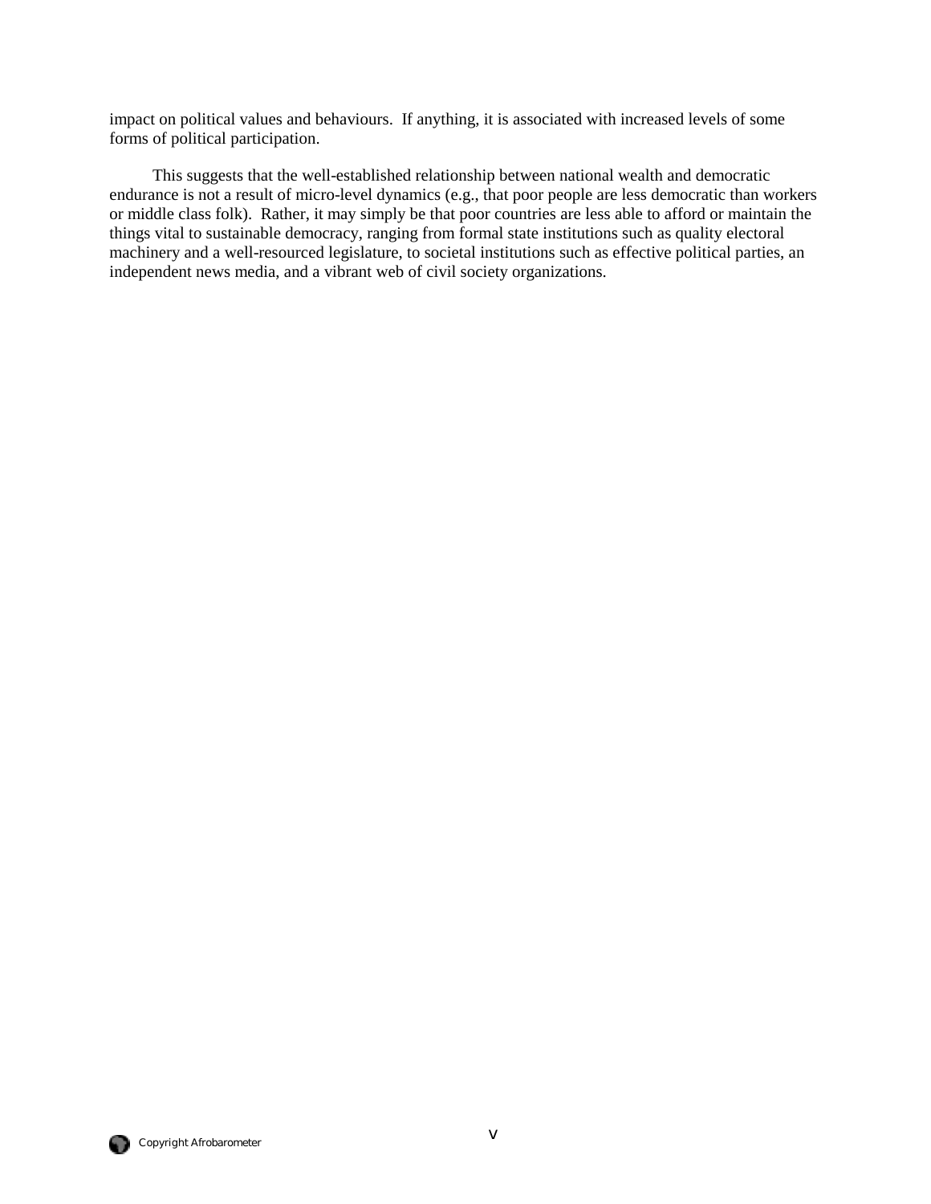impact on political values and behaviours. If anything, it is associated with increased levels of some forms of political participation.

This suggests that the well-established relationship between national wealth and democratic endurance is not a result of micro-level dynamics (e.g., that poor people are less democratic than workers or middle class folk). Rather, it may simply be that poor countries are less able to afford or maintain the things vital to sustainable democracy, ranging from formal state institutions such as quality electoral machinery and a well-resourced legislature, to societal institutions such as effective political parties, an independent news media, and a vibrant web of civil society organizations.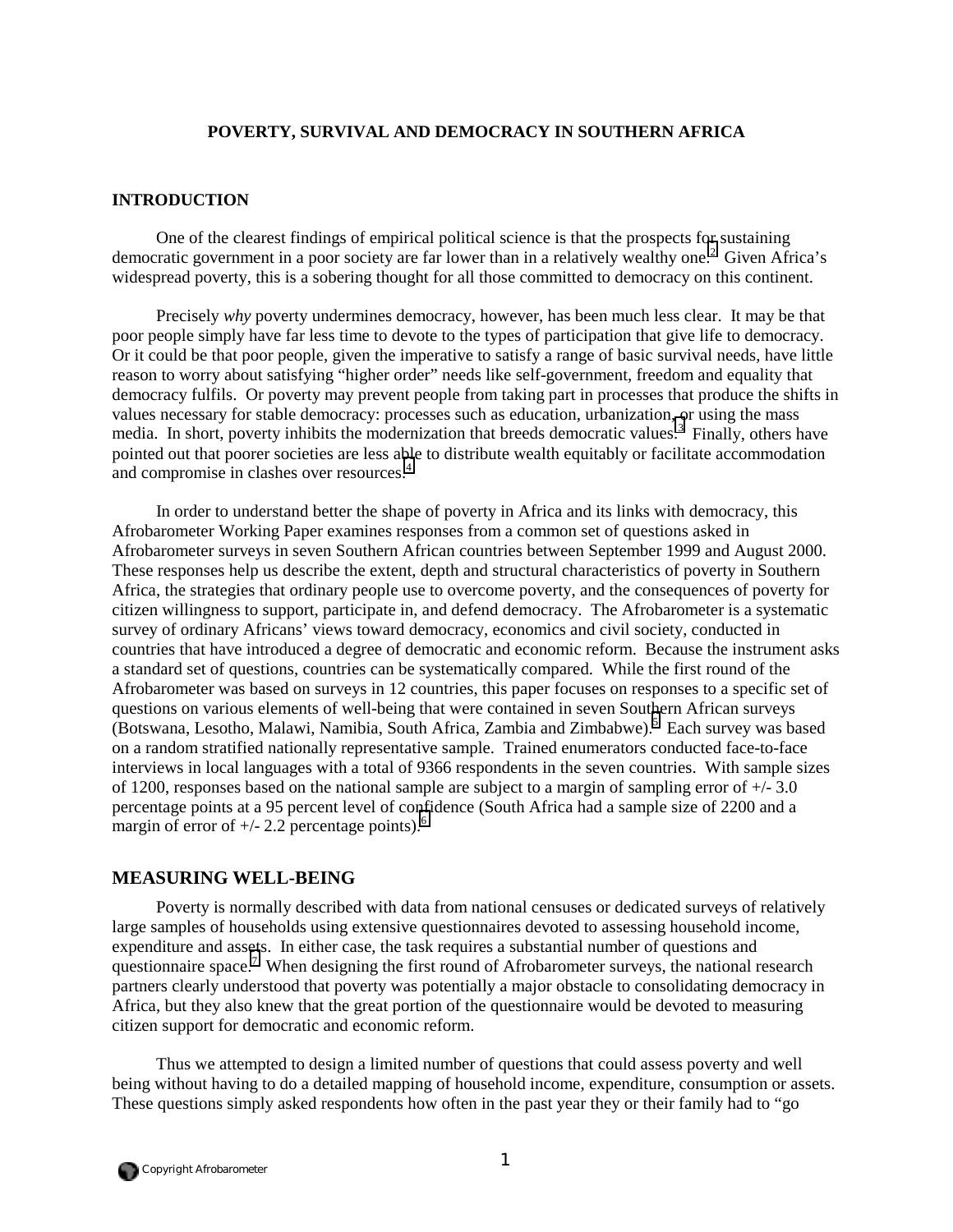**POVERTY, SURVIVAL AND DEMOCRACY IN SOUTHERN AFRICA**

## INTRODUCTION

One of the clearest findings of empirical political science is that the prospects for sustaining democratic government in a poor society are far lower than in a relatively wealthy one.[2] Given Africa's widespread poverty, this is a sobering thought for all those committed to democracy on this continent.

Precisely *why* poverty undermines democracy, however, has been much less clear. It may be that poor people simply have far less time to devote to the types of participation that give life to democracy. Or it could be that poor people, given the imperative to satisfy a range of basic survival needs, have little reason to worry about satisfying "higher order" needs like self-government, freedom and equality that democracy fulfils. Or poverty may prevent people from taking part in processes that produce the shifts in values necessary for stable democracy: processes such as education, urbanization, or using the mass media. In short, poverty inhibits the modernization that breeds democratic values.[3] Finally, others have pointed out that poorer societies are less able to distribute wealth equitably or facilitate accommodation and compromise in clashes over resources.[4]

In order to understand better the shape of poverty in Africa and its links with democracy, this Afrobarometer Working Paper examines responses from a common set of questions asked in Afrobarometer surveys in seven Southern African countries between September 1999 and August 2000. These responses help us describe the extent, depth and structural characteristics of poverty in Southern Africa, the strategies that ordinary people use to overcome poverty, and the consequences of poverty for citizen willingness to support, participate in, and defend democracy. The Afrobarometer is a systematic survey of ordinary Africans' views toward democracy, economics and civil society, conducted in countries that have introduced a degree of democratic and economic reform. Because the instrument asks a standard set of questions, countries can be systematically compared. While the first round of the Afrobarometer was based on surveys in 12 countries, this paper focuses on responses to a specific set of questions on various elements of well-being that were contained in seven Southern African surveys (Botswana, Lesotho, Malawi, Namibia, South Africa, Zambia and Zimbabwe).[5] Each survey was based on a random stratified nationally representative sample. Trained enumerators conducted face-to-face interviews in local languages with a total of 9366 respondents in the seven countries. With sample sizes of 1200, responses based on the national sample are subject to a margin of sampling error of +/- 3.0 percentage points at a 95 percent level of confidence (South Africa had a sample size of 2200 and a margin of error of +/- 2.2 percentage points).[6]

## MEASURING WELL-BEING

Poverty is normally described with data from national censuses or dedicated surveys of relatively large samples of households using extensive questionnaires devoted to assessing household income, expenditure and assets. In either case, the task requires a substantial number of questions and questionnaire space.[7] When designing the first round of Afrobarometer surveys, the national research partners clearly understood that poverty was potentially a major obstacle to consolidating democracy in Africa, but they also knew that the great portion of the questionnaire would be devoted to measuring citizen support for democratic and economic reform.

Thus we attempted to design a limited number of questions that could assess poverty and well being without having to do a detailed mapping of household income, expenditure, consumption or assets. These questions simply asked respondents how often in the past year they or their family had to "go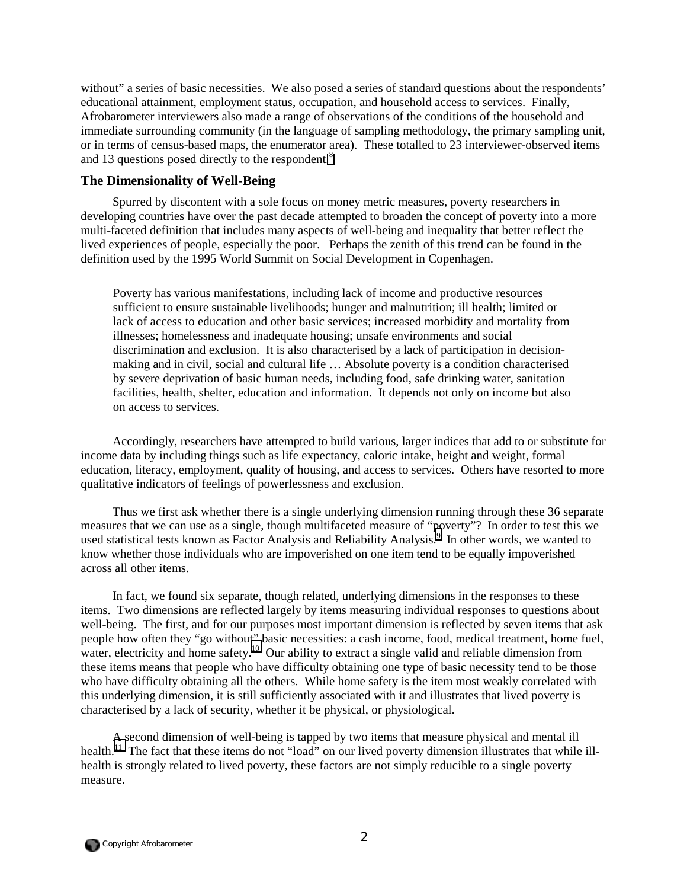without" a series of basic necessities. We also posed a series of standard questions about the respondents' educational attainment, employment status, occupation, and household access to services. Finally, Afrobarometer interviewers also made a range of observations of the conditions of the household and immediate surrounding community (in the language of sampling methodology, the primary sampling unit, or in terms of census-based maps, the enumerator area). These totalled to 23 interviewer-observed items and 13 questions posed directly to the respondent.[8]

### The Dimensionality of Well-Being

Spurred by discontent with a sole focus on money metric measures, poverty researchers in developing countries have over the past decade attempted to broaden the concept of poverty into a more multi-faceted definition that includes many aspects of well-being and inequality that better reflect the lived experiences of people, especially the poor. Perhaps the zenith of this trend can be found in the definition used by the 1995 World Summit on Social Development in Copenhagen.

> Poverty has various manifestations, including lack of income and productive resources sufficient to ensure sustainable livelihoods; hunger and malnutrition; ill health; limited or lack of access to education and other basic services; increased morbidity and mortality from illnesses; homelessness and inadequate housing; unsafe environments and social discrimination and exclusion. It is also characterised by a lack of participation in decision-making and in civil, social and cultural life … Absolute poverty is a condition characterised by severe deprivation of basic human needs, including food, safe drinking water, sanitation facilities, health, shelter, education and information. It depends not only on income but also on access to services.

Accordingly, researchers have attempted to build various, larger indices that add to or substitute for income data by including things such as life expectancy, caloric intake, height and weight, formal education, literacy, employment, quality of housing, and access to services. Others have resorted to more qualitative indicators of feelings of powerlessness and exclusion.

Thus we first ask whether there is a single underlying dimension running through these 36 separate measures that we can use as a single, though multifaceted measure of "poverty"? In order to test this we used statistical tests known as Factor Analysis and Reliability Analysis.[9] In other words, we wanted to know whether those individuals who are impoverished on one item tend to be equally impoverished across all other items.

In fact, we found six separate, though related, underlying dimensions in the responses to these items. Two dimensions are reflected largely by items measuring individual responses to questions about well-being. The first, and for our purposes most important dimension is reflected by seven items that ask people how often they "go without" basic necessities: a cash income, food, medical treatment, home fuel, water, electricity and home safety.[10] Our ability to extract a single valid and reliable dimension from these items means that people who have difficulty obtaining one type of basic necessity tend to be those who have difficulty obtaining all the others. While home safety is the item most weakly correlated with this underlying dimension, it is still sufficiently associated with it and illustrates that lived poverty is characterised by a lack of security, whether it be physical, or physiological.

A second dimension of well-being is tapped by two items that measure physical and mental ill health.[11] The fact that these items do not "load" on our lived poverty dimension illustrates that while ill-health is strongly related to lived poverty, these factors are not simply reducible to a single poverty measure.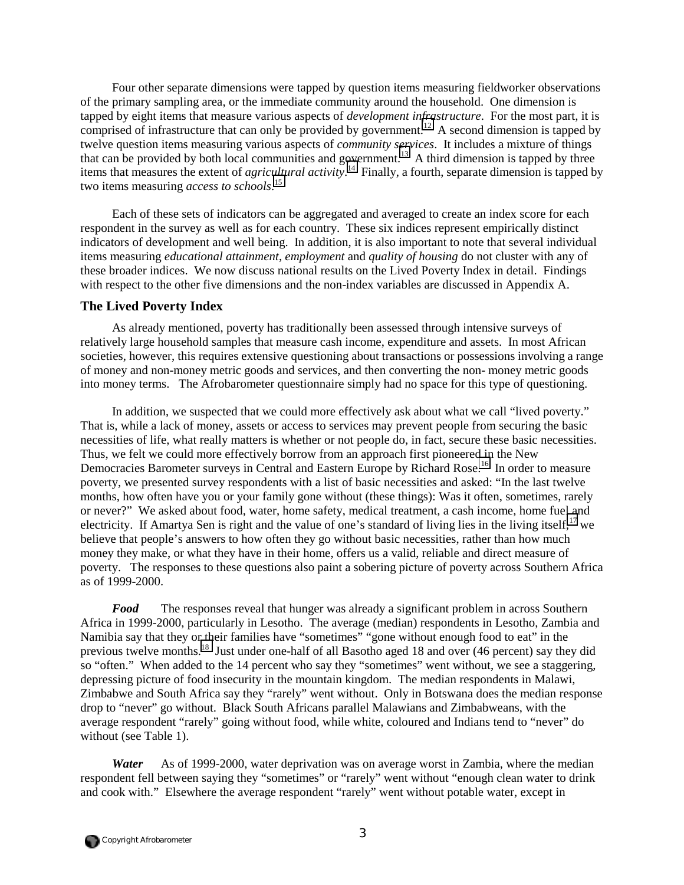Four other separate dimensions were tapped by question items measuring fieldworker observations of the primary sampling area, or the immediate community around the household. One dimension is tapped by eight items that measure various aspects of *development infrastructure*. For the most part, it is comprised of infrastructure that can only be provided by government.[12] A second dimension is tapped by twelve question items measuring various aspects of *community services*. It includes a mixture of things that can be provided by both local communities and government.[13] A third dimension is tapped by three items that measures the extent of *agricultural activity*.[14] Finally, a fourth, separate dimension is tapped by two items measuring *access to schools*.[15]

Each of these sets of indicators can be aggregated and averaged to create an index score for each respondent in the survey as well as for each country. These six indices represent empirically distinct indicators of development and well being. In addition, it is also important to note that several individual items measuring *educational attainment*, *employment* and *quality of housing* do not cluster with any of these broader indices. We now discuss national results on the Lived Poverty Index in detail. Findings with respect to the other five dimensions and the non-index variables are discussed in Appendix A.

## The Lived Poverty Index

As already mentioned, poverty has traditionally been assessed through intensive surveys of relatively large household samples that measure cash income, expenditure and assets. In most African societies, however, this requires extensive questioning about transactions or possessions involving a range of money and non-money metric goods and services, and then converting the non- money metric goods into money terms. The Afrobarometer questionnaire simply had no space for this type of questioning.

In addition, we suspected that we could more effectively ask about what we call "lived poverty." That is, while a lack of money, assets or access to services may prevent people from securing the basic necessities of life, what really matters is whether or not people do, in fact, secure these basic necessities. Thus, we felt we could more effectively borrow from an approach first pioneered in the New Democracies Barometer surveys in Central and Eastern Europe by Richard Rose.[16] In order to measure poverty, we presented survey respondents with a list of basic necessities and asked: "In the last twelve months, how often have you or your family gone without (these things): Was it often, sometimes, rarely or never?" We asked about food, water, home safety, medical treatment, a cash income, home fuel and electricity. If Amartya Sen is right and the value of one's standard of living lies in the living itself,[17] we believe that people's answers to how often they go without basic necessities, rather than how much money they make, or what they have in their home, offers us a valid, reliable and direct measure of poverty. The responses to these questions also paint a sobering picture of poverty across Southern Africa as of 1999-2000.

***Food*** The responses reveal that hunger was already a significant problem in across Southern Africa in 1999-2000, particularly in Lesotho. The average (median) respondents in Lesotho, Zambia and Namibia say that they or their families have "sometimes" "gone without enough food to eat" in the previous twelve months.[18] Just under one-half of all Basotho aged 18 and over (46 percent) say they did so "often." When added to the 14 percent who say they "sometimes" went without, we see a staggering, depressing picture of food insecurity in the mountain kingdom. The median respondents in Malawi, Zimbabwe and South Africa say they "rarely" went without. Only in Botswana does the median response drop to "never" go without. Black South Africans parallel Malawians and Zimbabweans, with the average respondent "rarely" going without food, while white, coloured and Indians tend to "never" do without (see Table 1).

***Water*** As of 1999-2000, water deprivation was on average worst in Zambia, where the median respondent fell between saying they "sometimes" or "rarely" went without "enough clean water to drink and cook with." Elsewhere the average respondent "rarely" went without potable water, except in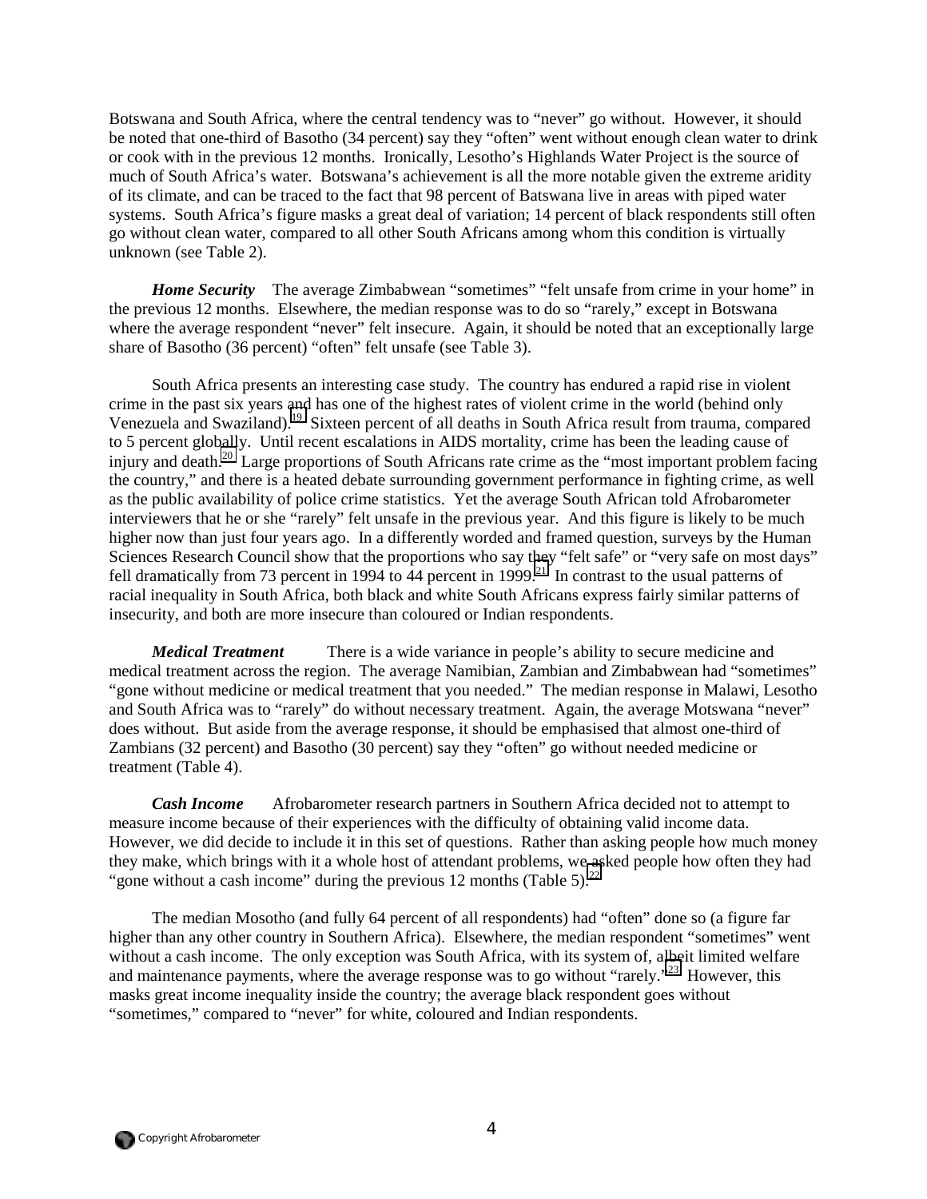Botswana and South Africa, where the central tendency was to "never" go without. However, it should be noted that one-third of Basotho (34 percent) say they "often" went without enough clean water to drink or cook with in the previous 12 months. Ironically, Lesotho's Highlands Water Project is the source of much of South Africa's water. Botswana's achievement is all the more notable given the extreme aridity of its climate, and can be traced to the fact that 98 percent of Batswana live in areas with piped water systems. South Africa's figure masks a great deal of variation; 14 percent of black respondents still often go without clean water, compared to all other South Africans among whom this condition is virtually unknown (see Table 2).

***Home Security*** The average Zimbabwean "sometimes" "felt unsafe from crime in your home" in the previous 12 months. Elsewhere, the median response was to do so "rarely," except in Botswana where the average respondent "never" felt insecure. Again, it should be noted that an exceptionally large share of Basotho (36 percent) "often" felt unsafe (see Table 3).

South Africa presents an interesting case study. The country has endured a rapid rise in violent crime in the past six years and has one of the highest rates of violent crime in the world (behind only Venezuela and Swaziland).[19] Sixteen percent of all deaths in South Africa result from trauma, compared to 5 percent globally. Until recent escalations in AIDS mortality, crime has been the leading cause of injury and death.[20] Large proportions of South Africans rate crime as the "most important problem facing the country," and there is a heated debate surrounding government performance in fighting crime, as well as the public availability of police crime statistics. Yet the average South African told Afrobarometer interviewers that he or she "rarely" felt unsafe in the previous year. And this figure is likely to be much higher now than just four years ago. In a differently worded and framed question, surveys by the Human Sciences Research Council show that the proportions who say they "felt safe" or "very safe on most days" fell dramatically from 73 percent in 1994 to 44 percent in 1999.[21] In contrast to the usual patterns of racial inequality in South Africa, both black and white South Africans express fairly similar patterns of insecurity, and both are more insecure than coloured or Indian respondents.

***Medical Treatment*** There is a wide variance in people's ability to secure medicine and medical treatment across the region. The average Namibian, Zambian and Zimbabwean had "sometimes" "gone without medicine or medical treatment that you needed." The median response in Malawi, Lesotho and South Africa was to "rarely" do without necessary treatment. Again, the average Motswana "never" does without. But aside from the average response, it should be emphasised that almost one-third of Zambians (32 percent) and Basotho (30 percent) say they "often" go without needed medicine or treatment (Table 4).

***Cash Income*** Afrobarometer research partners in Southern Africa decided not to attempt to measure income because of their experiences with the difficulty of obtaining valid income data. However, we did decide to include it in this set of questions. Rather than asking people how much money they make, which brings with it a whole host of attendant problems, we asked people how often they had "gone without a cash income" during the previous 12 months (Table 5).[22]

The median Mosotho (and fully 64 percent of all respondents) had "often" done so (a figure far higher than any other country in Southern Africa). Elsewhere, the median respondent "sometimes" went without a cash income. The only exception was South Africa, with its system of, albeit limited welfare and maintenance payments, where the average response was to go without "rarely."[23] However, this masks great income inequality inside the country; the average black respondent goes without "sometimes," compared to "never" for white, coloured and Indian respondents.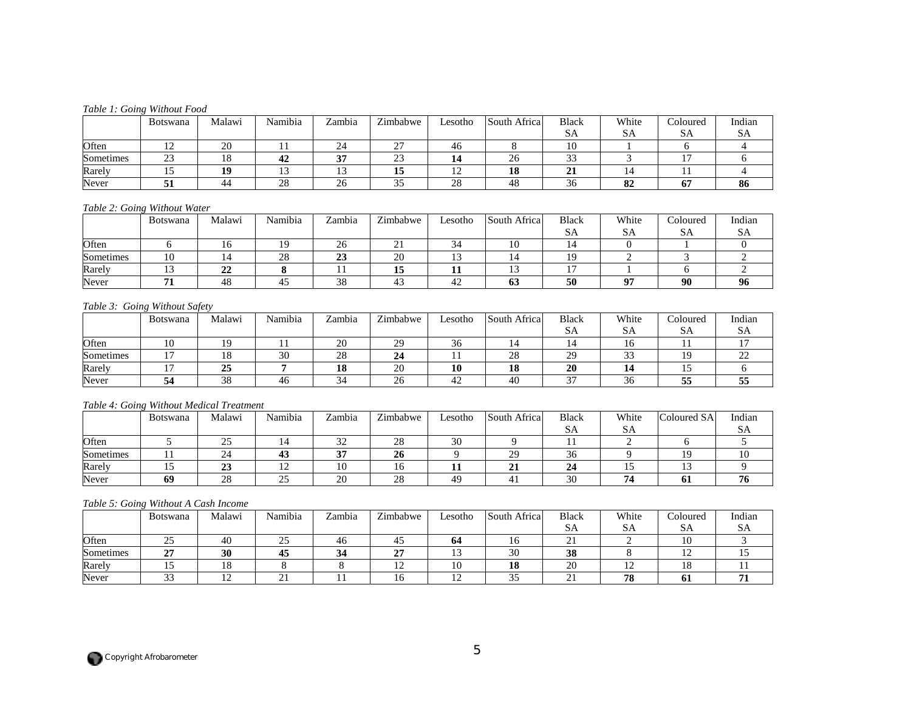*Table 1: Going Without Food*

| | Botswana | Malawi | Namibia | Zambia | Zimbabwe | Lesotho | South Africa | Black SA | White SA | Coloured SA | Indian SA |
|---|---|---|---|---|---|---|---|---|---|---|---|
| Often | 12 | 20 | 11 | 24 | 27 | 46 | 8 | 10 | 1 | 6 | 4 |
| Sometimes | 23 | 18 | **42** | **37** | 23 | **14** | 26 | 33 | 3 | 17 | 6 |
| Rarely | 15 | **19** | 13 | 13 | **15** | 12 | **18** | **21** | 14 | 11 | 4 |
| Never | **51** | 44 | 28 | 26 | 35 | 28 | 48 | 36 | **82** | **67** | **86** |

*Table 2: Going Without Water*

| | Botswana | Malawi | Namibia | Zambia | Zimbabwe | Lesotho | South Africa | Black SA | White SA | Coloured SA | Indian SA |
|---|---|---|---|---|---|---|---|---|---|---|---|
| Often | 6 | 16 | 19 | 26 | 21 | 34 | 10 | 14 | 0 | 1 | 0 |
| Sometimes | 10 | 14 | 28 | **23** | 20 | 13 | 14 | 19 | 2 | 3 | 2 |
| Rarely | 13 | **22** | **8** | 11 | **15** | **11** | 13 | 17 | 1 | 6 | 2 |
| Never | **71** | 48 | 45 | 38 | 43 | 42 | **63** | **50** | **97** | **90** | **96** |

*Table 3: Going Without Safety*

| | Botswana | Malawi | Namibia | Zambia | Zimbabwe | Lesotho | South Africa | Black SA | White SA | Coloured SA | Indian SA |
|---|---|---|---|---|---|---|---|---|---|---|---|
| Often | 10 | 19 | 11 | 20 | 29 | 36 | 14 | 14 | 16 | 11 | 17 |
| Sometimes | 17 | 18 | 30 | 28 | **24** | 11 | 28 | 29 | 33 | 19 | 22 |
| Rarely | 17 | **25** | **7** | **18** | 20 | **10** | **18** | **20** | **14** | 15 | 6 |
| Never | **54** | 38 | 46 | 34 | 26 | 42 | 40 | 37 | 36 | **55** | **55** |

*Table 4: Going Without Medical Treatment*

| | Botswana | Malawi | Namibia | Zambia | Zimbabwe | Lesotho | South Africa | Black SA | White SA | Coloured SA | Indian SA |
|---|---|---|---|---|---|---|---|---|---|---|---|
| Often | 5 | 25 | 14 | 32 | 28 | 30 | 9 | 11 | 2 | 6 | 5 |
| Sometimes | 11 | 24 | **43** | **37** | **26** | 9 | 29 | 36 | 9 | 19 | 10 |
| Rarely | 15 | **23** | 12 | 10 | 16 | **11** | **21** | **24** | 15 | 13 | 9 |
| Never | **69** | 28 | 25 | 20 | 28 | 49 | 41 | 30 | **74** | **61** | **76** |

*Table 5: Going Without A Cash Income*

| | Botswana | Malawi | Namibia | Zambia | Zimbabwe | Lesotho | South Africa | Black SA | White SA | Coloured SA | Indian SA |
|---|---|---|---|---|---|---|---|---|---|---|---|
| Often | 25 | 40 | 25 | 46 | 45 | **64** | 16 | 21 | 2 | 10 | 3 |
| Sometimes | **27** | **30** | **45** | **34** | **27** | 13 | 30 | **38** | 8 | 12 | 15 |
| Rarely | 15 | 18 | 8 | 8 | 12 | 10 | **18** | 20 | 12 | 18 | 11 |
| Never | 33 | 12 | 21 | 11 | 16 | 12 | 35 | 21 | **78** | **61** | **71** |

Copyright Afrobarometer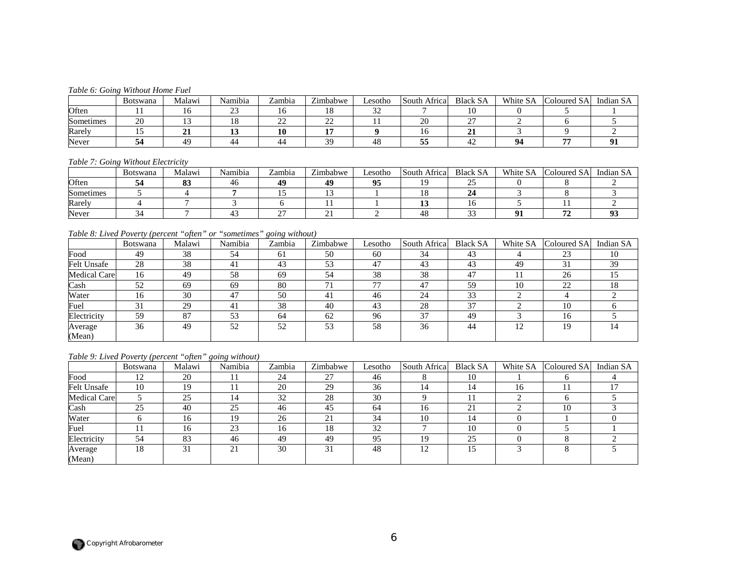*Table 6: Going Without Home Fuel*

| | Botswana | Malawi | Namibia | Zambia | Zimbabwe | Lesotho | South Africa | Black SA | White SA | Coloured SA | Indian SA |
|---|---|---|---|---|---|---|---|---|---|---|---|
| Often | 11 | 16 | 23 | 16 | 18 | 32 | 7 | 10 | 0 | 5 | 1 |
| Sometimes | 20 | 13 | 18 | 22 | 22 | 11 | 20 | 27 | 2 | 6 | 5 |
| Rarely | 15 | **21** | **13** | **10** | **17** | **9** | 16 | **21** | 3 | 9 | 2 |
| Never | **54** | 49 | 44 | 44 | 39 | 48 | **55** | 42 | **94** | **77** | **91** |

*Table 7: Going Without Electricity*

| | Botswana | Malawi | Namibia | Zambia | Zimbabwe | Lesotho | South Africa | Black SA | White SA | Coloured SA | Indian SA |
|---|---|---|---|---|---|---|---|---|---|---|---|
| Often | **54** | **83** | 46 | **49** | **49** | **95** | 19 | 25 | 0 | 8 | 2 |
| Sometimes | 5 | 4 | **7** | 15 | 13 | 1 | 18 | **24** | 3 | 8 | 3 |
| Rarely | 4 | 7 | 3 | 6 | 11 | 1 | **13** | 16 | 5 | 11 | 2 |
| Never | 34 | 7 | 43 | 27 | 21 | 2 | 48 | 33 | **91** | **72** | **93** |

*Table 8: Lived Poverty (percent "often" or "sometimes" going without)*

| | Botswana | Malawi | Namibia | Zambia | Zimbabwe | Lesotho | South Africa | Black SA | White SA | Coloured SA | Indian SA |
|---|---|---|---|---|---|---|---|---|---|---|---|
| Food | 49 | 38 | 54 | 61 | 50 | 60 | 34 | 43 | 4 | 23 | 10 |
| Felt Unsafe | 28 | 38 | 41 | 43 | 53 | 47 | 43 | 43 | 49 | 31 | 39 |
| Medical Care | 16 | 49 | 58 | 69 | 54 | 38 | 38 | 47 | 11 | 26 | 15 |
| Cash | 52 | 69 | 69 | 80 | 71 | 77 | 47 | 59 | 10 | 22 | 18 |
| Water | 16 | 30 | 47 | 50 | 41 | 46 | 24 | 33 | 2 | 4 | 2 |
| Fuel | 31 | 29 | 41 | 38 | 40 | 43 | 28 | 37 | 2 | 10 | 6 |
| Electricity | 59 | 87 | 53 | 64 | 62 | 96 | 37 | 49 | 3 | 16 | 5 |
| Average (Mean) | 36 | 49 | 52 | 52 | 53 | 58 | 36 | 44 | 12 | 19 | 14 |

*Table 9: Lived Poverty (percent "often" going without)*

| | Botswana | Malawi | Namibia | Zambia | Zimbabwe | Lesotho | South Africa | Black SA | White SA | Coloured SA | Indian SA |
|---|---|---|---|---|---|---|---|---|---|---|---|
| Food | 12 | 20 | 11 | 24 | 27 | 46 | 8 | 10 | 1 | 6 | 4 |
| Felt Unsafe | 10 | 19 | 11 | 20 | 29 | 36 | 14 | 14 | 16 | 11 | 17 |
| Medical Care | 5 | 25 | 14 | 32 | 28 | 30 | 9 | 11 | 2 | 6 | 5 |
| Cash | 25 | 40 | 25 | 46 | 45 | 64 | 16 | 21 | 2 | 10 | 3 |
| Water | 6 | 16 | 19 | 26 | 21 | 34 | 10 | 14 | 0 | 1 | 0 |
| Fuel | 11 | 16 | 23 | 16 | 18 | 32 | 7 | 10 | 0 | 5 | 1 |
| Electricity | 54 | 83 | 46 | 49 | 49 | 95 | 19 | 25 | 0 | 8 | 2 |
| Average (Mean) | 18 | 31 | 21 | 30 | 31 | 48 | 12 | 15 | 3 | 8 | 5 |

Copyright Afrobarometer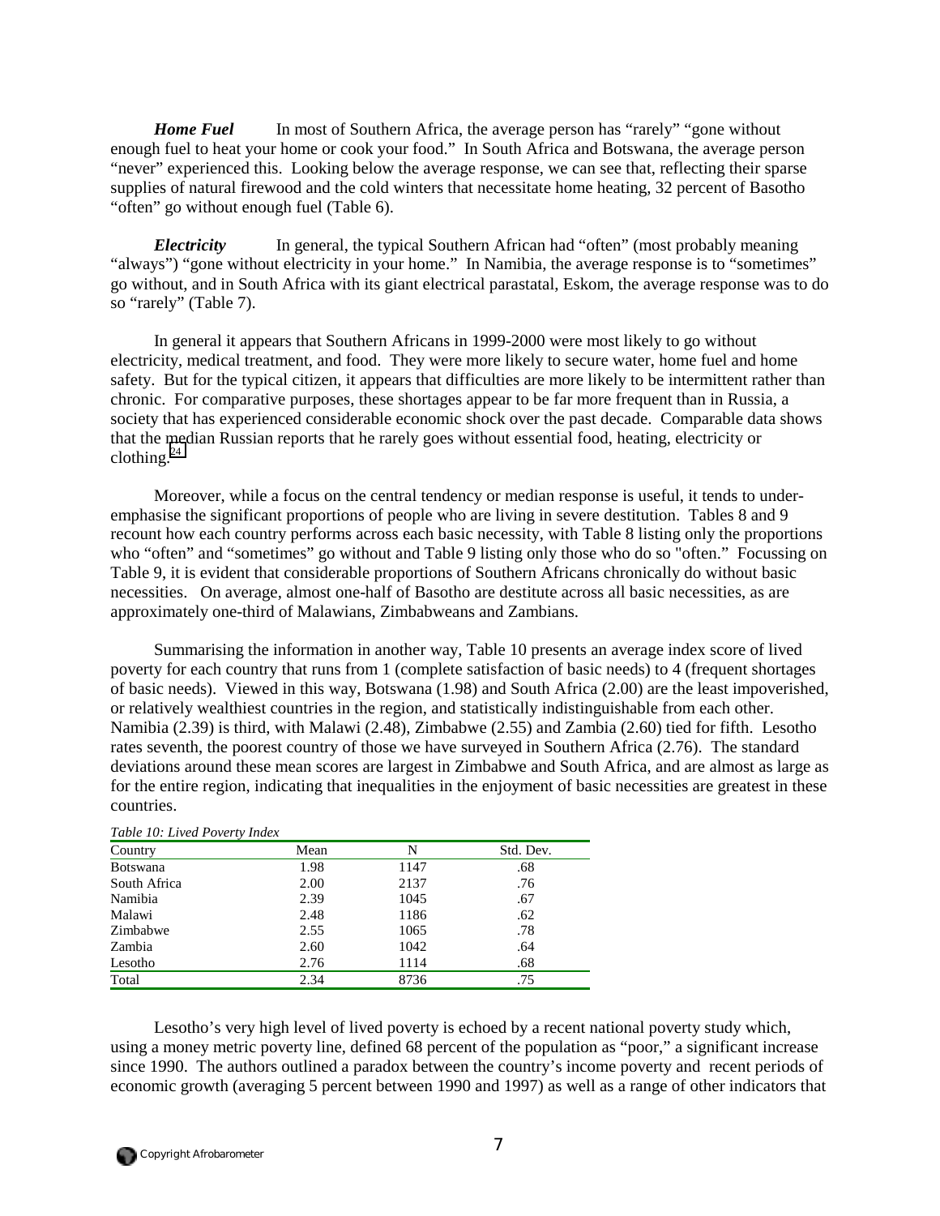***Home Fuel*** In most of Southern Africa, the average person has "rarely" "gone without enough fuel to heat your home or cook your food." In South Africa and Botswana, the average person "never" experienced this. Looking below the average response, we can see that, reflecting their sparse supplies of natural firewood and the cold winters that necessitate home heating, 32 percent of Basotho "often" go without enough fuel (Table 6).

***Electricity*** In general, the typical Southern African had "often" (most probably meaning "always") "gone without electricity in your home." In Namibia, the average response is to "sometimes" go without, and in South Africa with its giant electrical parastatal, Eskom, the average response was to do so "rarely" (Table 7).

In general it appears that Southern Africans in 1999-2000 were most likely to go without electricity, medical treatment, and food. They were more likely to secure water, home fuel and home safety. But for the typical citizen, it appears that difficulties are more likely to be intermittent rather than chronic. For comparative purposes, these shortages appear to be far more frequent than in Russia, a society that has experienced considerable economic shock over the past decade. Comparable data shows that the median Russian reports that he rarely goes without essential food, heating, electricity or clothing.[24]

Moreover, while a focus on the central tendency or median response is useful, it tends to under-emphasise the significant proportions of people who are living in severe destitution. Tables 8 and 9 recount how each country performs across each basic necessity, with Table 8 listing only the proportions who "often" and "sometimes" go without and Table 9 listing only those who do so "often." Focussing on Table 9, it is evident that considerable proportions of Southern Africans chronically do without basic necessities. On average, almost one-half of Basotho are destitute across all basic necessities, as are approximately one-third of Malawians, Zimbabweans and Zambians.

Summarising the information in another way, Table 10 presents an average index score of lived poverty for each country that runs from 1 (complete satisfaction of basic needs) to 4 (frequent shortages of basic needs). Viewed in this way, Botswana (1.98) and South Africa (2.00) are the least impoverished, or relatively wealthiest countries in the region, and statistically indistinguishable from each other. Namibia (2.39) is third, with Malawi (2.48), Zimbabwe (2.55) and Zambia (2.60) tied for fifth. Lesotho rates seventh, the poorest country of those we have surveyed in Southern Africa (2.76). The standard deviations around these mean scores are largest in Zimbabwe and South Africa, and are almost as large as for the entire region, indicating that inequalities in the enjoyment of basic necessities are greatest in these countries.

*Table 10: Lived Poverty Index*

| Country | Mean | N | Std. Dev. |
|---|---|---|---|
| Botswana | 1.98 | 1147 | .68 |
| South Africa | 2.00 | 2137 | .76 |
| Namibia | 2.39 | 1045 | .67 |
| Malawi | 2.48 | 1186 | .62 |
| Zimbabwe | 2.55 | 1065 | .78 |
| Zambia | 2.60 | 1042 | .64 |
| Lesotho | 2.76 | 1114 | .68 |
| Total | 2.34 | 8736 | .75 |

Lesotho's very high level of lived poverty is echoed by a recent national poverty study which, using a money metric poverty line, defined 68 percent of the population as "poor," a significant increase since 1990. The authors outlined a paradox between the country's income poverty and recent periods of economic growth (averaging 5 percent between 1990 and 1997) as well as a range of other indicators that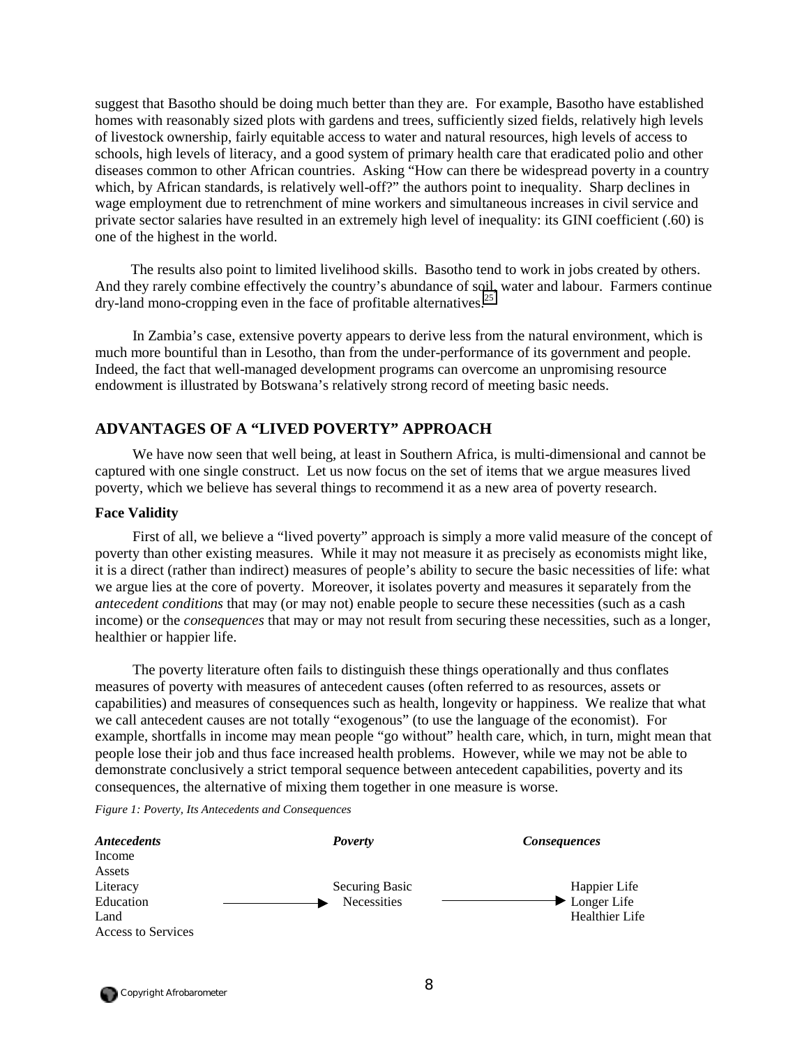suggest that Basotho should be doing much better than they are. For example, Basotho have established homes with reasonably sized plots with gardens and trees, sufficiently sized fields, relatively high levels of livestock ownership, fairly equitable access to water and natural resources, high levels of access to schools, high levels of literacy, and a good system of primary health care that eradicated polio and other diseases common to other African countries. Asking "How can there be widespread poverty in a country which, by African standards, is relatively well-off?" the authors point to inequality. Sharp declines in wage employment due to retrenchment of mine workers and simultaneous increases in civil service and private sector salaries have resulted in an extremely high level of inequality: its GINI coefficient (.60) is one of the highest in the world.

The results also point to limited livelihood skills. Basotho tend to work in jobs created by others. And they rarely combine effectively the country's abundance of soil, water and labour. Farmers continue dry-land mono-cropping even in the face of profitable alternatives.[25]

In Zambia's case, extensive poverty appears to derive less from the natural environment, which is much more bountiful than in Lesotho, than from the under-performance of its government and people. Indeed, the fact that well-managed development programs can overcome an unpromising resource endowment is illustrated by Botswana's relatively strong record of meeting basic needs.

## ADVANTAGES OF A "LIVED POVERTY" APPROACH

We have now seen that well being, at least in Southern Africa, is multi-dimensional and cannot be captured with one single construct. Let us now focus on the set of items that we argue measures lived poverty, which we believe has several things to recommend it as a new area of poverty research.

### Face Validity

First of all, we believe a "lived poverty" approach is simply a more valid measure of the concept of poverty than other existing measures. While it may not measure it as precisely as economists might like, it is a direct (rather than indirect) measures of people's ability to secure the basic necessities of life: what we argue lies at the core of poverty. Moreover, it isolates poverty and measures it separately from the *antecedent conditions* that may (or may not) enable people to secure these necessities (such as a cash income) or the *consequences* that may or may not result from securing these necessities, such as a longer, healthier or happier life.

The poverty literature often fails to distinguish these things operationally and thus conflates measures of poverty with measures of antecedent causes (often referred to as resources, assets or capabilities) and measures of consequences such as health, longevity or happiness. We realize that what we call antecedent causes are not totally "exogenous" (to use the language of the economist). For example, shortfalls in income may mean people "go without" health care, which, in turn, might mean that people lose their job and thus face increased health problems. However, while we may not be able to demonstrate conclusively a strict temporal sequence between antecedent capabilities, poverty and its consequences, the alternative of mixing them together in one measure is worse.

*Figure 1: Poverty, Its Antecedents and Consequences*

| *Antecedents* | | *Poverty* | | *Consequences* |
|---|---|---|---|---|
| Income<br>Assets<br>Literacy<br>Education<br>Land<br>Access to Services | → | Securing Basic Necessities | → | Happier Life<br>Longer Life<br>Healthier Life |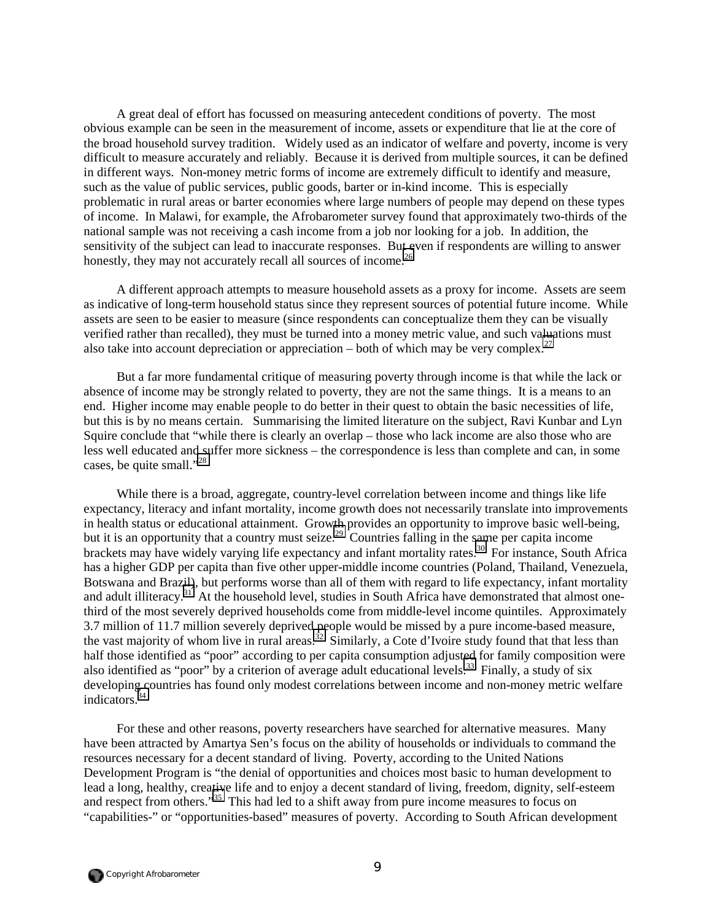A great deal of effort has focussed on measuring antecedent conditions of poverty. The most obvious example can be seen in the measurement of income, assets or expenditure that lie at the core of the broad household survey tradition. Widely used as an indicator of welfare and poverty, income is very difficult to measure accurately and reliably. Because it is derived from multiple sources, it can be defined in different ways. Non-money metric forms of income are extremely difficult to identify and measure, such as the value of public services, public goods, barter or in-kind income. This is especially problematic in rural areas or barter economies where large numbers of people may depend on these types of income. In Malawi, for example, the Afrobarometer survey found that approximately two-thirds of the national sample was not receiving a cash income from a job nor looking for a job. In addition, the sensitivity of the subject can lead to inaccurate responses. But even if respondents are willing to answer honestly, they may not accurately recall all sources of income.[26]

A different approach attempts to measure household assets as a proxy for income. Assets are seem as indicative of long-term household status since they represent sources of potential future income. While assets are seen to be easier to measure (since respondents can conceptualize them they can be visually verified rather than recalled), they must be turned into a money metric value, and such valuations must also take into account depreciation or appreciation – both of which may be very complex.[27]

But a far more fundamental critique of measuring poverty through income is that while the lack or absence of income may be strongly related to poverty, they are not the same things. It is a means to an end. Higher income may enable people to do better in their quest to obtain the basic necessities of life, but this is by no means certain. Summarising the limited literature on the subject, Ravi Kunbar and Lyn Squire conclude that "while there is clearly an overlap – those who lack income are also those who are less well educated and suffer more sickness – the correspondence is less than complete and can, in some cases, be quite small."[28]

While there is a broad, aggregate, country-level correlation between income and things like life expectancy, literacy and infant mortality, income growth does not necessarily translate into improvements in health status or educational attainment. Growth provides an opportunity to improve basic well-being, but it is an opportunity that a country must seize.[29] Countries falling in the same per capita income brackets may have widely varying life expectancy and infant mortality rates.[30] For instance, South Africa has a higher GDP per capita than five other upper-middle income countries (Poland, Thailand, Venezuela, Botswana and Brazil), but performs worse than all of them with regard to life expectancy, infant mortality and adult illiteracy.[31] At the household level, studies in South Africa have demonstrated that almost one-third of the most severely deprived households come from middle-level income quintiles. Approximately 3.7 million of 11.7 million severely deprived people would be missed by a pure income-based measure, the vast majority of whom live in rural areas.[32] Similarly, a Cote d'Ivoire study found that that less than half those identified as "poor" according to per capita consumption adjusted for family composition were also identified as "poor" by a criterion of average adult educational levels.[33] Finally, a study of six developing countries has found only modest correlations between income and non-money metric welfare indicators.[34]

For these and other reasons, poverty researchers have searched for alternative measures. Many have been attracted by Amartya Sen's focus on the ability of households or individuals to command the resources necessary for a decent standard of living. Poverty, according to the United Nations Development Program is "the denial of opportunities and choices most basic to human development to lead a long, healthy, creative life and to enjoy a decent standard of living, freedom, dignity, self-esteem and respect from others."[35] This had led to a shift away from pure income measures to focus on "capabilities-" or "opportunities-based" measures of poverty. According to South African development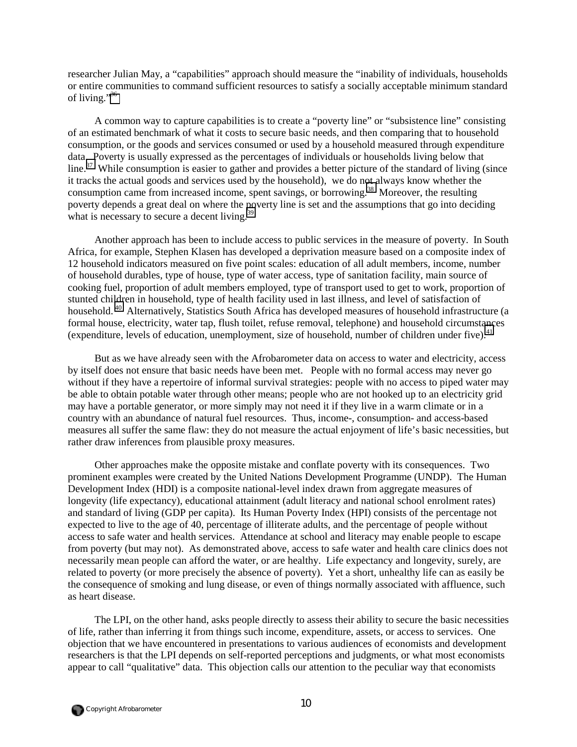researcher Julian May, a "capabilities" approach should measure the "inability of individuals, households or entire communities to command sufficient resources to satisfy a socially acceptable minimum standard of living."[36]

A common way to capture capabilities is to create a "poverty line" or "subsistence line" consisting of an estimated benchmark of what it costs to secure basic needs, and then comparing that to household consumption, or the goods and services consumed or used by a household measured through expenditure data. Poverty is usually expressed as the percentages of individuals or households living below that line.[37] While consumption is easier to gather and provides a better picture of the standard of living (since it tracks the actual goods and services used by the household), we do not always know whether the consumption came from increased income, spent savings, or borrowing.[38] Moreover, the resulting poverty depends a great deal on where the poverty line is set and the assumptions that go into deciding what is necessary to secure a decent living.[39]

Another approach has been to include access to public services in the measure of poverty. In South Africa, for example, Stephen Klasen has developed a deprivation measure based on a composite index of 12 household indicators measured on five point scales: education of all adult members, income, number of household durables, type of house, type of water access, type of sanitation facility, main source of cooking fuel, proportion of adult members employed, type of transport used to get to work, proportion of stunted children in household, type of health facility used in last illness, and level of satisfaction of household.[40] Alternatively, Statistics South Africa has developed measures of household infrastructure (a formal house, electricity, water tap, flush toilet, refuse removal, telephone) and household circumstances (expenditure, levels of education, unemployment, size of household, number of children under five).[41]

But as we have already seen with the Afrobarometer data on access to water and electricity, access by itself does not ensure that basic needs have been met. People with no formal access may never go without if they have a repertoire of informal survival strategies: people with no access to piped water may be able to obtain potable water through other means; people who are not hooked up to an electricity grid may have a portable generator, or more simply may not need it if they live in a warm climate or in a country with an abundance of natural fuel resources. Thus, income-, consumption- and access-based measures all suffer the same flaw: they do not measure the actual enjoyment of life's basic necessities, but rather draw inferences from plausible proxy measures.

Other approaches make the opposite mistake and conflate poverty with its consequences. Two prominent examples were created by the United Nations Development Programme (UNDP). The Human Development Index (HDI) is a composite national-level index drawn from aggregate measures of longevity (life expectancy), educational attainment (adult literacy and national school enrolment rates) and standard of living (GDP per capita). Its Human Poverty Index (HPI) consists of the percentage not expected to live to the age of 40, percentage of illiterate adults, and the percentage of people without access to safe water and health services. Attendance at school and literacy may enable people to escape from poverty (but may not). As demonstrated above, access to safe water and health care clinics does not necessarily mean people can afford the water, or are healthy. Life expectancy and longevity, surely, are related to poverty (or more precisely the absence of poverty). Yet a short, unhealthy life can as easily be the consequence of smoking and lung disease, or even of things normally associated with affluence, such as heart disease.

The LPI, on the other hand, asks people directly to assess their ability to secure the basic necessities of life, rather than inferring it from things such income, expenditure, assets, or access to services. One objection that we have encountered in presentations to various audiences of economists and development researchers is that the LPI depends on self-reported perceptions and judgments, or what most economists appear to call "qualitative" data. This objection calls our attention to the peculiar way that economists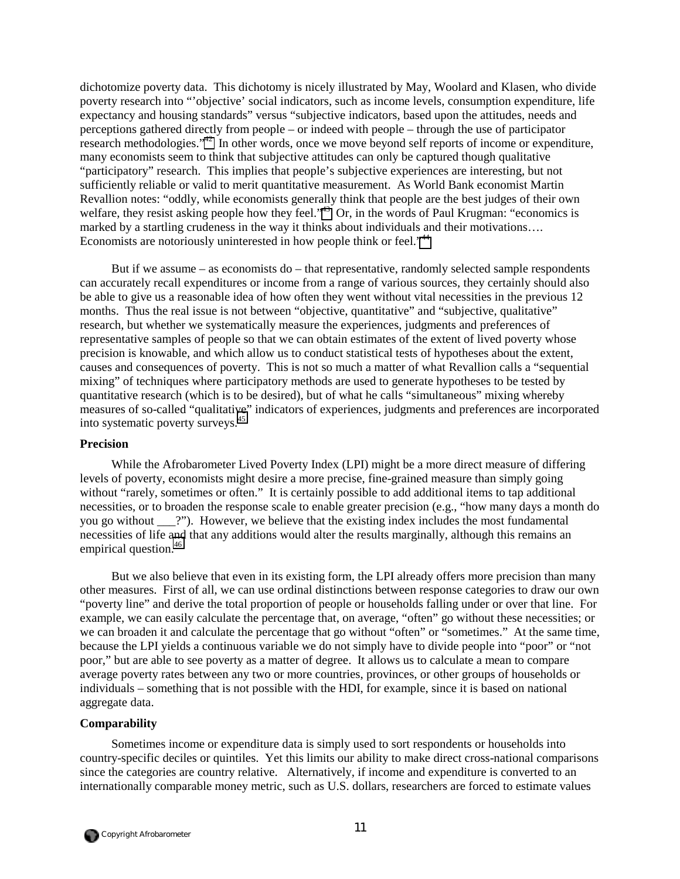dichotomize poverty data. This dichotomy is nicely illustrated by May, Woolard and Klasen, who divide poverty research into "'objective' social indicators, such as income levels, consumption expenditure, life expectancy and housing standards" versus "subjective indicators, based upon the attitudes, needs and perceptions gathered directly from people – or indeed with people – through the use of participator research methodologies."[42] In other words, once we move beyond self reports of income or expenditure, many economists seem to think that subjective attitudes can only be captured though qualitative "participatory" research. This implies that people's subjective experiences are interesting, but not sufficiently reliable or valid to merit quantitative measurement. As World Bank economist Martin Revallion notes: "oddly, while economists generally think that people are the best judges of their own welfare, they resist asking people how they feel."[43] Or, in the words of Paul Krugman: "economics is marked by a startling crudeness in the way it thinks about individuals and their motivations…. Economists are notoriously uninterested in how people think or feel."[44]

But if we assume – as economists do – that representative, randomly selected sample respondents can accurately recall expenditures or income from a range of various sources, they certainly should also be able to give us a reasonable idea of how often they went without vital necessities in the previous 12 months. Thus the real issue is not between "objective, quantitative" and "subjective, qualitative" research, but whether we systematically measure the experiences, judgments and preferences of representative samples of people so that we can obtain estimates of the extent of lived poverty whose precision is knowable, and which allow us to conduct statistical tests of hypotheses about the extent, causes and consequences of poverty. This is not so much a matter of what Revallion calls a "sequential mixing" of techniques where participatory methods are used to generate hypotheses to be tested by quantitative research (which is to be desired), but of what he calls "simultaneous" mixing whereby measures of so-called "qualitative" indicators of experiences, judgments and preferences are incorporated into systematic poverty surveys.[45]

**Precision**

While the Afrobarometer Lived Poverty Index (LPI) might be a more direct measure of differing levels of poverty, economists might desire a more precise, fine-grained measure than simply going without "rarely, sometimes or often." It is certainly possible to add additional items to tap additional necessities, or to broaden the response scale to enable greater precision (e.g., "how many days a month do you go without ___?"). However, we believe that the existing index includes the most fundamental necessities of life and that any additions would alter the results marginally, although this remains an empirical question.[46]

But we also believe that even in its existing form, the LPI already offers more precision than many other measures. First of all, we can use ordinal distinctions between response categories to draw our own "poverty line" and derive the total proportion of people or households falling under or over that line. For example, we can easily calculate the percentage that, on average, "often" go without these necessities; or we can broaden it and calculate the percentage that go without "often" or "sometimes." At the same time, because the LPI yields a continuous variable we do not simply have to divide people into "poor" or "not poor," but are able to see poverty as a matter of degree. It allows us to calculate a mean to compare average poverty rates between any two or more countries, provinces, or other groups of households or individuals – something that is not possible with the HDI, for example, since it is based on national aggregate data.

**Comparability**

Sometimes income or expenditure data is simply used to sort respondents or households into country-specific deciles or quintiles. Yet this limits our ability to make direct cross-national comparisons since the categories are country relative. Alternatively, if income and expenditure is converted to an internationally comparable money metric, such as U.S. dollars, researchers are forced to estimate values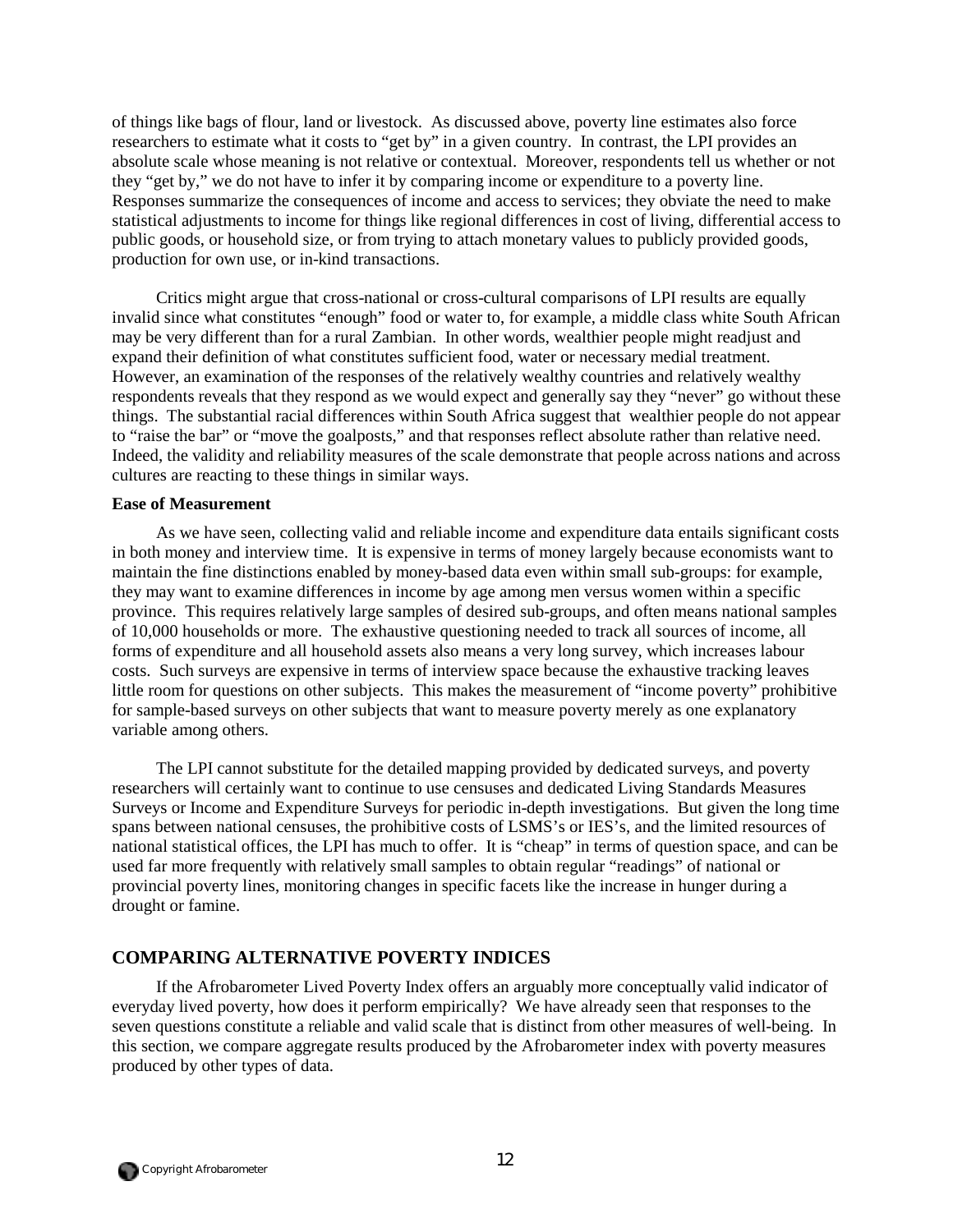of things like bags of flour, land or livestock. As discussed above, poverty line estimates also force researchers to estimate what it costs to "get by" in a given country. In contrast, the LPI provides an absolute scale whose meaning is not relative or contextual. Moreover, respondents tell us whether or not they "get by," we do not have to infer it by comparing income or expenditure to a poverty line. Responses summarize the consequences of income and access to services; they obviate the need to make statistical adjustments to income for things like regional differences in cost of living, differential access to public goods, or household size, or from trying to attach monetary values to publicly provided goods, production for own use, or in-kind transactions.

Critics might argue that cross-national or cross-cultural comparisons of LPI results are equally invalid since what constitutes "enough" food or water to, for example, a middle class white South African may be very different than for a rural Zambian. In other words, wealthier people might readjust and expand their definition of what constitutes sufficient food, water or necessary medial treatment. However, an examination of the responses of the relatively wealthy countries and relatively wealthy respondents reveals that they respond as we would expect and generally say they "never" go without these things. The substantial racial differences within South Africa suggest that wealthier people do not appear to "raise the bar" or "move the goalposts," and that responses reflect absolute rather than relative need. Indeed, the validity and reliability measures of the scale demonstrate that people across nations and across cultures are reacting to these things in similar ways.

**Ease of Measurement**

As we have seen, collecting valid and reliable income and expenditure data entails significant costs in both money and interview time. It is expensive in terms of money largely because economists want to maintain the fine distinctions enabled by money-based data even within small sub-groups: for example, they may want to examine differences in income by age among men versus women within a specific province. This requires relatively large samples of desired sub-groups, and often means national samples of 10,000 households or more. The exhaustive questioning needed to track all sources of income, all forms of expenditure and all household assets also means a very long survey, which increases labour costs. Such surveys are expensive in terms of interview space because the exhaustive tracking leaves little room for questions on other subjects. This makes the measurement of "income poverty" prohibitive for sample-based surveys on other subjects that want to measure poverty merely as one explanatory variable among others.

The LPI cannot substitute for the detailed mapping provided by dedicated surveys, and poverty researchers will certainly want to continue to use censuses and dedicated Living Standards Measures Surveys or Income and Expenditure Surveys for periodic in-depth investigations. But given the long time spans between national censuses, the prohibitive costs of LSMS's or IES's, and the limited resources of national statistical offices, the LPI has much to offer. It is "cheap" in terms of question space, and can be used far more frequently with relatively small samples to obtain regular "readings" of national or provincial poverty lines, monitoring changes in specific facets like the increase in hunger during a drought or famine.

## COMPARING ALTERNATIVE POVERTY INDICES

If the Afrobarometer Lived Poverty Index offers an arguably more conceptually valid indicator of everyday lived poverty, how does it perform empirically? We have already seen that responses to the seven questions constitute a reliable and valid scale that is distinct from other measures of well-being. In this section, we compare aggregate results produced by the Afrobarometer index with poverty measures produced by other types of data.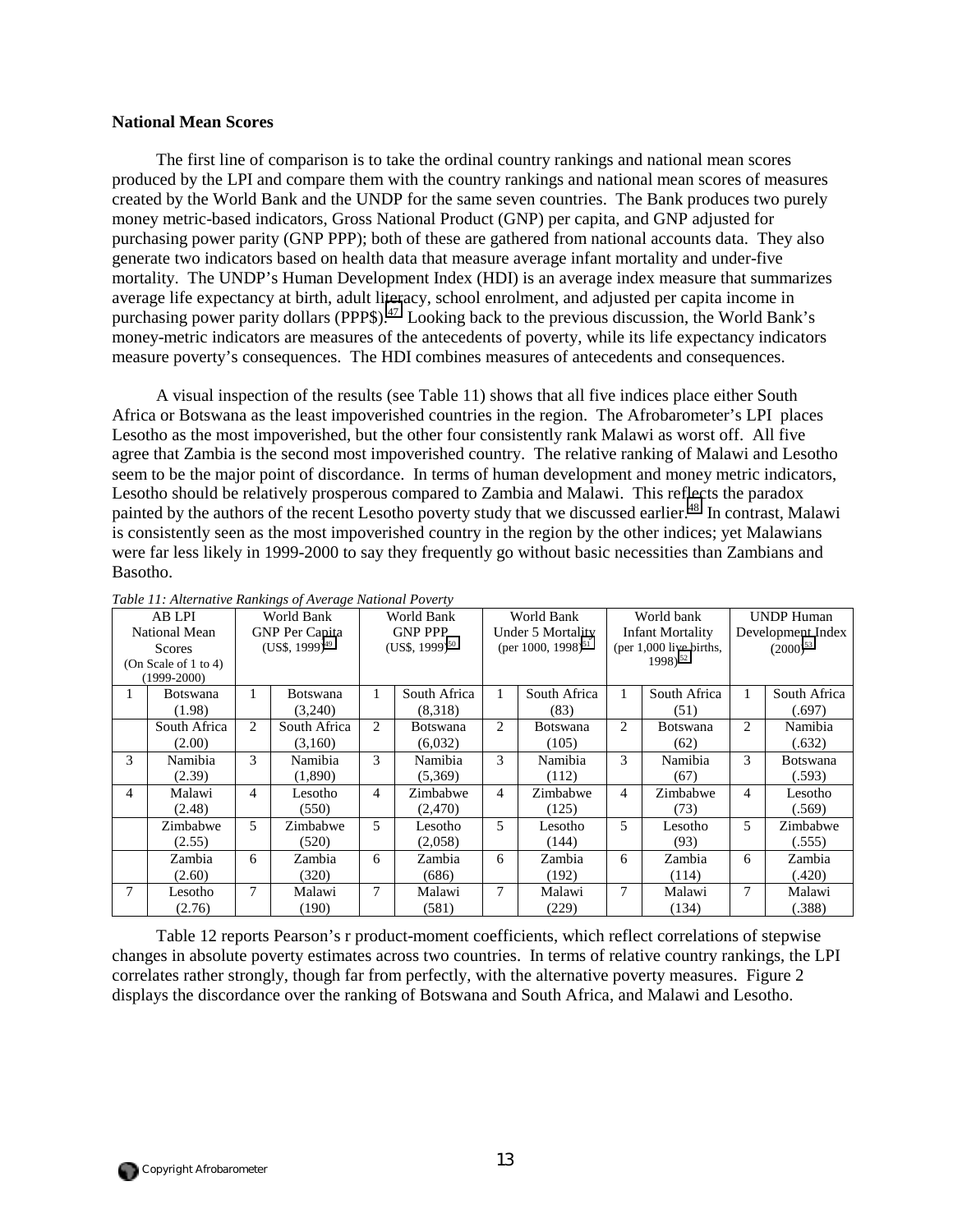**National Mean Scores**

The first line of comparison is to take the ordinal country rankings and national mean scores produced by the LPI and compare them with the country rankings and national mean scores of measures created by the World Bank and the UNDP for the same seven countries. The Bank produces two purely money metric-based indicators, Gross National Product (GNP) per capita, and GNP adjusted for purchasing power parity (GNP PPP); both of these are gathered from national accounts data. They also generate two indicators based on health data that measure average infant mortality and under-five mortality. The UNDP's Human Development Index (HDI) is an average index measure that summarizes average life expectancy at birth, adult literacy, school enrolment, and adjusted per capita income in purchasing power parity dollars (PPP$).[47] Looking back to the previous discussion, the World Bank's money-metric indicators are measures of the antecedents of poverty, while its life expectancy indicators measure poverty's consequences. The HDI combines measures of antecedents and consequences.

A visual inspection of the results (see Table 11) shows that all five indices place either South Africa or Botswana as the least impoverished countries in the region. The Afrobarometer's LPI places Lesotho as the most impoverished, but the other four consistently rank Malawi as worst off. All five agree that Zambia is the second most impoverished country. The relative ranking of Malawi and Lesotho seem to be the major point of discordance. In terms of human development and money metric indicators, Lesotho should be relatively prosperous compared to Zambia and Malawi. This reflects the paradox painted by the authors of the recent Lesotho poverty study that we discussed earlier.[48] In contrast, Malawi is consistently seen as the most impoverished country in the region by the other indices; yet Malawians were far less likely in 1999-2000 to say they frequently go without basic necessities than Zambians and Basotho.

*Table 11: Alternative Rankings of Average National Poverty*

| AB LPI National Mean Scores (On Scale of 1 to 4) (1999-2000) | | World Bank GNP Per Capita (US$, 1999)[49] | | World Bank GNP PPP (US$, 1999)[50] | | World Bank Under 5 Mortality (per 1000, 1998)[51] | | World bank Infant Mortality (per 1,000 live births, 1998)[52] | | UNDP Human Development Index (2000)[53] | |
|---|---|---|---|---|---|---|---|---|---|---|---|
| 1 | Botswana (1.98) | 1 | Botswana (3,240) | 1 | South Africa (8,318) | 1 | South Africa (83) | 1 | South Africa (51) | 1 | South Africa (.697) |
| | South Africa (2.00) | 2 | South Africa (3,160) | 2 | Botswana (6,032) | 2 | Botswana (105) | 2 | Botswana (62) | 2 | Namibia (.632) |
| 3 | Namibia (2.39) | 3 | Namibia (1,890) | 3 | Namibia (5,369) | 3 | Namibia (112) | 3 | Namibia (67) | 3 | Botswana (.593) |
| 4 | Malawi (2.48) | 4 | Lesotho (550) | 4 | Zimbabwe (2,470) | 4 | Zimbabwe (125) | 4 | Zimbabwe (73) | 4 | Lesotho (.569) |
| | Zimbabwe (2.55) | 5 | Zimbabwe (520) | 5 | Lesotho (2,058) | 5 | Lesotho (144) | 5 | Lesotho (93) | 5 | Zimbabwe (.555) |
| | Zambia (2.60) | 6 | Zambia (320) | 6 | Zambia (686) | 6 | Zambia (192) | 6 | Zambia (114) | 6 | Zambia (.420) |
| 7 | Lesotho (2.76) | 7 | Malawi (190) | 7 | Malawi (581) | 7 | Malawi (229) | 7 | Malawi (134) | 7 | Malawi (.388) |

Table 12 reports Pearson's r product-moment coefficients, which reflect correlations of stepwise changes in absolute poverty estimates across two countries. In terms of relative country rankings, the LPI correlates rather strongly, though far from perfectly, with the alternative poverty measures. Figure 2 displays the discordance over the ranking of Botswana and South Africa, and Malawi and Lesotho.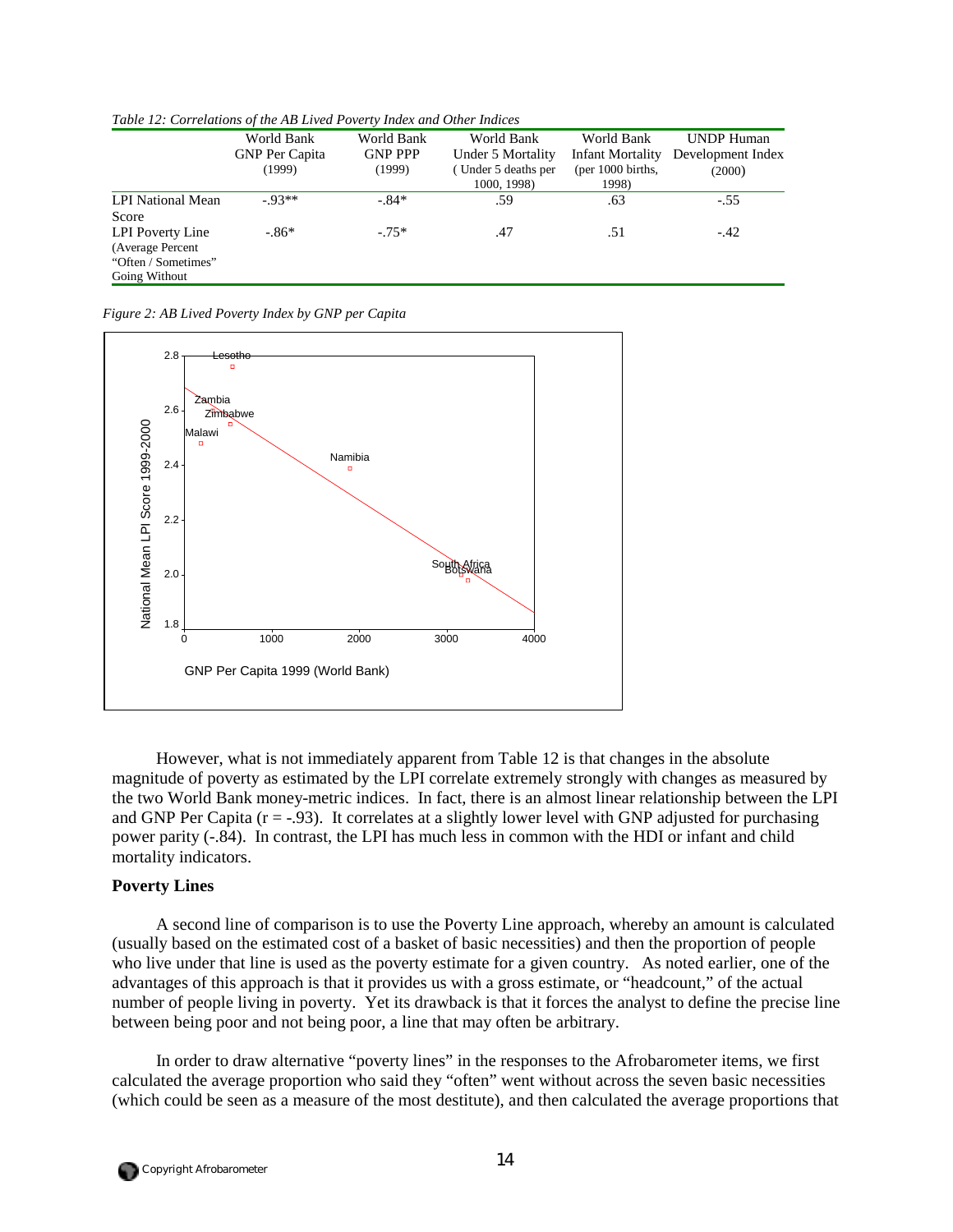*Table 12: Correlations of the AB Lived Poverty Index and Other Indices*

| | World Bank GNP Per Capita (1999) | World Bank GNP PPP (1999) | World Bank Under 5 Mortality ( Under 5 deaths per 1000, 1998) | World Bank Infant Mortality (per 1000 births, 1998) | UNDP Human Development Index (2000) |
|---|---|---|---|---|---|
| LPI National Mean Score | -.93** | -.84* | .59 | .63 | -.55 |
| LPI Poverty Line (Average Percent "Often / Sometimes" Going Without | -.86* | -.75* | .47 | .51 | -.42 |

*Figure 2: AB Lived Poverty Index by GNP per Capita*

However, what is not immediately apparent from Table 12 is that changes in the absolute magnitude of poverty as estimated by the LPI correlate extremely strongly with changes as measured by the two World Bank money-metric indices. In fact, there is an almost linear relationship between the LPI and GNP Per Capita (r = -.93). It correlates at a slightly lower level with GNP adjusted for purchasing power parity (-.84). In contrast, the LPI has much less in common with the HDI or infant and child mortality indicators.

**Poverty Lines**

A second line of comparison is to use the Poverty Line approach, whereby an amount is calculated (usually based on the estimated cost of a basket of basic necessities) and then the proportion of people who live under that line is used as the poverty estimate for a given country. As noted earlier, one of the advantages of this approach is that it provides us with a gross estimate, or "headcount," of the actual number of people living in poverty. Yet its drawback is that it forces the analyst to define the precise line between being poor and not being poor, a line that may often be arbitrary.

In order to draw alternative "poverty lines" in the responses to the Afrobarometer items, we first calculated the average proportion who said they "often" went without across the seven basic necessities (which could be seen as a measure of the most destitute), and then calculated the average proportions that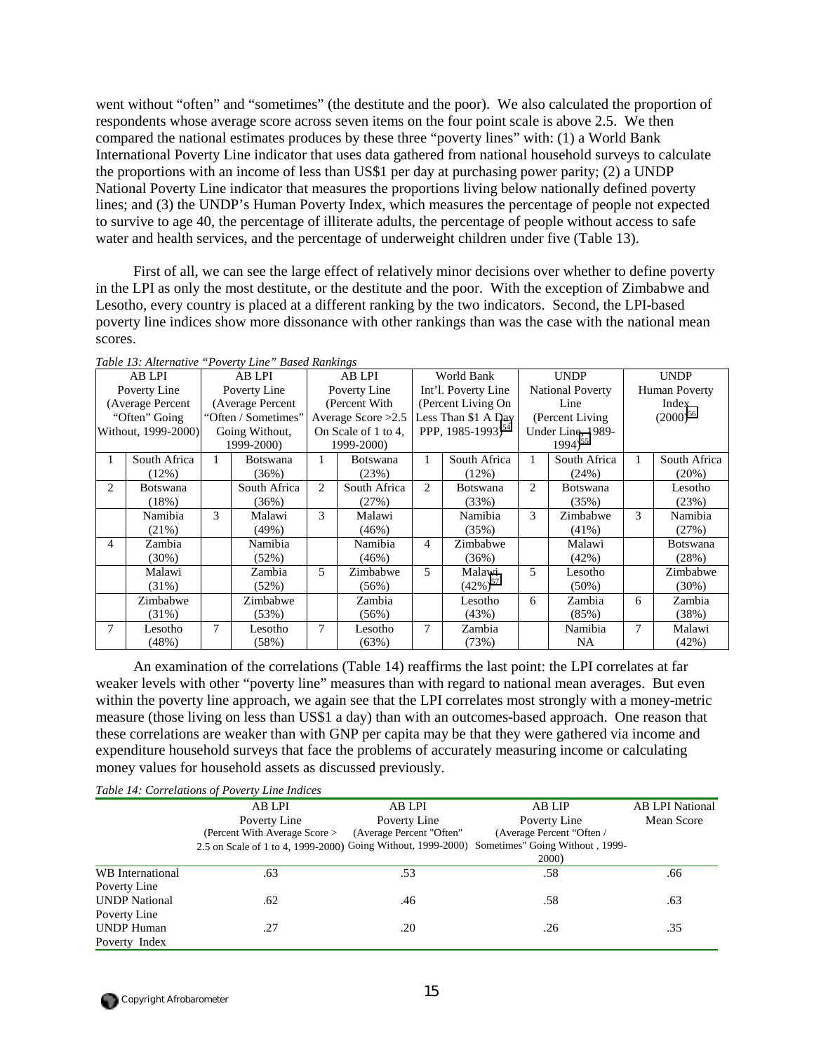went without "often" and "sometimes" (the destitute and the poor). We also calculated the proportion of respondents whose average score across seven items on the four point scale is above 2.5. We then compared the national estimates produces by these three "poverty lines" with: (1) a World Bank International Poverty Line indicator that uses data gathered from national household surveys to calculate the proportions with an income of less than US$1 per day at purchasing power parity; (2) a UNDP National Poverty Line indicator that measures the proportions living below nationally defined poverty lines; and (3) the UNDP's Human Poverty Index, which measures the percentage of people not expected to survive to age 40, the percentage of illiterate adults, the percentage of people without access to safe water and health services, and the percentage of underweight children under five (Table 13).

First of all, we can see the large effect of relatively minor decisions over whether to define poverty in the LPI as only the most destitute, or the destitute and the poor. With the exception of Zimbabwe and Lesotho, every country is placed at a different ranking by the two indicators. Second, the LPI-based poverty line indices show more dissonance with other rankings than was the case with the national mean scores.

*Table 13: Alternative "Poverty Line" Based Rankings*

| AB LPI Poverty Line (Average Percent "Often" Going Without, 1999-2000) | | AB LPI Poverty Line (Average Percent "Often / Sometimes" Going Without, 1999-2000) | | AB LPI Poverty Line (Percent With Average Score >2.5 On Scale of 1 to 4, 1999-2000) | | World Bank Int'l. Poverty Line (Percent Living On Less Than $1 A Day PPP, 1985-1993)[54] | | UNDP National Poverty Line (Percent Living Under Line, 1989-1994)[55] | | UNDP Human Poverty Index (2000)[56] | |
|---|---|---|---|---|---|---|---|---|---|---|---|
| 1 | South Africa (12%) | 1 | Botswana (36%) | 1 | Botswana (23%) | 1 | South Africa (12%) | 1 | South Africa (24%) | 1 | South Africa (20%) |
| 2 | Botswana (18%) | | South Africa (36%) | 2 | South Africa (27%) | 2 | Botswana (33%) | 2 | Botswana (35%) | | Lesotho (23%) |
| | Namibia (21%) | 3 | Malawi (49%) | 3 | Malawi (46%) | | Namibia (35%) | 3 | Zimbabwe (41%) | 3 | Namibia (27%) |
| 4 | Zambia (30%) | | Namibia (52%) | | Namibia (46%) | 4 | Zimbabwe (36%) | | Malawi (42%) | | Botswana (28%) |
| | Malawi (31%) | | Zambia (52%) | 5 | Zimbabwe (56%) | 5 | Malawi (42%)[57] | 5 | Lesotho (50%) | | Zimbabwe (30%) |
| | Zimbabwe (31%) | | Zimbabwe (53%) | | Zambia (56%) | | Lesotho (43%) | 6 | Zambia (85%) | 6 | Zambia (38%) |
| 7 | Lesotho (48%) | 7 | Lesotho (58%) | 7 | Lesotho (63%) | 7 | Zambia (73%) | | Namibia NA | 7 | Malawi (42%) |

An examination of the correlations (Table 14) reaffirms the last point: the LPI correlates at far weaker levels with other "poverty line" measures than with regard to national mean averages. But even within the poverty line approach, we again see that the LPI correlates most strongly with a money-metric measure (those living on less than US$1 a day) than with an outcomes-based approach. One reason that these correlations are weaker than with GNP per capita may be that they were gathered via income and expenditure household surveys that face the problems of accurately measuring income or calculating money values for household assets as discussed previously.

*Table 14: Correlations of Poverty Line Indices*

| | AB LPI Poverty Line (Percent With Average Score > 2.5 on Scale of 1 to 4, 1999-2000) | AB LPI Poverty Line (Average Percent "Often" Going Without, 1999-2000) | AB LIP Poverty Line (Average Percent "Often / Sometimes" Going Without , 1999-2000) | AB LPI National Mean Score |
|---|---|---|---|---|
| WB International Poverty Line | .63 | .53 | .58 | .66 |
| UNDP National Poverty Line | .62 | .46 | .58 | .63 |
| UNDP Human Poverty Index | .27 | .20 | .26 | .35 |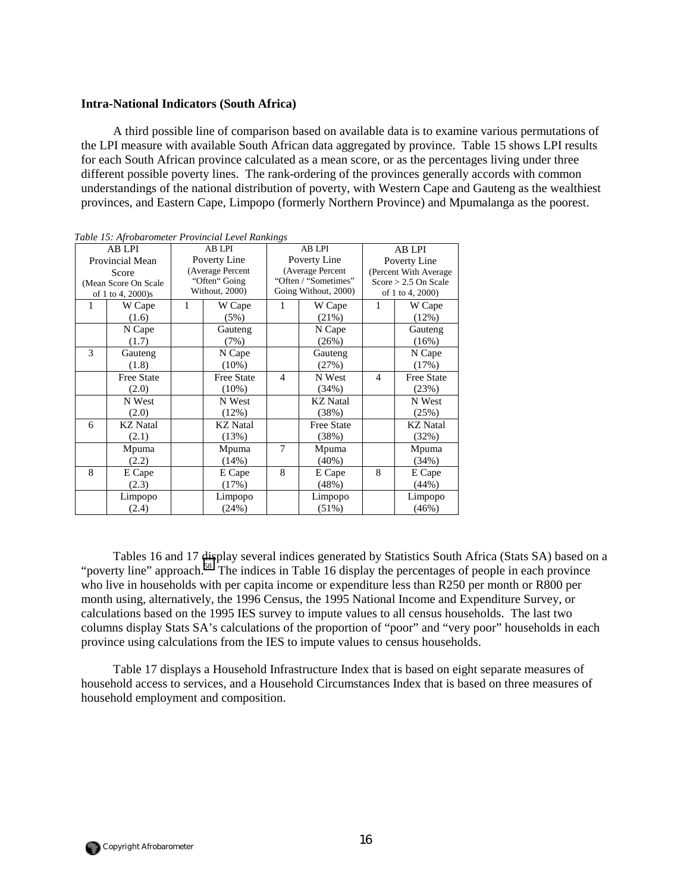**Intra-National Indicators (South Africa)**

A third possible line of comparison based on available data is to examine various permutations of the LPI measure with available South African data aggregated by province. Table 15 shows LPI results for each South African province calculated as a mean score, or as the percentages living under three different possible poverty lines. The rank-ordering of the provinces generally accords with common understandings of the national distribution of poverty, with Western Cape and Gauteng as the wealthiest provinces, and Eastern Cape, Limpopo (formerly Northern Province) and Mpumalanga as the poorest.

*Table 15: Afrobarometer Provincial Level Rankings*

| AB LPI Provincial Mean Score (Mean Score On Scale of 1 to 4, 2000)s | | AB LPI Poverty Line (Average Percent "Often" Going Without, 2000) | | AB LPI Poverty Line (Average Percent "Often / "Sometimes" Going Without, 2000) | | AB LPI Poverty Line (Percent With Average Score > 2.5 On Scale of 1 to 4, 2000) | |
|---|---|---|---|---|---|---|---|
| 1 | W Cape (1.6) | 1 | W Cape (5%) | 1 | W Cape (21%) | 1 | W Cape (12%) |
| | N Cape (1.7) | | Gauteng (7%) | | N Cape (26%) | | Gauteng (16%) |
| 3 | Gauteng (1.8) | | N Cape (10%) | | Gauteng (27%) | | N Cape (17%) |
| | Free State (2.0) | | Free State (10%) | 4 | N West (34%) | 4 | Free State (23%) |
| | N West (2.0) | | N West (12%) | | KZ Natal (38%) | | N West (25%) |
| 6 | KZ Natal (2.1) | | KZ Natal (13%) | | Free State (38%) | | KZ Natal (32%) |
| | Mpuma (2.2) | | Mpuma (14%) | 7 | Mpuma (40%) | | Mpuma (34%) |
| 8 | E Cape (2.3) | | E Cape (17%) | 8 | E Cape (48%) | 8 | E Cape (44%) |
| | Limpopo (2.4) | | Limpopo (24%) | | Limpopo (51%) | | Limpopo (46%) |

Tables 16 and 17 display several indices generated by Statistics South Africa (Stats SA) based on a "poverty line" approach.[58] The indices in Table 16 display the percentages of people in each province who live in households with per capita income or expenditure less than R250 per month or R800 per month using, alternatively, the 1996 Census, the 1995 National Income and Expenditure Survey, or calculations based on the 1995 IES survey to impute values to all census households. The last two columns display Stats SA's calculations of the proportion of "poor" and "very poor" households in each province using calculations from the IES to impute values to census households.

Table 17 displays a Household Infrastructure Index that is based on eight separate measures of household access to services, and a Household Circumstances Index that is based on three measures of household employment and composition.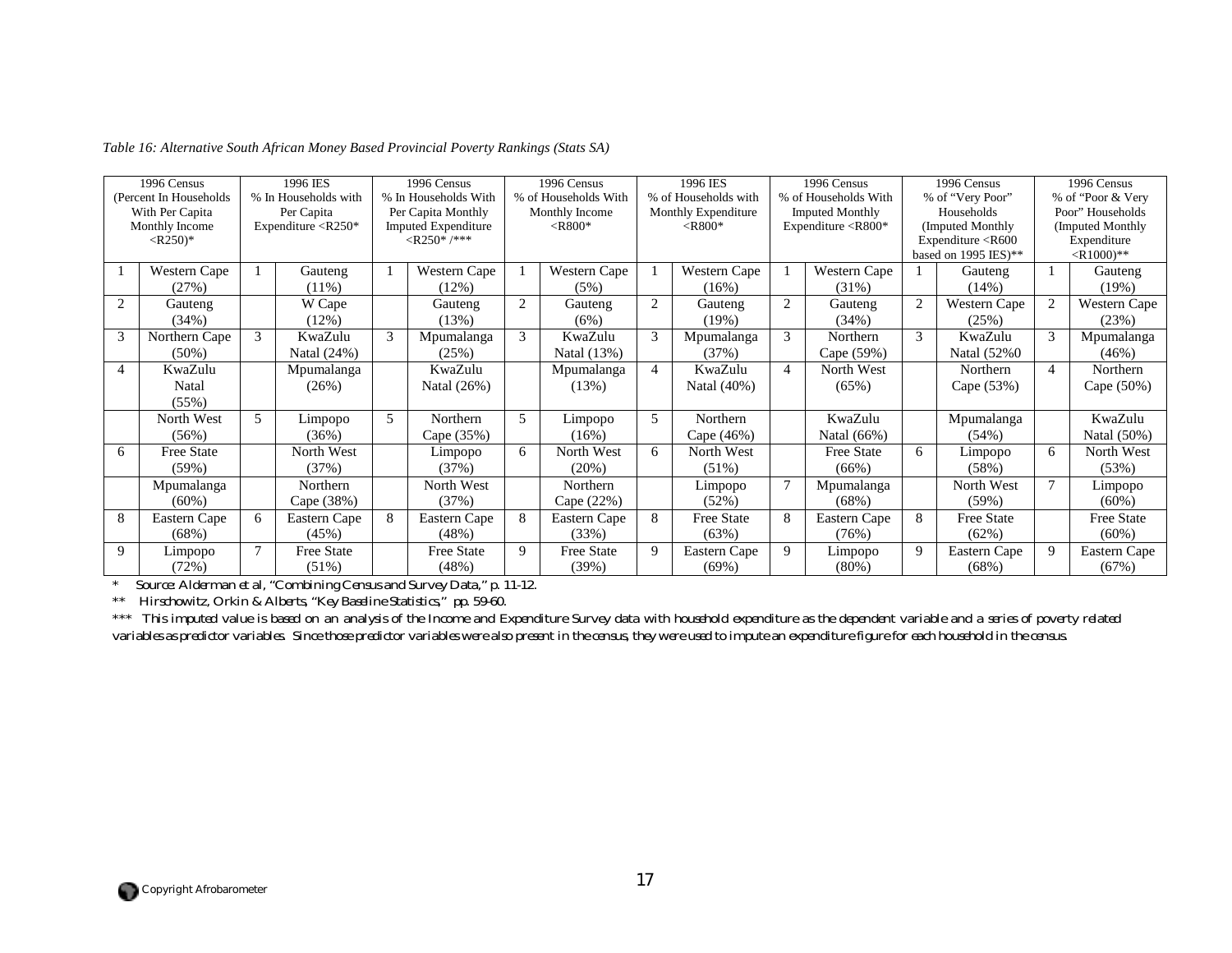*Table 16: Alternative South African Money Based Provincial Poverty Rankings (Stats SA)*

| 1996 Census (Percent In Households With Per Capita Monthly Income <R250)* | | 1996 IES % In Households with Per Capita Expenditure <R250* | | 1996 Census % In Households With Per Capita Monthly Imputed Expenditure <R250* /*** | | 1996 Census % of Households With Monthly Income <R800* | | 1996 IES % of Households with Monthly Expenditure <R800* | | 1996 Census % of Households With Imputed Monthly Expenditure <R800* | | 1996 Census % of "Very Poor" Households (Imputed Monthly Expenditure <R600 based on 1995 IES)** | | 1996 Census % of "Poor & Very Poor" Households (Imputed Monthly Expenditure <R1000)** | |
|---|---|---|---|---|---|---|---|---|---|---|---|---|---|---|---|
| 1 | Western Cape (27%) | 1 | Gauteng (11%) | 1 | Western Cape (12%) | 1 | Western Cape (5%) | 1 | Western Cape (16%) | 1 | Western Cape (31%) | 1 | Gauteng (14%) | 1 | Gauteng (19%) |
| 2 | Gauteng (34%) | | W Cape (12%) | | Gauteng (13%) | 2 | Gauteng (6%) | 2 | Gauteng (19%) | 2 | Gauteng (34%) | 2 | Western Cape (25%) | 2 | Western Cape (23%) |
| 3 | Northern Cape (50%) | 3 | KwaZulu Natal (24%) | 3 | Mpumalanga (25%) | 3 | KwaZulu Natal (13%) | 3 | Mpumalanga (37%) | 3 | Northern Cape (59%) | 3 | KwaZulu Natal (52%0 | 3 | Mpumalanga (46%) |
| 4 | KwaZulu Natal (55%) | | Mpumalanga (26%) | | KwaZulu Natal (26%) | | Mpumalanga (13%) | 4 | KwaZulu Natal (40%) | 4 | North West (65%) | | Northern Cape (53%) | 4 | Northern Cape (50%) |
| | North West (56%) | 5 | Limpopo (36%) | 5 | Northern Cape (35%) | 5 | Limpopo (16%) | 5 | Northern Cape (46%) | | KwaZulu Natal (66%) | | Mpumalanga (54%) | | KwaZulu Natal (50%) |
| 6 | Free State (59%) | | North West (37%) | | Limpopo (37%) | 6 | North West (20%) | 6 | North West (51%) | | Free State (66%) | 6 | Limpopo (58%) | 6 | North West (53%) |
| | Mpumalanga (60%) | | Northern Cape (38%) | | North West (37%) | | Northern Cape (22%) | | Limpopo (52%) | 7 | Mpumalanga (68%) | | North West (59%) | 7 | Limpopo (60%) |
| 8 | Eastern Cape (68%) | 6 | Eastern Cape (45%) | 8 | Eastern Cape (48%) | 8 | Eastern Cape (33%) | 8 | Free State (63%) | 8 | Eastern Cape (76%) | 8 | Free State (62%) | | Free State (60%) |
| 9 | Limpopo (72%) | 7 | Free State (51%) | | Free State (48%) | 9 | Free State (39%) | 9 | Eastern Cape (69%) | 9 | Limpopo (80%) | 9 | Eastern Cape (68%) | 9 | Eastern Cape (67%) |

\* Source: Alderman et al, "Combining Census and Survey Data," p. 11-12.

** Hirschowitz, Orkin & Alberts, "Key Baseline Statistics," pp. 59-60.

*** This imputed value is based on an analysis of the Income and Expenditure Survey data with household expenditure as the dependent variable and a series of poverty related variables as predictor variables. Since those predictor variables were also present in the census, they were used to impute an expenditure figure for each household in the census.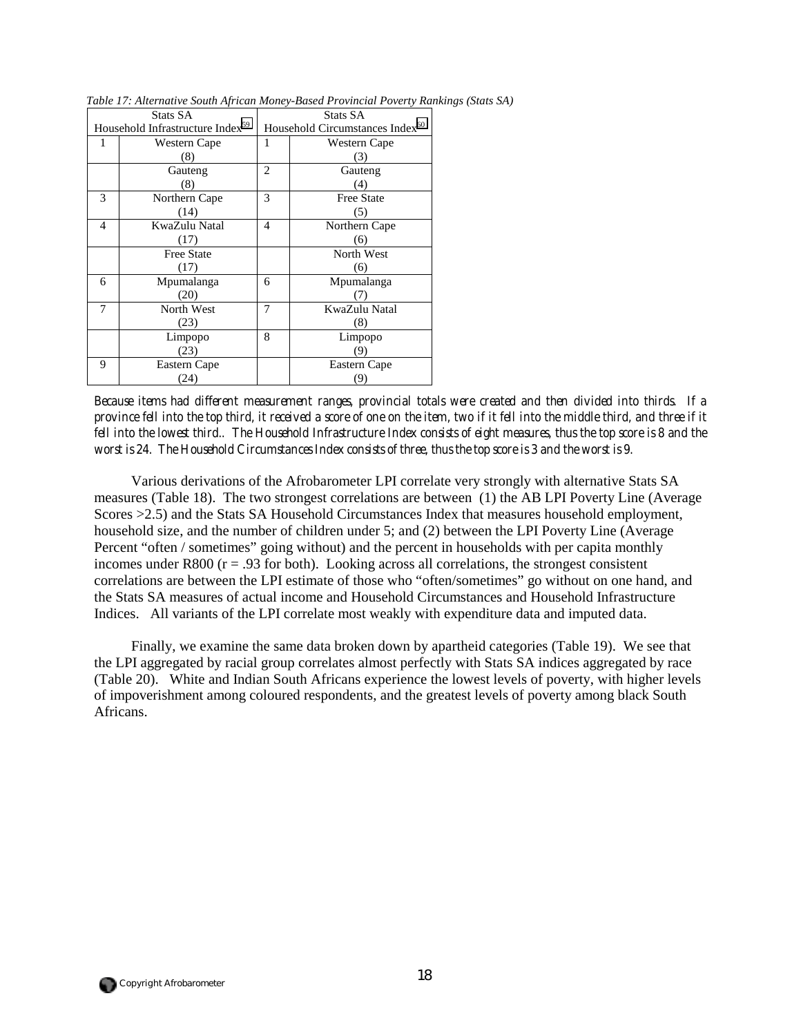*Table 17: Alternative South African Money-Based Provincial Poverty Rankings (Stats SA)*

| Stats SA Household Infrastructure Index[59] | | Stats SA Household Circumstances Index[60] | |
|---|---|---|---|
| 1 | Western Cape (8) | 1 | Western Cape (3) |
| | Gauteng (8) | 2 | Gauteng (4) |
| 3 | Northern Cape (14) | 3 | Free State (5) |
| 4 | KwaZulu Natal (17) | 4 | Northern Cape (6) |
| | Free State (17) | | North West (6) |
| 6 | Mpumalanga (20) | 6 | Mpumalanga (7) |
| 7 | North West (23) | 7 | KwaZulu Natal (8) |
| | Limpopo (23) | 8 | Limpopo (9) |
| 9 | Eastern Cape (24) | | Eastern Cape (9) |

*Because items had different measurement ranges, provincial totals were created and then divided into thirds. If a province fell into the top third, it received a score of one on the item, two if it fell into the middle third, and three if it fell into the lowest third.. The Household Infrastructure Index consists of eight measures, thus the top score is 8 and the worst is 24. The Household Circumstances Index consists of three, thus the top score is 3 and the worst is 9.*

Various derivations of the Afrobarometer LPI correlate very strongly with alternative Stats SA measures (Table 18). The two strongest correlations are between (1) the AB LPI Poverty Line (Average Scores >2.5) and the Stats SA Household Circumstances Index that measures household employment, household size, and the number of children under 5; and (2) between the LPI Poverty Line (Average Percent "often / sometimes" going without) and the percent in households with per capita monthly incomes under R800 ($r = .93$ for both). Looking across all correlations, the strongest consistent correlations are between the LPI estimate of those who "often/sometimes" go without on one hand, and the Stats SA measures of actual income and Household Circumstances and Household Infrastructure Indices. All variants of the LPI correlate most weakly with expenditure data and imputed data.

Finally, we examine the same data broken down by apartheid categories (Table 19). We see that the LPI aggregated by racial group correlates almost perfectly with Stats SA indices aggregated by race (Table 20). White and Indian South Africans experience the lowest levels of poverty, with higher levels of impoverishment among coloured respondents, and the greatest levels of poverty among black South Africans.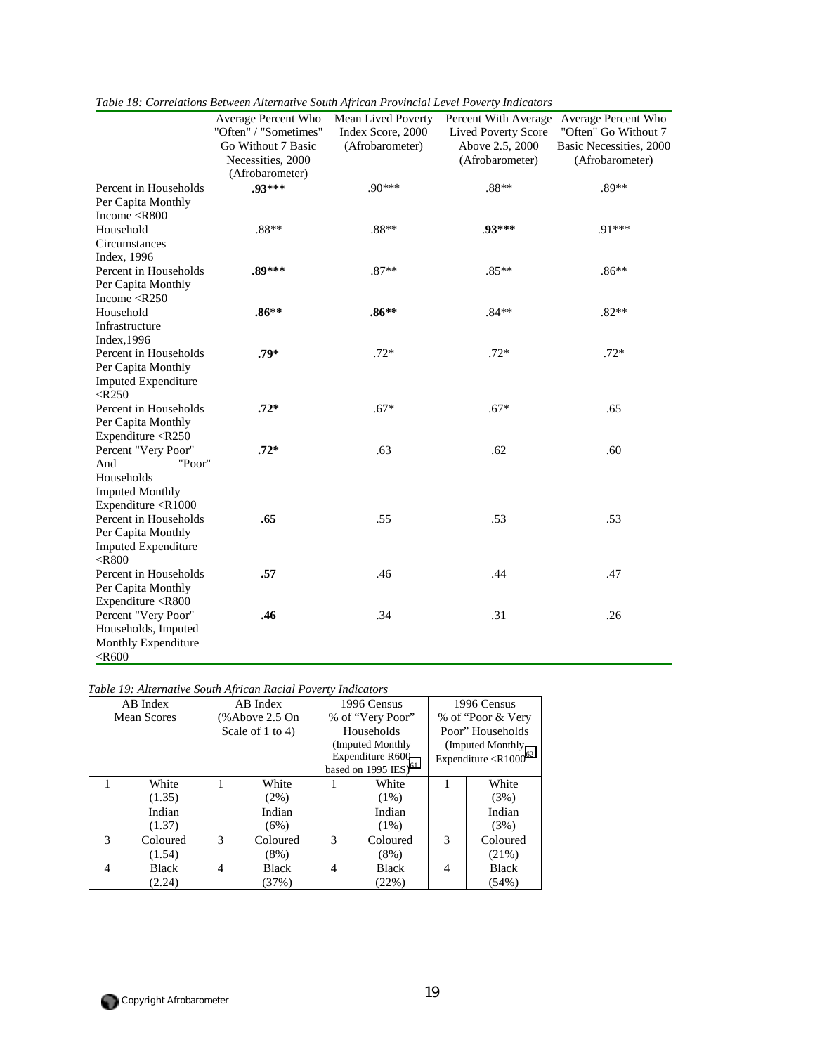*Table 18: Correlations Between Alternative South African Provincial Level Poverty Indicators*

| | Average Percent Who "Often" / "Sometimes" Go Without 7 Basic Necessities, 2000 (Afrobarometer) | Mean Lived Poverty Index Score, 2000 (Afrobarometer) | Percent With Average Lived Poverty Score Above 2.5, 2000 (Afrobarometer) | Average Percent Who "Often" Go Without 7 Basic Necessities, 2000 (Afrobarometer) |
|---|---|---|---|---|
| Percent in Households Per Capita Monthly Income <R800 | **.93*** ** | .90*** | .88** | .89** |
| Household Circumstances Index, 1996 | .88** | .88** | **.93*** ** | .91*** |
| Percent in Households Per Capita Monthly Income <R250 | **.89*** ** | .87** | .85** | .86** |
| Household Infrastructure Index,1996 | **.86** ** | **.86** ** | .84** | .82** |
| Percent in Households Per Capita Monthly Imputed Expenditure <R250 | **.79* ** | .72* | .72* | .72* |
| Percent in Households Per Capita Monthly Expenditure <R250 | **.72* ** | .67* | .67* | .65 |
| Percent "Very Poor" And "Poor" Households Imputed Monthly Expenditure <R1000 | **.72* ** | .63 | .62 | .60 |
| Percent in Households Per Capita Monthly Imputed Expenditure <R800 | **.65** | .55 | .53 | .53 |
| Percent in Households Per Capita Monthly Expenditure <R800 | **.57** | .46 | .44 | .47 |
| Percent "Very Poor" Households, Imputed Monthly Expenditure <R600 | **.46** | .34 | .31 | .26 |

*Table 19: Alternative South African Racial Poverty Indicators*

| AB Index Mean Scores | | AB Index (%Above 2.5 On Scale of 1 to 4) | | 1996 Census % of "Very Poor" Households (Imputed Monthly Expenditure R600 based on 1995 IES)[61] | | 1996 Census % of "Poor & Very Poor" Households (Imputed Monthly Expenditure <R1000[62] | |
|---|---|---|---|---|---|---|---|
| 1 | White (1.35) | 1 | White (2%) | 1 | White (1%) | 1 | White (3%) |
| | Indian (1.37) | | Indian (6%) | | Indian (1%) | | Indian (3%) |
| 3 | Coloured (1.54) | 3 | Coloured (8%) | 3 | Coloured (8%) | 3 | Coloured (21%) |
| 4 | Black (2.24) | 4 | Black (37%) | 4 | Black (22%) | 4 | Black (54%) |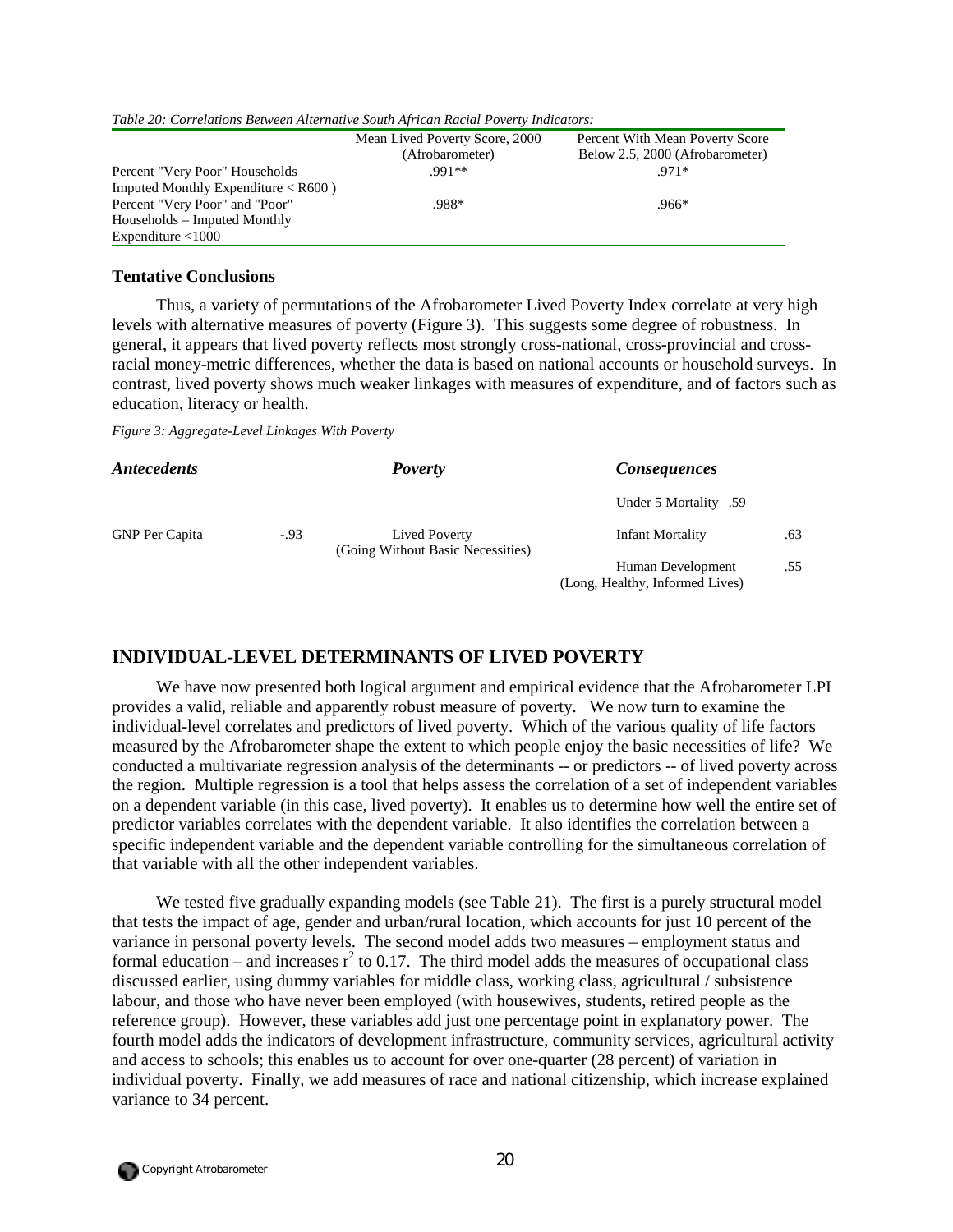*Table 20: Correlations Between Alternative South African Racial Poverty Indicators:*

| | Mean Lived Poverty Score, 2000 (Afrobarometer) | Percent With Mean Poverty Score Below 2.5, 2000 (Afrobarometer) |
|---|---|---|
| Percent "Very Poor" Households Imputed Monthly Expenditure < R600 ) | .991** | .971* |
| Percent "Very Poor" and "Poor" Households – Imputed Monthly Expenditure <1000 | .988* | .966* |

### Tentative Conclusions

Thus, a variety of permutations of the Afrobarometer Lived Poverty Index correlate at very high levels with alternative measures of poverty (Figure 3). This suggests some degree of robustness. In general, it appears that lived poverty reflects most strongly cross-national, cross-provincial and cross-racial money-metric differences, whether the data is based on national accounts or household surveys. In contrast, lived poverty shows much weaker linkages with measures of expenditure, and of factors such as education, literacy or health.

*Figure 3: Aggregate-Level Linkages With Poverty*

| ***Antecedents*** | | ***Poverty*** | ***Consequences*** | |
|---|---|---|---|---|
| | | | Under 5 Mortality | .59 |
| GNP Per Capita | -.93 | Lived Poverty (Going Without Basic Necessities) | Infant Mortality | .63 |
| | | | Human Development (Long, Healthy, Informed Lives) | .55 |

## INDIVIDUAL-LEVEL DETERMINANTS OF LIVED POVERTY

We have now presented both logical argument and empirical evidence that the Afrobarometer LPI provides a valid, reliable and apparently robust measure of poverty. We now turn to examine the individual-level correlates and predictors of lived poverty. Which of the various quality of life factors measured by the Afrobarometer shape the extent to which people enjoy the basic necessities of life? We conducted a multivariate regression analysis of the determinants -- or predictors -- of lived poverty across the region. Multiple regression is a tool that helps assess the correlation of a set of independent variables on a dependent variable (in this case, lived poverty). It enables us to determine how well the entire set of predictor variables correlates with the dependent variable. It also identifies the correlation between a specific independent variable and the dependent variable controlling for the simultaneous correlation of that variable with all the other independent variables.

We tested five gradually expanding models (see Table 21). The first is a purely structural model that tests the impact of age, gender and urban/rural location, which accounts for just 10 percent of the variance in personal poverty levels. The second model adds two measures – employment status and formal education – and increases $r^2$ to 0.17. The third model adds the measures of occupational class discussed earlier, using dummy variables for middle class, working class, agricultural / subsistence labour, and those who have never been employed (with housewives, students, retired people as the reference group). However, these variables add just one percentage point in explanatory power. The fourth model adds the indicators of development infrastructure, community services, agricultural activity and access to schools; this enables us to account for over one-quarter (28 percent) of variation in individual poverty. Finally, we add measures of race and national citizenship, which increase explained variance to 34 percent.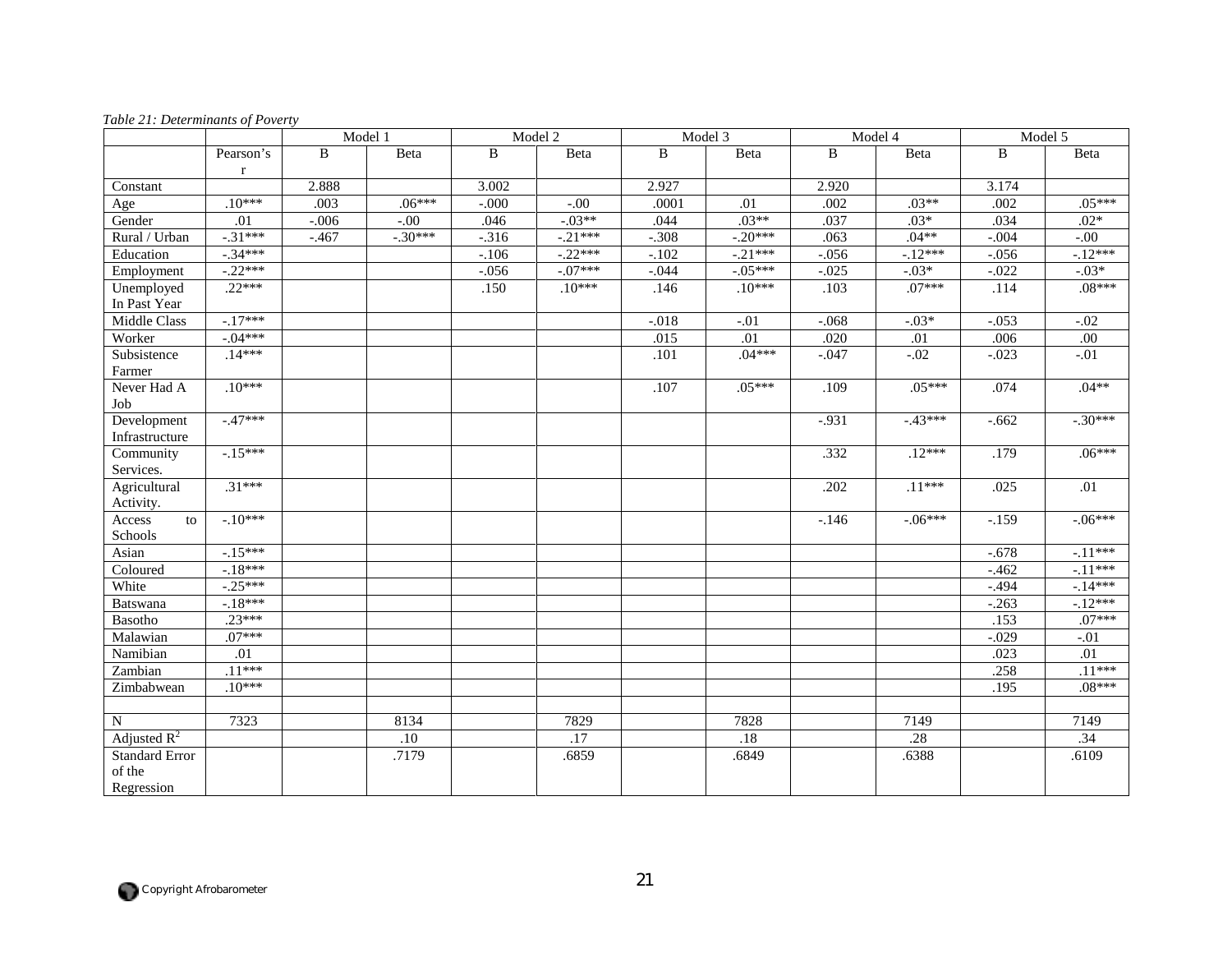*Table 21: Determinants of Poverty*

| | | Model 1 | | Model 2 | | Model 3 | | Model 4 | | Model 5 | |
|---|---|---|---|---|---|---|---|---|---|---|---|
| | Pearson's r | B | Beta | B | Beta | B | Beta | B | Beta | B | Beta |
| Constant | | 2.888 | | 3.002 | | 2.927 | | 2.920 | | 3.174 | |
| Age | .10*** | .003 | .06*** | -.000 | -.00 | .0001 | .01 | .002 | .03** | .002 | .05*** |
| Gender | .01 | -.006 | -.00 | .046 | -.03** | .044 | .03** | .037 | .03* | .034 | .02* |
| Rural / Urban | -.31*** | -.467 | -.30*** | -.316 | -.21*** | -.308 | -.20*** | .063 | .04** | -.004 | -.00 |
| Education | -.34*** | | | -.106 | -.22*** | -.102 | -.21*** | -.056 | -.12*** | -.056 | -.12*** |
| Employment | -.22*** | | | -.056 | -.07*** | -.044 | -.05*** | -.025 | -.03* | -.022 | -.03* |
| Unemployed In Past Year | .22*** | | | .150 | .10*** | .146 | .10*** | .103 | .07*** | .114 | .08*** |
| Middle Class | -.17*** | | | | | -.018 | -.01 | -.068 | -.03* | -.053 | -.02 |
| Worker | -.04*** | | | | | .015 | .01 | .020 | .01 | .006 | .00 |
| Subsistence Farmer | .14*** | | | | | .101 | .04*** | -.047 | -.02 | -.023 | -.01 |
| Never Had A Job | .10*** | | | | | .107 | .05*** | .109 | .05*** | .074 | .04** |
| Development Infrastructure | -.47*** | | | | | | | -.931 | -.43*** | -.662 | -.30*** |
| Community Services. | -.15*** | | | | | | | .332 | .12*** | .179 | .06*** |
| Agricultural Activity. | .31*** | | | | | | | .202 | .11*** | .025 | .01 |
| Access to Schools | -.10*** | | | | | | | -.146 | -.06*** | -.159 | -.06*** |
| Asian | -.15*** | | | | | | | | | -.678 | -.11*** |
| Coloured | -.18*** | | | | | | | | | -.462 | -.11*** |
| White | -.25*** | | | | | | | | | -.494 | -.14*** |
| Batswana | -.18*** | | | | | | | | | -.263 | -.12*** |
| Basotho | .23*** | | | | | | | | | .153 | .07*** |
| Malawian | .07*** | | | | | | | | | -.029 | -.01 |
| Namibian | .01 | | | | | | | | | .023 | .01 |
| Zambian | .11*** | | | | | | | | | .258 | .11*** |
| Zimbabwean | .10*** | | | | | | | | | .195 | .08*** |
| | | | | | | | | | | | |
| N | 7323 | | 8134 | | 7829 | | 7828 | | 7149 | | 7149 |
| Adjusted $R^2$ | | | .10 | | .17 | | .18 | | .28 | | .34 |
| Standard Error of the Regression | | | .7179 | | .6859 | | .6849 | | .6388 | | .6109 |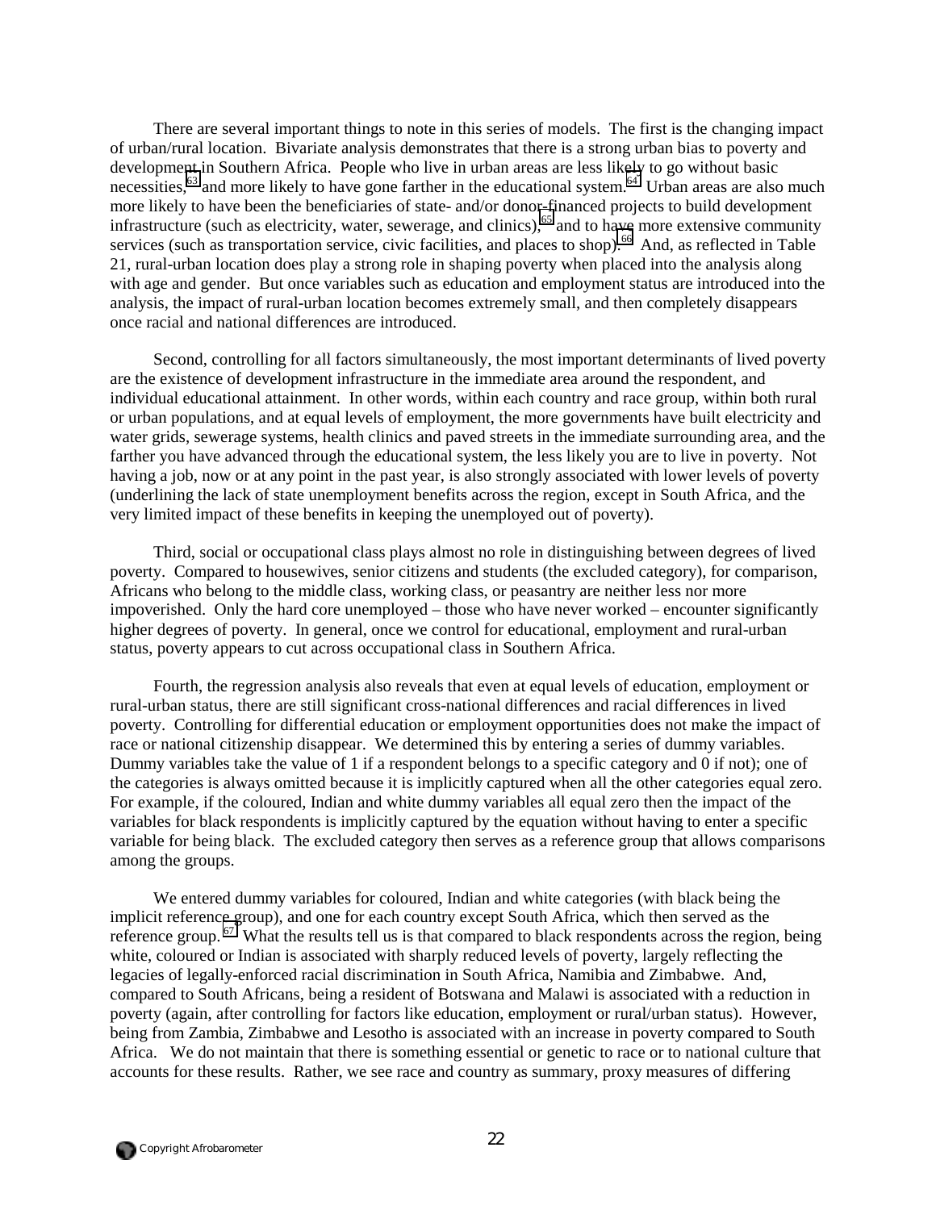There are several important things to note in this series of models. The first is the changing impact of urban/rural location. Bivariate analysis demonstrates that there is a strong urban bias to poverty and development in Southern Africa. People who live in urban areas are less likely to go without basic necessities,[63] and more likely to have gone farther in the educational system.[64] Urban areas are also much more likely to have been the beneficiaries of state- and/or donor-financed projects to build development infrastructure (such as electricity, water, sewerage, and clinics),[65] and to have more extensive community services (such as transportation service, civic facilities, and places to shop).[66] And, as reflected in Table 21, rural-urban location does play a strong role in shaping poverty when placed into the analysis along with age and gender. But once variables such as education and employment status are introduced into the analysis, the impact of rural-urban location becomes extremely small, and then completely disappears once racial and national differences are introduced.

Second, controlling for all factors simultaneously, the most important determinants of lived poverty are the existence of development infrastructure in the immediate area around the respondent, and individual educational attainment. In other words, within each country and race group, within both rural or urban populations, and at equal levels of employment, the more governments have built electricity and water grids, sewerage systems, health clinics and paved streets in the immediate surrounding area, and the farther you have advanced through the educational system, the less likely you are to live in poverty. Not having a job, now or at any point in the past year, is also strongly associated with lower levels of poverty (underlining the lack of state unemployment benefits across the region, except in South Africa, and the very limited impact of these benefits in keeping the unemployed out of poverty).

Third, social or occupational class plays almost no role in distinguishing between degrees of lived poverty. Compared to housewives, senior citizens and students (the excluded category), for comparison, Africans who belong to the middle class, working class, or peasantry are neither less nor more impoverished. Only the hard core unemployed – those who have never worked – encounter significantly higher degrees of poverty. In general, once we control for educational, employment and rural-urban status, poverty appears to cut across occupational class in Southern Africa.

Fourth, the regression analysis also reveals that even at equal levels of education, employment or rural-urban status, there are still significant cross-national differences and racial differences in lived poverty. Controlling for differential education or employment opportunities does not make the impact of race or national citizenship disappear. We determined this by entering a series of dummy variables. Dummy variables take the value of 1 if a respondent belongs to a specific category and 0 if not); one of the categories is always omitted because it is implicitly captured when all the other categories equal zero. For example, if the coloured, Indian and white dummy variables all equal zero then the impact of the variables for black respondents is implicitly captured by the equation without having to enter a specific variable for being black. The excluded category then serves as a reference group that allows comparisons among the groups.

We entered dummy variables for coloured, Indian and white categories (with black being the implicit reference group), and one for each country except South Africa, which then served as the reference group.[67] What the results tell us is that compared to black respondents across the region, being white, coloured or Indian is associated with sharply reduced levels of poverty, largely reflecting the legacies of legally-enforced racial discrimination in South Africa, Namibia and Zimbabwe. And, compared to South Africans, being a resident of Botswana and Malawi is associated with a reduction in poverty (again, after controlling for factors like education, employment or rural/urban status). However, being from Zambia, Zimbabwe and Lesotho is associated with an increase in poverty compared to South Africa. We do not maintain that there is something essential or genetic to race or to national culture that accounts for these results. Rather, we see race and country as summary, proxy measures of differing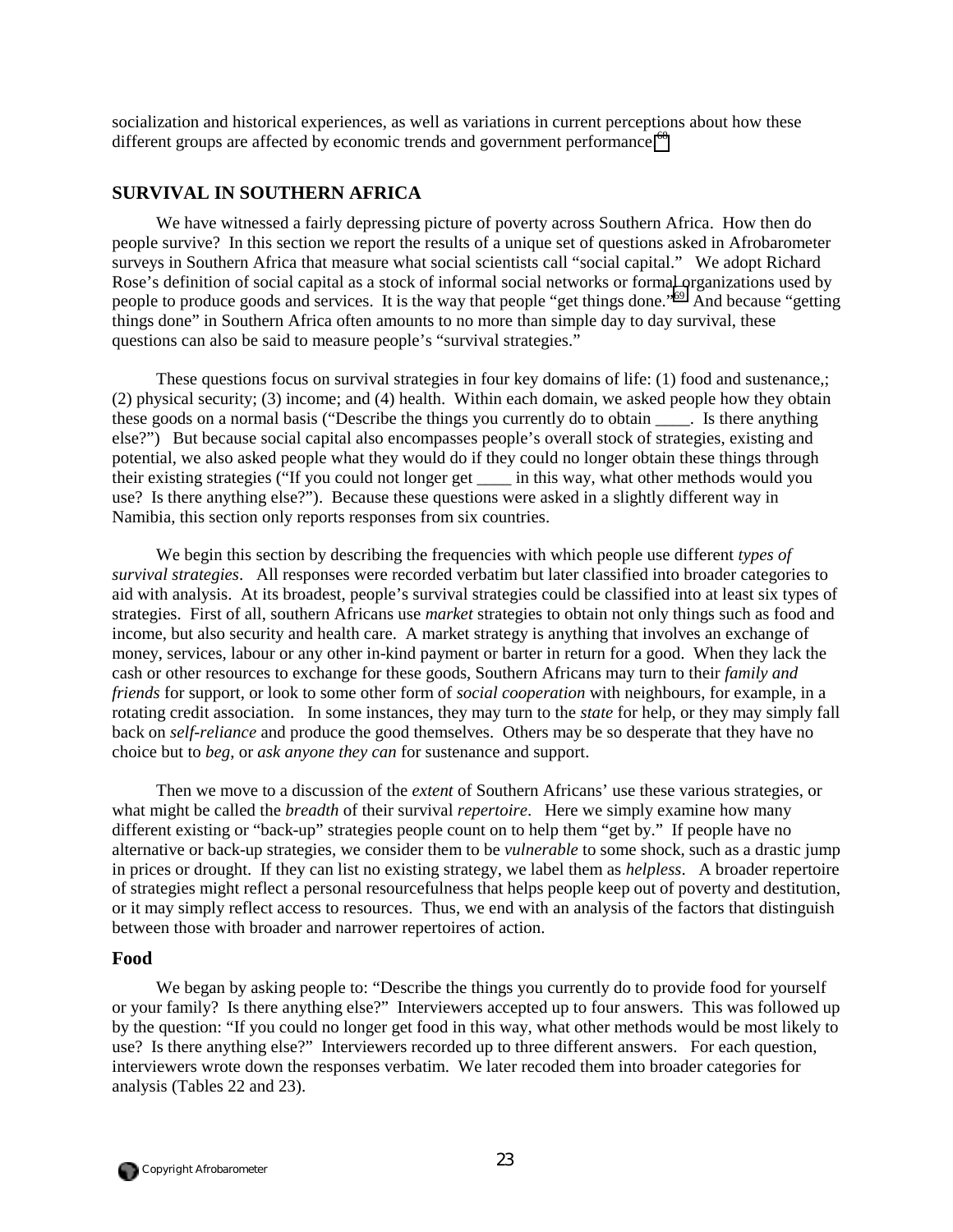socialization and historical experiences, as well as variations in current perceptions about how these different groups are affected by economic trends and government performance.[68]

## SURVIVAL IN SOUTHERN AFRICA

We have witnessed a fairly depressing picture of poverty across Southern Africa. How then do people survive? In this section we report the results of a unique set of questions asked in Afrobarometer surveys in Southern Africa that measure what social scientists call "social capital." We adopt Richard Rose's definition of social capital as a stock of informal social networks or formal organizations used by people to produce goods and services. It is the way that people "get things done."[69] And because "getting things done" in Southern Africa often amounts to no more than simple day to day survival, these questions can also be said to measure people's "survival strategies."

These questions focus on survival strategies in four key domains of life: (1) food and sustenance,; (2) physical security; (3) income; and (4) health. Within each domain, we asked people how they obtain these goods on a normal basis ("Describe the things you currently do to obtain ____. Is there anything else?") But because social capital also encompasses people's overall stock of strategies, existing and potential, we also asked people what they would do if they could no longer obtain these things through their existing strategies ("If you could not longer get ____ in this way, what other methods would you use? Is there anything else?"). Because these questions were asked in a slightly different way in Namibia, this section only reports responses from six countries.

We begin this section by describing the frequencies with which people use different *types of survival strategies*. All responses were recorded verbatim but later classified into broader categories to aid with analysis. At its broadest, people's survival strategies could be classified into at least six types of strategies. First of all, southern Africans use *market* strategies to obtain not only things such as food and income, but also security and health care. A market strategy is anything that involves an exchange of money, services, labour or any other in-kind payment or barter in return for a good. When they lack the cash or other resources to exchange for these goods, Southern Africans may turn to their *family and friends* for support, or look to some other form of *social cooperation* with neighbours, for example, in a rotating credit association. In some instances, they may turn to the *state* for help, or they may simply fall back on *self-reliance* and produce the good themselves. Others may be so desperate that they have no choice but to *beg*, or *ask anyone they can* for sustenance and support.

Then we move to a discussion of the *extent* of Southern Africans' use these various strategies, or what might be called the *breadth* of their survival *repertoire*. Here we simply examine how many different existing or "back-up" strategies people count on to help them "get by." If people have no alternative or back-up strategies, we consider them to be *vulnerable* to some shock, such as a drastic jump in prices or drought. If they can list no existing strategy, we label them as *helpless*. A broader repertoire of strategies might reflect a personal resourcefulness that helps people keep out of poverty and destitution, or it may simply reflect access to resources. Thus, we end with an analysis of the factors that distinguish between those with broader and narrower repertoires of action.

### Food

We began by asking people to: "Describe the things you currently do to provide food for yourself or your family? Is there anything else?" Interviewers accepted up to four answers. This was followed up by the question: "If you could no longer get food in this way, what other methods would be most likely to use? Is there anything else?" Interviewers recorded up to three different answers. For each question, interviewers wrote down the responses verbatim. We later recoded them into broader categories for analysis (Tables 22 and 23).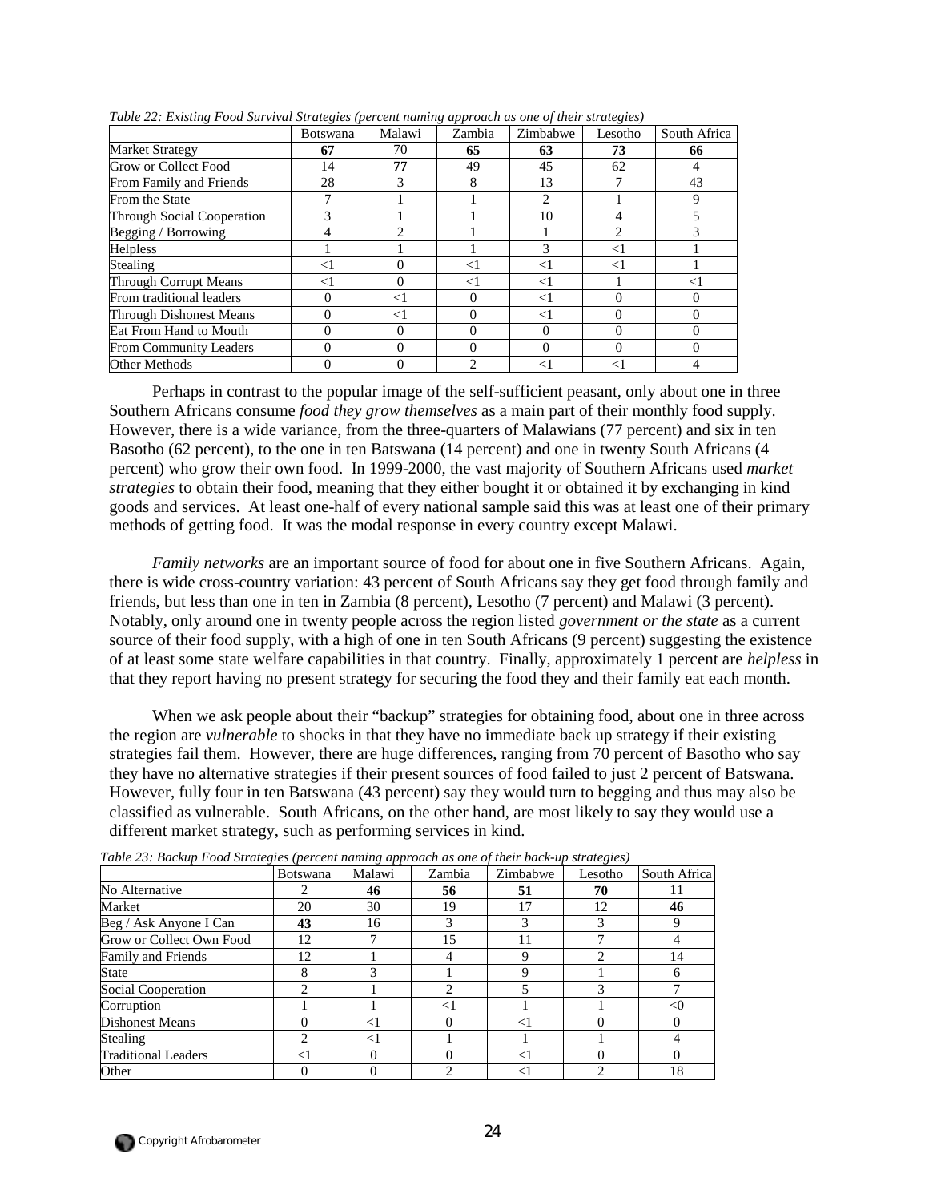*Table 22: Existing Food Survival Strategies (percent naming approach as one of their strategies)*

| | Botswana | Malawi | Zambia | Zimbabwe | Lesotho | South Africa |
|---|---|---|---|---|---|---|
| Market Strategy | **67** | 70 | **65** | **63** | **73** | **66** |
| Grow or Collect Food | 14 | **77** | 49 | 45 | 62 | 4 |
| From Family and Friends | 28 | 3 | 8 | 13 | 7 | 43 |
| From the State | 7 | 1 | 1 | 2 | 1 | 9 |
| Through Social Cooperation | 3 | 1 | 1 | 10 | 4 | 5 |
| Begging / Borrowing | 4 | 2 | 1 | 1 | 2 | 3 |
| Helpless | 1 | 1 | 1 | 3 | <1 | 1 |
| Stealing | <1 | 0 | <1 | <1 | <1 | 1 |
| Through Corrupt Means | <1 | 0 | <1 | <1 | 1 | <1 |
| From traditional leaders | 0 | <1 | 0 | <1 | 0 | 0 |
| Through Dishonest Means | 0 | <1 | 0 | <1 | 0 | 0 |
| Eat From Hand to Mouth | 0 | 0 | 0 | 0 | 0 | 0 |
| From Community Leaders | 0 | 0 | 0 | 0 | 0 | 0 |
| Other Methods | 0 | 0 | 2 | <1 | <1 | 4 |

Perhaps in contrast to the popular image of the self-sufficient peasant, only about one in three Southern Africans consume *food they grow themselves* as a main part of their monthly food supply. However, there is a wide variance, from the three-quarters of Malawians (77 percent) and six in ten Basotho (62 percent), to the one in ten Batswana (14 percent) and one in twenty South Africans (4 percent) who grow their own food. In 1999-2000, the vast majority of Southern Africans used *market strategies* to obtain their food, meaning that they either bought it or obtained it by exchanging in kind goods and services. At least one-half of every national sample said this was at least one of their primary methods of getting food. It was the modal response in every country except Malawi.

*Family networks* are an important source of food for about one in five Southern Africans. Again, there is wide cross-country variation: 43 percent of South Africans say they get food through family and friends, but less than one in ten in Zambia (8 percent), Lesotho (7 percent) and Malawi (3 percent). Notably, only around one in twenty people across the region listed *government or the state* as a current source of their food supply, with a high of one in ten South Africans (9 percent) suggesting the existence of at least some state welfare capabilities in that country. Finally, approximately 1 percent are *helpless* in that they report having no present strategy for securing the food they and their family eat each month.

When we ask people about their "backup" strategies for obtaining food, about one in three across the region are *vulnerable* to shocks in that they have no immediate back up strategy if their existing strategies fail them. However, there are huge differences, ranging from 70 percent of Basotho who say they have no alternative strategies if their present sources of food failed to just 2 percent of Batswana. However, fully four in ten Batswana (43 percent) say they would turn to begging and thus may also be classified as vulnerable. South Africans, on the other hand, are most likely to say they would use a different market strategy, such as performing services in kind.

*Table 23: Backup Food Strategies (percent naming approach as one of their back-up strategies)*

| | Botswana | Malawi | Zambia | Zimbabwe | Lesotho | South Africa |
|---|---|---|---|---|---|---|
| No Alternative | 2 | **46** | **56** | **51** | **70** | 11 |
| Market | 20 | 30 | 19 | 17 | 12 | **46** |
| Beg / Ask Anyone I Can | **43** | 16 | 3 | 3 | 3 | 9 |
| Grow or Collect Own Food | 12 | 7 | 15 | 11 | 7 | 4 |
| Family and Friends | 12 | 1 | 4 | 9 | 2 | 14 |
| State | 8 | 3 | 1 | 9 | 1 | 6 |
| Social Cooperation | 2 | 1 | 2 | 5 | 3 | 7 |
| Corruption | 1 | 1 | <1 | 1 | 1 | <0 |
| Dishonest Means | 0 | <1 | 0 | <1 | 0 | 0 |
| Stealing | 2 | <1 | 1 | 1 | 1 | 4 |
| Traditional Leaders | <1 | 0 | 0 | <1 | 0 | 0 |
| Other | 0 | 0 | 2 | <1 | 2 | 18 |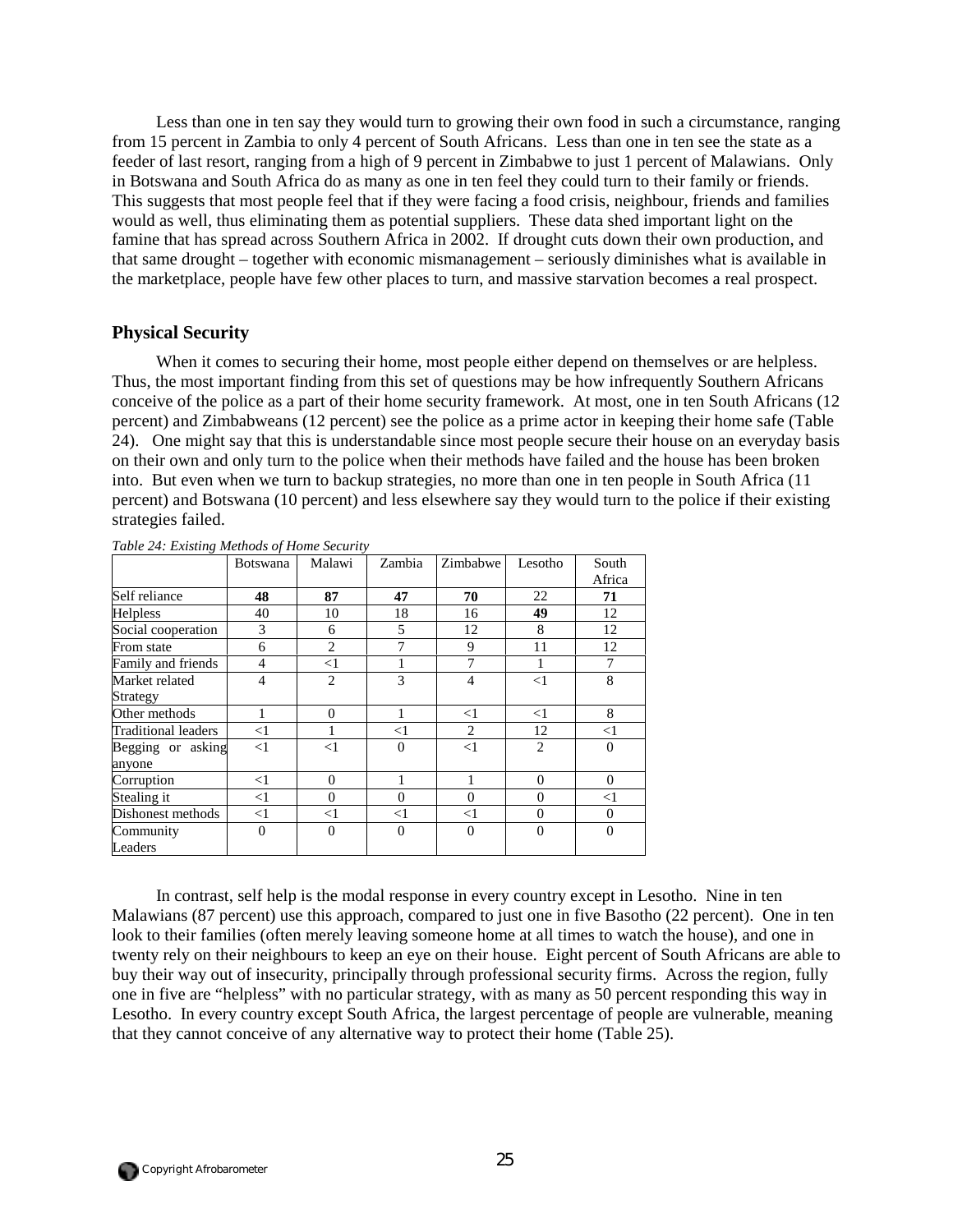Less than one in ten say they would turn to growing their own food in such a circumstance, ranging from 15 percent in Zambia to only 4 percent of South Africans. Less than one in ten see the state as a feeder of last resort, ranging from a high of 9 percent in Zimbabwe to just 1 percent of Malawians. Only in Botswana and South Africa do as many as one in ten feel they could turn to their family or friends. This suggests that most people feel that if they were facing a food crisis, neighbour, friends and families would as well, thus eliminating them as potential suppliers. These data shed important light on the famine that has spread across Southern Africa in 2002. If drought cuts down their own production, and that same drought – together with economic mismanagement – seriously diminishes what is available in the marketplace, people have few other places to turn, and massive starvation becomes a real prospect.

## Physical Security

When it comes to securing their home, most people either depend on themselves or are helpless. Thus, the most important finding from this set of questions may be how infrequently Southern Africans conceive of the police as a part of their home security framework. At most, one in ten South Africans (12 percent) and Zimbabweans (12 percent) see the police as a prime actor in keeping their home safe (Table 24). One might say that this is understandable since most people secure their house on an everyday basis on their own and only turn to the police when their methods have failed and the house has been broken into. But even when we turn to backup strategies, no more than one in ten people in South Africa (11 percent) and Botswana (10 percent) and less elsewhere say they would turn to the police if their existing strategies failed.

*Table 24: Existing Methods of Home Security*

| | Botswana | Malawi | Zambia | Zimbabwe | Lesotho | South Africa |
|---|---|---|---|---|---|---|
| Self reliance | **48** | **87** | **47** | **70** | 22 | **71** |
| Helpless | 40 | 10 | 18 | 16 | **49** | 12 |
| Social cooperation | 3 | 6 | 5 | 12 | 8 | 12 |
| From state | 6 | 2 | 7 | 9 | 11 | 12 |
| Family and friends | 4 | <1 | 1 | 7 | 1 | 7 |
| Market related Strategy | 4 | 2 | 3 | 4 | <1 | 8 |
| Other methods | 1 | 0 | 1 | <1 | <1 | 8 |
| Traditional leaders | <1 | 1 | <1 | 2 | 12 | <1 |
| Begging or asking anyone | <1 | <1 | 0 | <1 | 2 | 0 |
| Corruption | <1 | 0 | 1 | 1 | 0 | 0 |
| Stealing it | <1 | 0 | 0 | 0 | 0 | <1 |
| Dishonest methods | <1 | <1 | <1 | <1 | 0 | 0 |
| Community Leaders | 0 | 0 | 0 | 0 | 0 | 0 |

In contrast, self help is the modal response in every country except in Lesotho. Nine in ten Malawians (87 percent) use this approach, compared to just one in five Basotho (22 percent). One in ten look to their families (often merely leaving someone home at all times to watch the house), and one in twenty rely on their neighbours to keep an eye on their house. Eight percent of South Africans are able to buy their way out of insecurity, principally through professional security firms. Across the region, fully one in five are "helpless" with no particular strategy, with as many as 50 percent responding this way in Lesotho. In every country except South Africa, the largest percentage of people are vulnerable, meaning that they cannot conceive of any alternative way to protect their home (Table 25).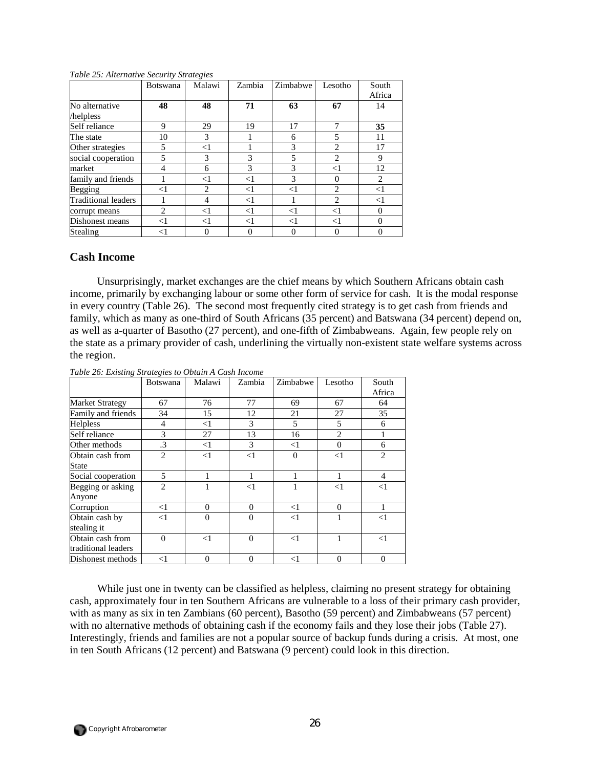*Table 25: Alternative Security Strategies*

| | Botswana | Malawi | Zambia | Zimbabwe | Lesotho | South Africa |
|---|---|---|---|---|---|---|
| No alternative /helpless | **48** | **48** | **71** | **63** | **67** | 14 |
| Self reliance | 9 | 29 | 19 | 17 | 7 | **35** |
| The state | 10 | 3 | 1 | 6 | 5 | 11 |
| Other strategies | 5 | <1 | 1 | 3 | 2 | 17 |
| social cooperation | 5 | 3 | 3 | 5 | 2 | 9 |
| market | 4 | 6 | 3 | 3 | <1 | 12 |
| family and friends | 1 | <1 | <1 | 3 | 0 | 2 |
| Begging | <1 | 2 | <1 | <1 | 2 | <1 |
| Traditional leaders | 1 | 4 | <1 | 1 | 2 | <1 |
| corrupt means | 2 | <1 | <1 | <1 | <1 | 0 |
| Dishonest means | <1 | <1 | <1 | <1 | <1 | 0 |
| Stealing | <1 | 0 | 0 | 0 | 0 | 0 |

## Cash Income

Unsurprisingly, market exchanges are the chief means by which Southern Africans obtain cash income, primarily by exchanging labour or some other form of service for cash. It is the modal response in every country (Table 26). The second most frequently cited strategy is to get cash from friends and family, which as many as one-third of South Africans (35 percent) and Batswana (34 percent) depend on, as well as a-quarter of Basotho (27 percent), and one-fifth of Zimbabweans. Again, few people rely on the state as a primary provider of cash, underlining the virtually non-existent state welfare systems across the region.

*Table 26: Existing Strategies to Obtain A Cash Income*

| | Botswana | Malawi | Zambia | Zimbabwe | Lesotho | South Africa |
|---|---|---|---|---|---|---|
| Market Strategy | 67 | 76 | 77 | 69 | 67 | 64 |
| Family and friends | 34 | 15 | 12 | 21 | 27 | 35 |
| Helpless | 4 | <1 | 3 | 5 | 5 | 6 |
| Self reliance | 3 | 27 | 13 | 16 | 2 | 1 |
| Other methods | .3 | <1 | 3 | <1 | 0 | 6 |
| Obtain cash from State | 2 | <1 | <1 | 0 | <1 | 2 |
| Social cooperation | 5 | 1 | 1 | 1 | 1 | 4 |
| Begging or asking Anyone | 2 | 1 | <1 | 1 | <1 | <1 |
| Corruption | <1 | 0 | 0 | <1 | 0 | 1 |
| Obtain cash by stealing it | <1 | 0 | 0 | <1 | 1 | <1 |
| Obtain cash from traditional leaders | 0 | <1 | 0 | <1 | 1 | <1 |
| Dishonest methods | <1 | 0 | 0 | <1 | 0 | 0 |

While just one in twenty can be classified as helpless, claiming no present strategy for obtaining cash, approximately four in ten Southern Africans are vulnerable to a loss of their primary cash provider, with as many as six in ten Zambians (60 percent), Basotho (59 percent) and Zimbabweans (57 percent) with no alternative methods of obtaining cash if the economy fails and they lose their jobs (Table 27). Interestingly, friends and families are not a popular source of backup funds during a crisis. At most, one in ten South Africans (12 percent) and Batswana (9 percent) could look in this direction.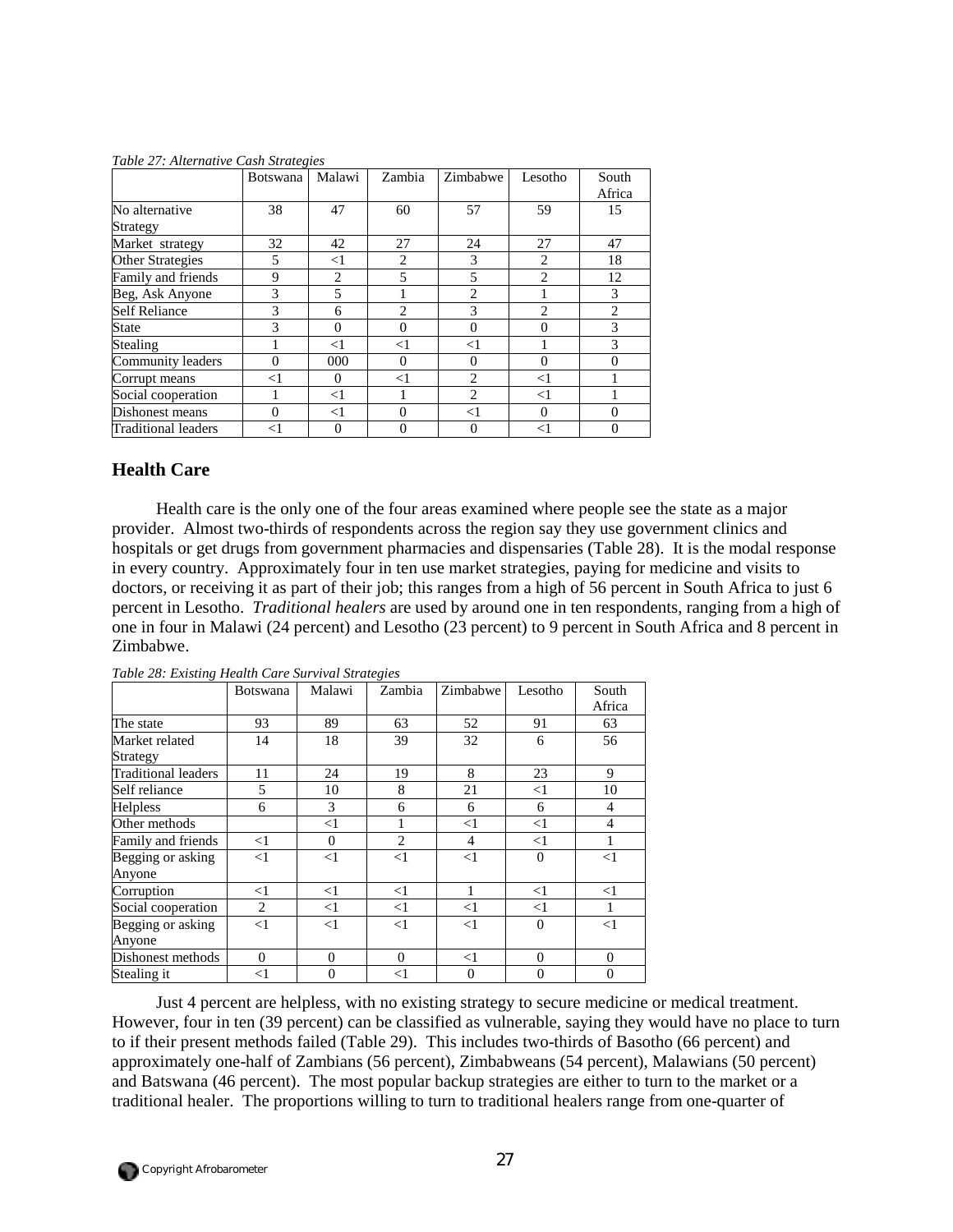*Table 27: Alternative Cash Strategies*

| | Botswana | Malawi | Zambia | Zimbabwe | Lesotho | South Africa |
|---|---|---|---|---|---|---|
| No alternative Strategy | 38 | 47 | 60 | 57 | 59 | 15 |
| Market strategy | 32 | 42 | 27 | 24 | 27 | 47 |
| Other Strategies | 5 | <1 | 2 | 3 | 2 | 18 |
| Family and friends | 9 | 2 | 5 | 5 | 2 | 12 |
| Beg, Ask Anyone | 3 | 5 | 1 | 2 | 1 | 3 |
| Self Reliance | 3 | 6 | 2 | 3 | 2 | 2 |
| State | 3 | 0 | 0 | 0 | 0 | 3 |
| Stealing | 1 | <1 | <1 | <1 | 1 | 3 |
| Community leaders | 0 | 000 | 0 | 0 | 0 | 0 |
| Corrupt means | <1 | 0 | <1 | 2 | <1 | 1 |
| Social cooperation | 1 | <1 | 1 | 2 | <1 | 1 |
| Dishonest means | 0 | <1 | 0 | <1 | 0 | 0 |
| Traditional leaders | <1 | 0 | 0 | 0 | <1 | 0 |

## Health Care

Health care is the only one of the four areas examined where people see the state as a major provider. Almost two-thirds of respondents across the region say they use government clinics and hospitals or get drugs from government pharmacies and dispensaries (Table 28). It is the modal response in every country. Approximately four in ten use market strategies, paying for medicine and visits to doctors, or receiving it as part of their job; this ranges from a high of 56 percent in South Africa to just 6 percent in Lesotho. *Traditional healers* are used by around one in ten respondents, ranging from a high of one in four in Malawi (24 percent) and Lesotho (23 percent) to 9 percent in South Africa and 8 percent in Zimbabwe.

*Table 28: Existing Health Care Survival Strategies*

| | Botswana | Malawi | Zambia | Zimbabwe | Lesotho | South Africa |
|---|---|---|---|---|---|---|
| The state | 93 | 89 | 63 | 52 | 91 | 63 |
| Market related Strategy | 14 | 18 | 39 | 32 | 6 | 56 |
| Traditional leaders | 11 | 24 | 19 | 8 | 23 | 9 |
| Self reliance | 5 | 10 | 8 | 21 | <1 | 10 |
| Helpless | 6 | 3 | 6 | 6 | 6 | 4 |
| Other methods | | <1 | 1 | <1 | <1 | 4 |
| Family and friends | <1 | 0 | 2 | 4 | <1 | 1 |
| Begging or asking Anyone | <1 | <1 | <1 | <1 | 0 | <1 |
| Corruption | <1 | <1 | <1 | 1 | <1 | <1 |
| Social cooperation | 2 | <1 | <1 | <1 | <1 | 1 |
| Begging or asking Anyone | <1 | <1 | <1 | <1 | 0 | <1 |
| Dishonest methods | 0 | 0 | 0 | <1 | 0 | 0 |
| Stealing it | <1 | 0 | <1 | 0 | 0 | 0 |

Just 4 percent are helpless, with no existing strategy to secure medicine or medical treatment. However, four in ten (39 percent) can be classified as vulnerable, saying they would have no place to turn to if their present methods failed (Table 29). This includes two-thirds of Basotho (66 percent) and approximately one-half of Zambians (56 percent), Zimbabweans (54 percent), Malawians (50 percent) and Batswana (46 percent). The most popular backup strategies are either to turn to the market or a traditional healer. The proportions willing to turn to traditional healers range from one-quarter of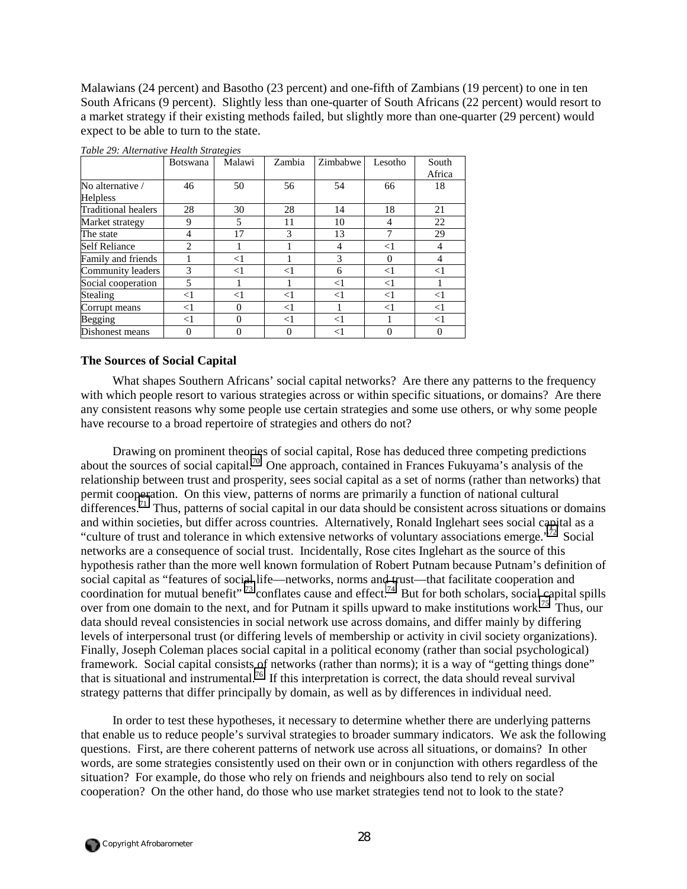Malawians (24 percent) and Basotho (23 percent) and one-fifth of Zambians (19 percent) to one in ten South Africans (9 percent). Slightly less than one-quarter of South Africans (22 percent) would resort to a market strategy if their existing methods failed, but slightly more than one-quarter (29 percent) would expect to be able to turn to the state.

*Table 29: Alternative Health Strategies*

| | Botswana | Malawi | Zambia | Zimbabwe | Lesotho | South Africa |
|---|---|---|---|---|---|---|
| No alternative / Helpless | 46 | 50 | 56 | 54 | 66 | 18 |
| Traditional healers | 28 | 30 | 28 | 14 | 18 | 21 |
| Market strategy | 9 | 5 | 11 | 10 | 4 | 22 |
| The state | 4 | 17 | 3 | 13 | 7 | 29 |
| Self Reliance | 2 | 1 | 1 | 4 | <1 | 4 |
| Family and friends | 1 | <1 | 1 | 3 | 0 | 4 |
| Community leaders | 3 | <1 | <1 | 6 | <1 | <1 |
| Social cooperation | 5 | 1 | 1 | <1 | <1 | 1 |
| Stealing | <1 | <1 | <1 | <1 | <1 | <1 |
| Corrupt means | <1 | 0 | <1 | 1 | <1 | <1 |
| Begging | <1 | 0 | <1 | <1 | 1 | <1 |
| Dishonest means | 0 | 0 | 0 | <1 | 0 | 0 |

**The Sources of Social Capital**

What shapes Southern Africans' social capital networks? Are there any patterns to the frequency with which people resort to various strategies across or within specific situations, or domains? Are there any consistent reasons why some people use certain strategies and some use others, or why some people have recourse to a broad repertoire of strategies and others do not?

Drawing on prominent theories of social capital, Rose has deduced three competing predictions about the sources of social capital.[70] One approach, contained in Frances Fukuyama's analysis of the relationship between trust and prosperity, sees social capital as a set of norms (rather than networks) that permit cooperation. On this view, patterns of norms are primarily a function of national cultural differences.[71] Thus, patterns of social capital in our data should be consistent across situations or domains and within societies, but differ across countries. Alternatively, Ronald Inglehart sees social capital as a "culture of trust and tolerance in which extensive networks of voluntary associations emerge."[72] Social networks are a consequence of social trust. Incidentally, Rose cites Inglehart as the source of this hypothesis rather than the more well known formulation of Robert Putnam because Putnam's definition of social capital as "features of social life—networks, norms and trust—that facilitate cooperation and coordination for mutual benefit"[73] conflates cause and effect.[74] But for both scholars, social capital spills over from one domain to the next, and for Putnam it spills upward to make institutions work.[75] Thus, our data should reveal consistencies in social network use across domains, and differ mainly by differing levels of interpersonal trust (or differing levels of membership or activity in civil society organizations). Finally, Joseph Coleman places social capital in a political economy (rather than social psychological) framework. Social capital consists of networks (rather than norms); it is a way of "getting things done" that is situational and instrumental.[76] If this interpretation is correct, the data should reveal survival strategy patterns that differ principally by domain, as well as by differences in individual need.

In order to test these hypotheses, it necessary to determine whether there are underlying patterns that enable us to reduce people's survival strategies to broader summary indicators. We ask the following questions. First, are there coherent patterns of network use across all situations, or domains? In other words, are some strategies consistently used on their own or in conjunction with others regardless of the situation? For example, do those who rely on friends and neighbours also tend to rely on social cooperation? On the other hand, do those who use market strategies tend not to look to the state?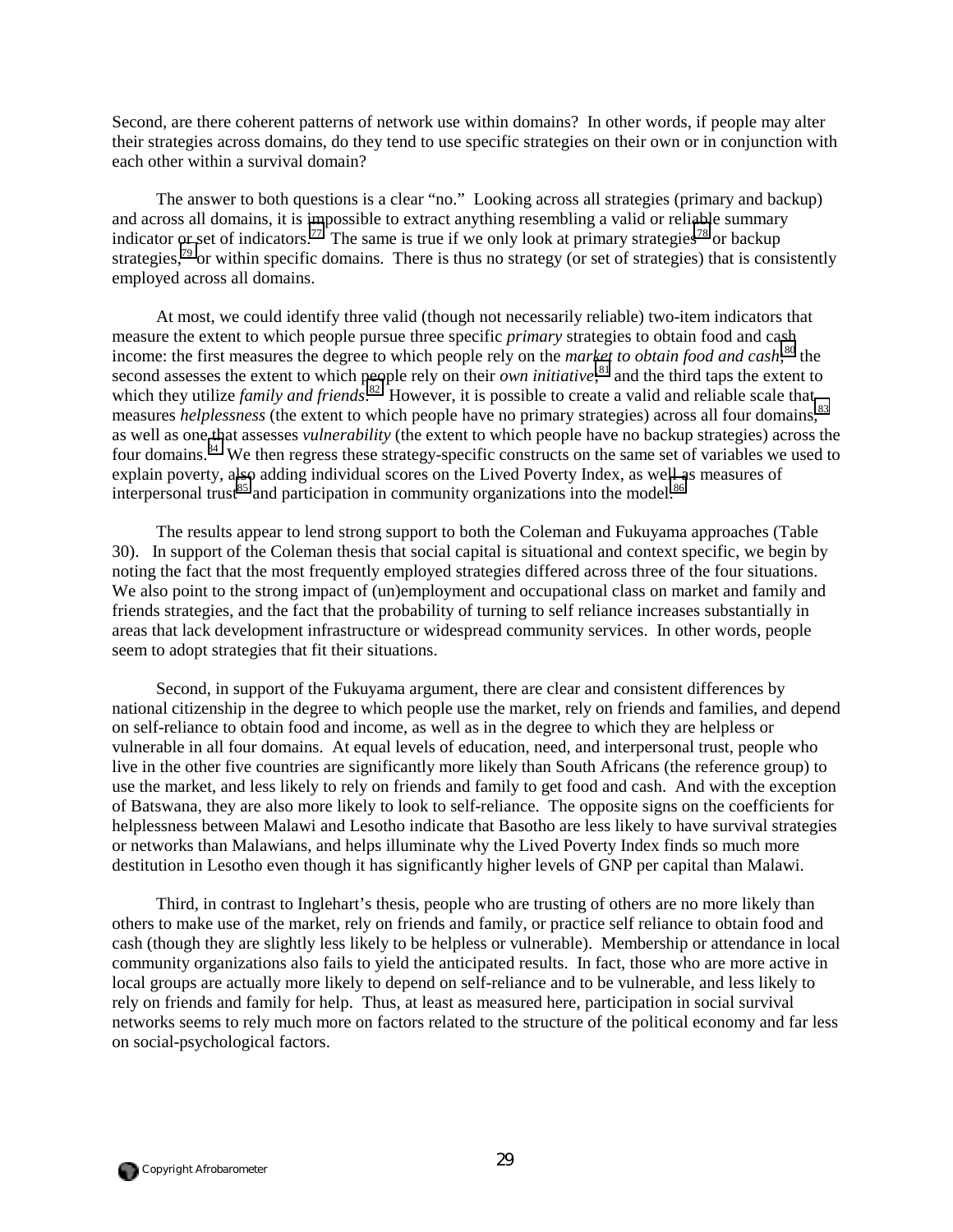Second, are there coherent patterns of network use within domains? In other words, if people may alter their strategies across domains, do they tend to use specific strategies on their own or in conjunction with each other within a survival domain?

The answer to both questions is a clear "no." Looking across all strategies (primary and backup) and across all domains, it is impossible to extract anything resembling a valid or reliable summary indicator or set of indicators.[77] The same is true if we only look at primary strategies[78] or backup strategies,[79] or within specific domains. There is thus no strategy (or set of strategies) that is consistently employed across all domains.

At most, we could identify three valid (though not necessarily reliable) two-item indicators that measure the extent to which people pursue three specific *primary* strategies to obtain food and cash income: the first measures the degree to which people rely on the *market to obtain food and cash*;[80] the second assesses the extent to which people rely on their *own initiative*;[81] and the third taps the extent to which they utilize *family and friends*.[82] However, it is possible to create a valid and reliable scale that measures *helplessness* (the extent to which people have no primary strategies) across all four domains,[83] as well as one that assesses *vulnerability* (the extent to which people have no backup strategies) across the four domains.[84] We then regress these strategy-specific constructs on the same set of variables we used to explain poverty, also adding individual scores on the Lived Poverty Index, as well as measures of interpersonal trust[85] and participation in community organizations into the model.[86]

The results appear to lend strong support to both the Coleman and Fukuyama approaches (Table 30). In support of the Coleman thesis that social capital is situational and context specific, we begin by noting the fact that the most frequently employed strategies differed across three of the four situations. We also point to the strong impact of (un)employment and occupational class on market and family and friends strategies, and the fact that the probability of turning to self reliance increases substantially in areas that lack development infrastructure or widespread community services. In other words, people seem to adopt strategies that fit their situations.

Second, in support of the Fukuyama argument, there are clear and consistent differences by national citizenship in the degree to which people use the market, rely on friends and families, and depend on self-reliance to obtain food and income, as well as in the degree to which they are helpless or vulnerable in all four domains. At equal levels of education, need, and interpersonal trust, people who live in the other five countries are significantly more likely than South Africans (the reference group) to use the market, and less likely to rely on friends and family to get food and cash. And with the exception of Batswana, they are also more likely to look to self-reliance. The opposite signs on the coefficients for helplessness between Malawi and Lesotho indicate that Basotho are less likely to have survival strategies or networks than Malawians, and helps illuminate why the Lived Poverty Index finds so much more destitution in Lesotho even though it has significantly higher levels of GNP per capital than Malawi.

Third, in contrast to Inglehart's thesis, people who are trusting of others are no more likely than others to make use of the market, rely on friends and family, or practice self reliance to obtain food and cash (though they are slightly less likely to be helpless or vulnerable). Membership or attendance in local community organizations also fails to yield the anticipated results. In fact, those who are more active in local groups are actually more likely to depend on self-reliance and to be vulnerable, and less likely to rely on friends and family for help. Thus, at least as measured here, participation in social survival networks seems to rely much more on factors related to the structure of the political economy and far less on social-psychological factors.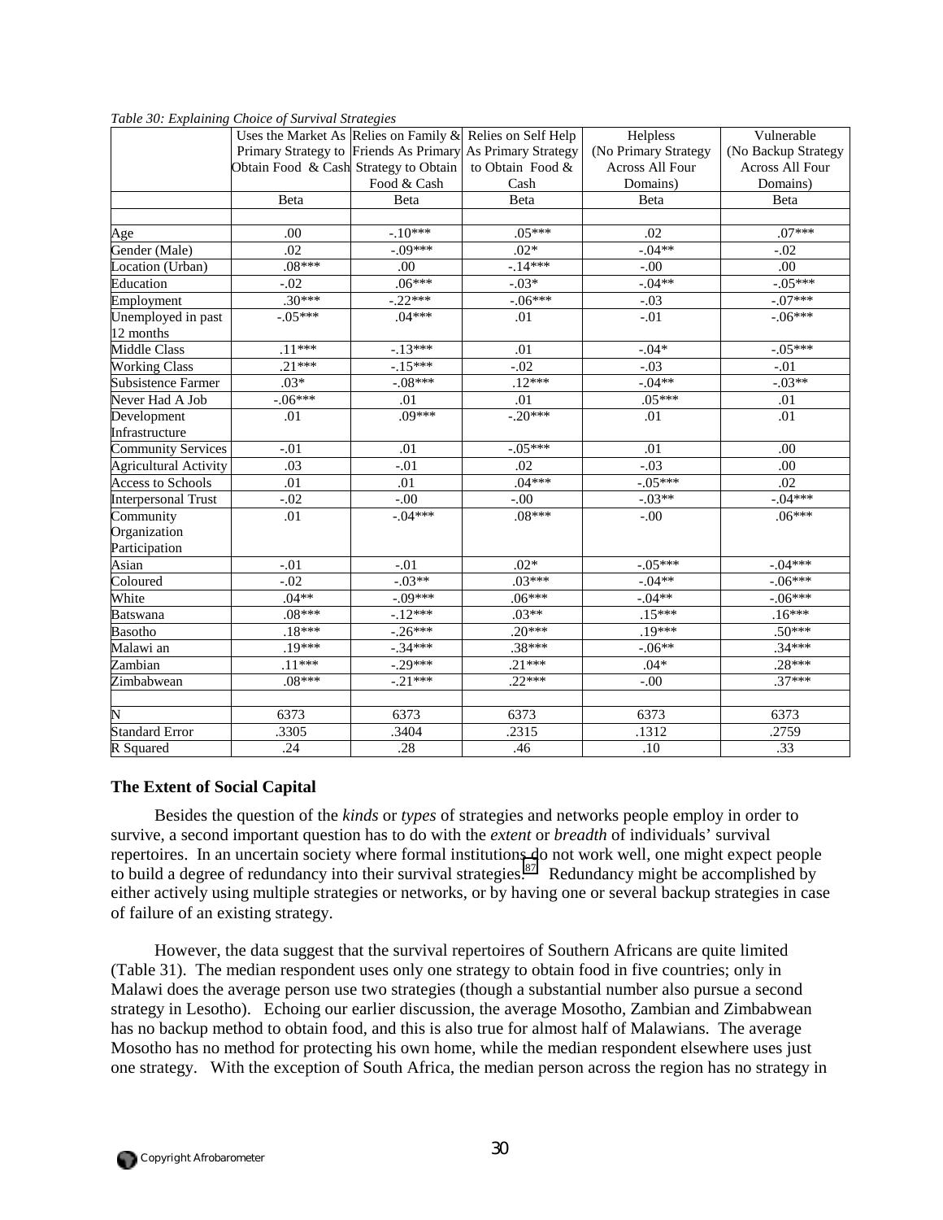*Table 30: Explaining Choice of Survival Strategies*

| | Uses the Market As Primary Strategy to Obtain Food & Cash | Relies on Family & Friends As Primary Strategy to Obtain Food & Cash | Relies on Self Help As Primary Strategy to Obtain Food & Cash | Helpless (No Primary Strategy Across All Four Domains) | Vulnerable (No Backup Strategy Across All Four Domains) |
|---|---|---|---|---|---|
| | Beta | Beta | Beta | Beta | Beta |
| | | | | | |
| Age | .00 | -.10*** | .05*** | .02 | .07*** |
| Gender (Male) | .02 | -.09*** | .02* | -.04** | -.02 |
| Location (Urban) | .08*** | .00 | -.14*** | -.00 | .00 |
| Education | -.02 | .06*** | -.03* | -.04** | -.05*** |
| Employment | .30*** | -.22*** | -.06*** | -.03 | -.07*** |
| Unemployed in past 12 months | -.05*** | .04*** | .01 | -.01 | -.06*** |
| Middle Class | .11*** | -.13*** | .01 | -.04* | -.05*** |
| Working Class | .21*** | -.15*** | -.02 | -.03 | -.01 |
| Subsistence Farmer | .03* | -.08*** | .12*** | -.04** | -.03** |
| Never Had A Job | -.06*** | .01 | .01 | .05*** | .01 |
| Development Infrastructure | .01 | .09*** | -.20*** | .01 | .01 |
| Community Services | -.01 | .01 | -.05*** | .01 | .00 |
| Agricultural Activity | .03 | -.01 | .02 | -.03 | .00 |
| Access to Schools | .01 | .01 | .04*** | -.05*** | .02 |
| Interpersonal Trust | -.02 | -.00 | -.00 | -.03** | -.04*** |
| Community Organization Participation | .01 | -.04*** | .08*** | -.00 | .06*** |
| Asian | -.01 | -.01 | .02* | -.05*** | -.04*** |
| Coloured | -.02 | -.03** | .03*** | -.04** | -.06*** |
| White | .04** | -.09*** | .06*** | -.04** | -.06*** |
| Batswana | .08*** | -.12*** | .03** | .15*** | .16*** |
| Basotho | .18*** | -.26*** | .20*** | .19*** | .50*** |
| Malawi an | .19*** | -.34*** | .38*** | -.06** | .34*** |
| Zambian | .11*** | -.29*** | .21*** | .04* | .28*** |
| Zimbabwean | .08*** | -.21*** | .22*** | -.00 | .37*** |
| | | | | | |
| N | 6373 | 6373 | 6373 | 6373 | 6373 |
| Standard Error | .3305 | .3404 | .2315 | .1312 | .2759 |
| R Squared | .24 | .28 | .46 | .10 | .33 |

### The Extent of Social Capital

Besides the question of the *kinds* or *types* of strategies and networks people employ in order to survive, a second important question has to do with the *extent* or *breadth* of individuals' survival repertoires. In an uncertain society where formal institutions do not work well, one might expect people to build a degree of redundancy into their survival strategies.[87] Redundancy might be accomplished by either actively using multiple strategies or networks, or by having one or several backup strategies in case of failure of an existing strategy.

However, the data suggest that the survival repertoires of Southern Africans are quite limited (Table 31). The median respondent uses only one strategy to obtain food in five countries; only in Malawi does the average person use two strategies (though a substantial number also pursue a second strategy in Lesotho). Echoing our earlier discussion, the average Mosotho, Zambian and Zimbabwean has no backup method to obtain food, and this is also true for almost half of Malawians. The average Mosotho has no method for protecting his own home, while the median respondent elsewhere uses just one strategy. With the exception of South Africa, the median person across the region has no strategy in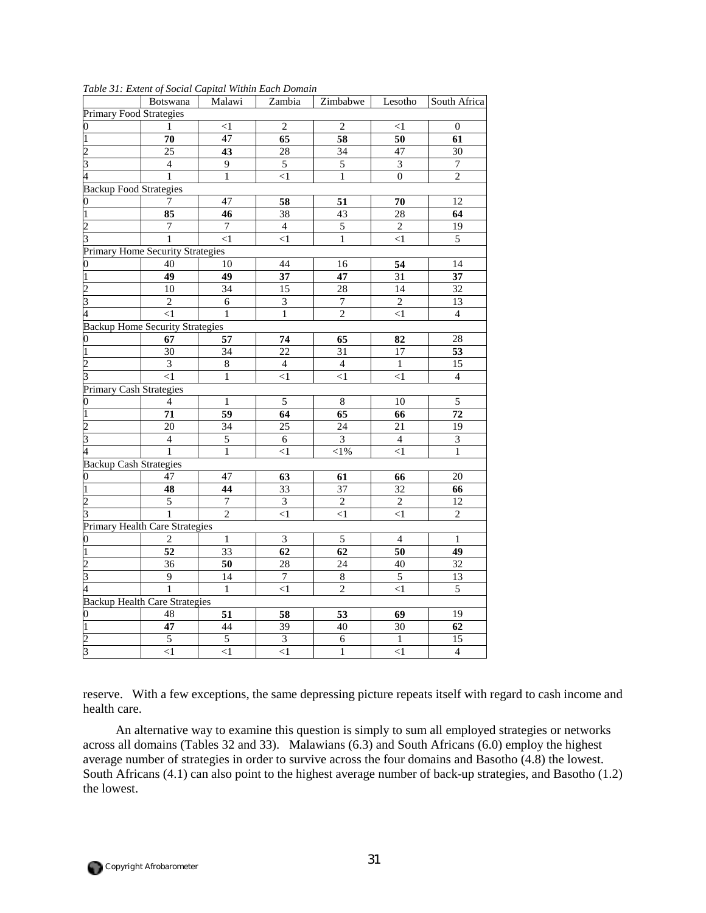*Table 31: Extent of Social Capital Within Each Domain*

| | Botswana | Malawi | Zambia | Zimbabwe | Lesotho | South Africa |
|---|---|---|---|---|---|---|
| Primary Food Strategies | | | | | | |
| 0 | 1 | <1 | 2 | 2 | <1 | 0 |
| 1 | **70** | 47 | **65** | **58** | **50** | **61** |
| 2 | 25 | **43** | 28 | 34 | 47 | 30 |
| 3 | 4 | 9 | 5 | 5 | 3 | 7 |
| 4 | 1 | 1 | <1 | 1 | 0 | 2 |
| Backup Food Strategies | | | | | | |
| 0 | 7 | 47 | **58** | **51** | **70** | 12 |
| 1 | **85** | **46** | 38 | 43 | 28 | **64** |
| 2 | 7 | 7 | 4 | 5 | 2 | 19 |
| 3 | 1 | <1 | <1 | 1 | <1 | 5 |
| Primary Home Security Strategies | | | | | | |
| 0 | 40 | 10 | 44 | 16 | **54** | 14 |
| 1 | **49** | **49** | **37** | **47** | 31 | **37** |
| 2 | 10 | 34 | 15 | 28 | 14 | 32 |
| 3 | 2 | 6 | 3 | 7 | 2 | 13 |
| 4 | <1 | 1 | 1 | 2 | <1 | 4 |
| Backup Home Security Strategies | | | | | | |
| 0 | **67** | **57** | **74** | **65** | **82** | 28 |
| 1 | 30 | 34 | 22 | 31 | 17 | **53** |
| 2 | 3 | 8 | 4 | 4 | 1 | 15 |
| 3 | <1 | 1 | <1 | <1 | <1 | 4 |
| Primary Cash Strategies | | | | | | |
| 0 | 4 | 1 | 5 | 8 | 10 | 5 |
| 1 | **71** | **59** | **64** | **65** | **66** | **72** |
| 2 | 20 | 34 | 25 | 24 | 21 | 19 |
| 3 | 4 | 5 | 6 | 3 | 4 | 3 |
| 4 | 1 | 1 | <1 | <1% | <1 | 1 |
| Backup Cash Strategies | | | | | | |
| 0 | 47 | 47 | **63** | **61** | **66** | 20 |
| 1 | **48** | **44** | 33 | 37 | 32 | **66** |
| 2 | 5 | 7 | 3 | 2 | 2 | 12 |
| 3 | 1 | 2 | <1 | <1 | <1 | 2 |
| Primary Health Care Strategies | | | | | | |
| 0 | 2 | 1 | 3 | 5 | 4 | 1 |
| 1 | **52** | 33 | **62** | **62** | **50** | **49** |
| 2 | 36 | **50** | 28 | 24 | 40 | 32 |
| 3 | 9 | 14 | 7 | 8 | 5 | 13 |
| 4 | 1 | 1 | <1 | 2 | <1 | 5 |
| Backup Health Care Strategies | | | | | | |
| 0 | 48 | **51** | **58** | **53** | **69** | 19 |
| 1 | **47** | 44 | 39 | 40 | 30 | **62** |
| 2 | 5 | 5 | 3 | 6 | 1 | 15 |
| 3 | <1 | <1 | <1 | 1 | <1 | 4 |

reserve. With a few exceptions, the same depressing picture repeats itself with regard to cash income and health care.

An alternative way to examine this question is simply to sum all employed strategies or networks across all domains (Tables 32 and 33). Malawians (6.3) and South Africans (6.0) employ the highest average number of strategies in order to survive across the four domains and Basotho (4.8) the lowest. South Africans (4.1) can also point to the highest average number of back-up strategies, and Basotho (1.2) the lowest.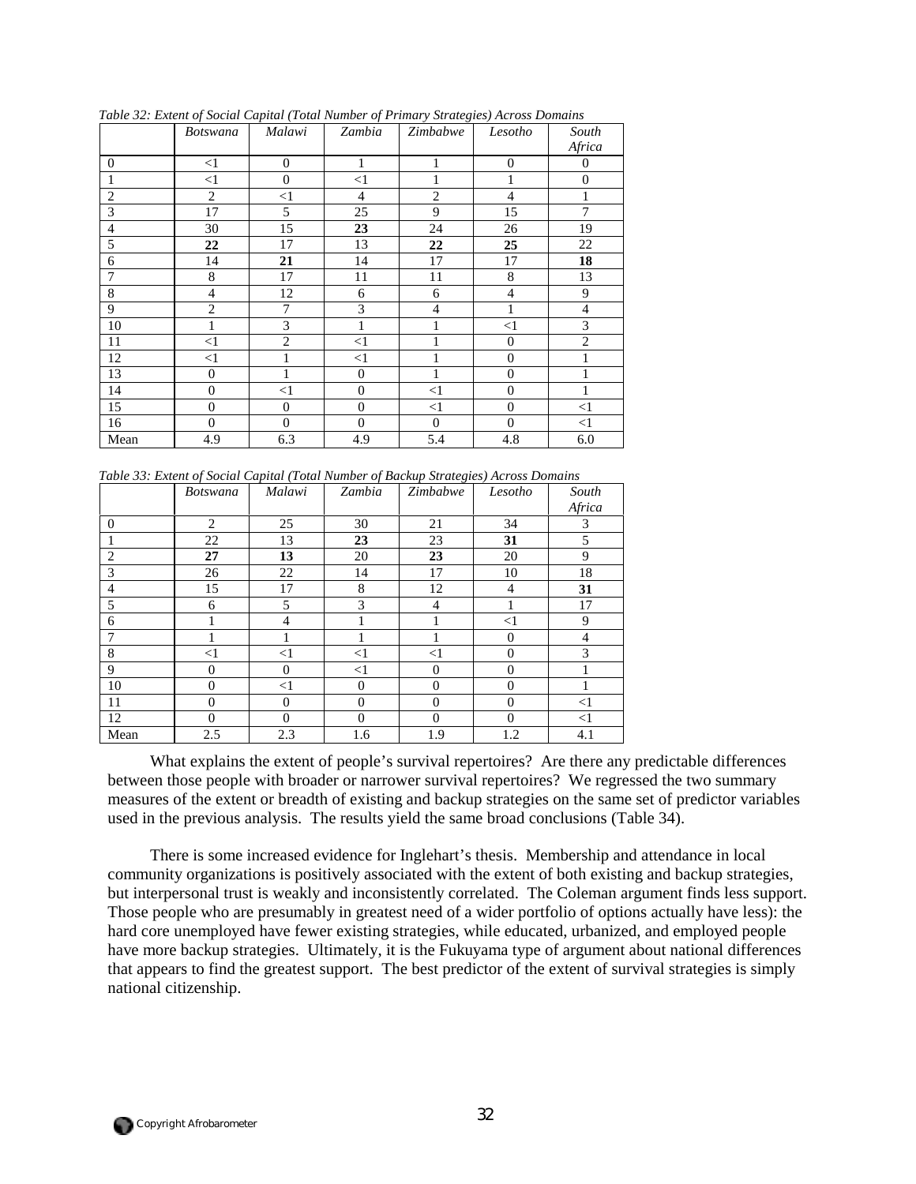*Table 32: Extent of Social Capital (Total Number of Primary Strategies) Across Domains*

| | *Botswana* | *Malawi* | *Zambia* | *Zimbabwe* | *Lesotho* | *South Africa* |
|---|---|---|---|---|---|---|
| 0 | <1 | 0 | 1 | 1 | 0 | 0 |
| 1 | <1 | 0 | <1 | 1 | 1 | 0 |
| 2 | 2 | <1 | 4 | 2 | 4 | 1 |
| 3 | 17 | 5 | 25 | 9 | 15 | 7 |
| 4 | 30 | 15 | **23** | 24 | 26 | 19 |
| 5 | **22** | 17 | 13 | **22** | **25** | 22 |
| 6 | 14 | **21** | 14 | 17 | 17 | **18** |
| 7 | 8 | 17 | 11 | 11 | 8 | 13 |
| 8 | 4 | 12 | 6 | 6 | 4 | 9 |
| 9 | 2 | 7 | 3 | 4 | 1 | 4 |
| 10 | 1 | 3 | 1 | 1 | <1 | 3 |
| 11 | <1 | 2 | <1 | 1 | 0 | 2 |
| 12 | <1 | 1 | <1 | 1 | 0 | 1 |
| 13 | 0 | 1 | 0 | 1 | 0 | 1 |
| 14 | 0 | <1 | 0 | <1 | 0 | 1 |
| 15 | 0 | 0 | 0 | <1 | 0 | <1 |
| 16 | 0 | 0 | 0 | 0 | 0 | <1 |
| Mean | 4.9 | 6.3 | 4.9 | 5.4 | 4.8 | 6.0 |

*Table 33: Extent of Social Capital (Total Number of Backup Strategies) Across Domains*

| | *Botswana* | *Malawi* | *Zambia* | *Zimbabwe* | *Lesotho* | *South Africa* |
|---|---|---|---|---|---|---|
| 0 | 2 | 25 | 30 | 21 | 34 | 3 |
| 1 | 22 | 13 | **23** | 23 | **31** | 5 |
| 2 | **27** | **13** | 20 | **23** | 20 | 9 |
| 3 | 26 | 22 | 14 | 17 | 10 | 18 |
| 4 | 15 | 17 | 8 | 12 | 4 | **31** |
| 5 | 6 | 5 | 3 | 4 | 1 | 17 |
| 6 | 1 | 4 | 1 | 1 | <1 | 9 |
| 7 | 1 | 1 | 1 | 1 | 0 | 4 |
| 8 | <1 | <1 | <1 | <1 | 0 | 3 |
| 9 | 0 | 0 | <1 | 0 | 0 | 1 |
| 10 | 0 | <1 | 0 | 0 | 0 | 1 |
| 11 | 0 | 0 | 0 | 0 | 0 | <1 |
| 12 | 0 | 0 | 0 | 0 | 0 | <1 |
| Mean | 2.5 | 2.3 | 1.6 | 1.9 | 1.2 | 4.1 |

What explains the extent of people's survival repertoires? Are there any predictable differences between those people with broader or narrower survival repertoires? We regressed the two summary measures of the extent or breadth of existing and backup strategies on the same set of predictor variables used in the previous analysis. The results yield the same broad conclusions (Table 34).

There is some increased evidence for Inglehart's thesis. Membership and attendance in local community organizations is positively associated with the extent of both existing and backup strategies, but interpersonal trust is weakly and inconsistently correlated. The Coleman argument finds less support. Those people who are presumably in greatest need of a wider portfolio of options actually have less): the hard core unemployed have fewer existing strategies, while educated, urbanized, and employed people have more backup strategies. Ultimately, it is the Fukuyama type of argument about national differences that appears to find the greatest support. The best predictor of the extent of survival strategies is simply national citizenship.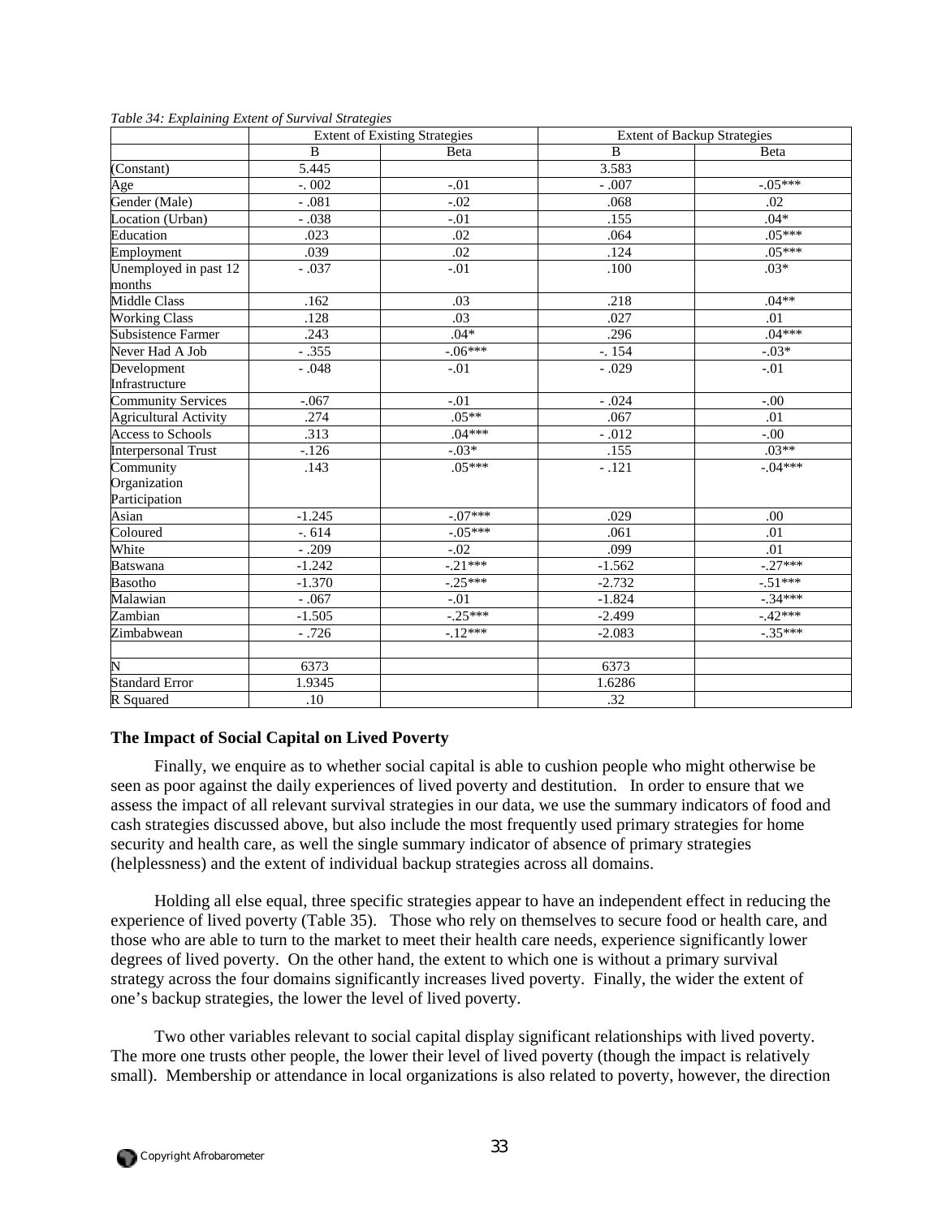*Table 34: Explaining Extent of Survival Strategies*

| | Extent of Existing Strategies | | Extent of Backup Strategies | |
|---|---|---|---|---|
| | B | Beta | B | Beta |
| (Constant) | 5.445 | | 3.583 | |
| Age | -. 002 | -.01 | - .007 | -.05*** |
| Gender (Male) | - .081 | -.02 | .068 | .02 |
| Location (Urban) | - .038 | -.01 | .155 | .04* |
| Education | .023 | .02 | .064 | .05*** |
| Employment | .039 | .02 | .124 | .05*** |
| Unemployed in past 12 months | - .037 | -.01 | .100 | .03* |
| Middle Class | .162 | .03 | .218 | .04** |
| Working Class | .128 | .03 | .027 | .01 |
| Subsistence Farmer | .243 | .04* | .296 | .04*** |
| Never Had A Job | - .355 | -.06*** | -. 154 | -.03* |
| Development Infrastructure | - .048 | -.01 | - .029 | -.01 |
| Community Services | -.067 | -.01 | - .024 | -.00 |
| Agricultural Activity | .274 | .05** | .067 | .01 |
| Access to Schools | .313 | .04*** | - .012 | -.00 |
| Interpersonal Trust | -.126 | -.03* | .155 | .03** |
| Community Organization Participation | .143 | .05*** | - .121 | -.04*** |
| Asian | -1.245 | -.07*** | .029 | .00 |
| Coloured | -. 614 | -.05*** | .061 | .01 |
| White | - .209 | -.02 | .099 | .01 |
| Batswana | -1.242 | -.21*** | -1.562 | -.27*** |
| Basotho | -1.370 | -.25*** | -2.732 | -.51*** |
| Malawian | - .067 | -.01 | -1.824 | -.34*** |
| Zambian | -1.505 | -.25*** | -2.499 | -.42*** |
| Zimbabwean | - .726 | -.12*** | -2.083 | -.35*** |
| | | | | |
| N | 6373 | | 6373 | |
| Standard Error | 1.9345 | | 1.6286 | |
| R Squared | .10 | | .32 | |

## The Impact of Social Capital on Lived Poverty

Finally, we enquire as to whether social capital is able to cushion people who might otherwise be seen as poor against the daily experiences of lived poverty and destitution. In order to ensure that we assess the impact of all relevant survival strategies in our data, we use the summary indicators of food and cash strategies discussed above, but also include the most frequently used primary strategies for home security and health care, as well the single summary indicator of absence of primary strategies (helplessness) and the extent of individual backup strategies across all domains.

Holding all else equal, three specific strategies appear to have an independent effect in reducing the experience of lived poverty (Table 35). Those who rely on themselves to secure food or health care, and those who are able to turn to the market to meet their health care needs, experience significantly lower degrees of lived poverty. On the other hand, the extent to which one is without a primary survival strategy across the four domains significantly increases lived poverty. Finally, the wider the extent of one's backup strategies, the lower the level of lived poverty.

Two other variables relevant to social capital display significant relationships with lived poverty. The more one trusts other people, the lower their level of lived poverty (though the impact is relatively small). Membership or attendance in local organizations is also related to poverty, however, the direction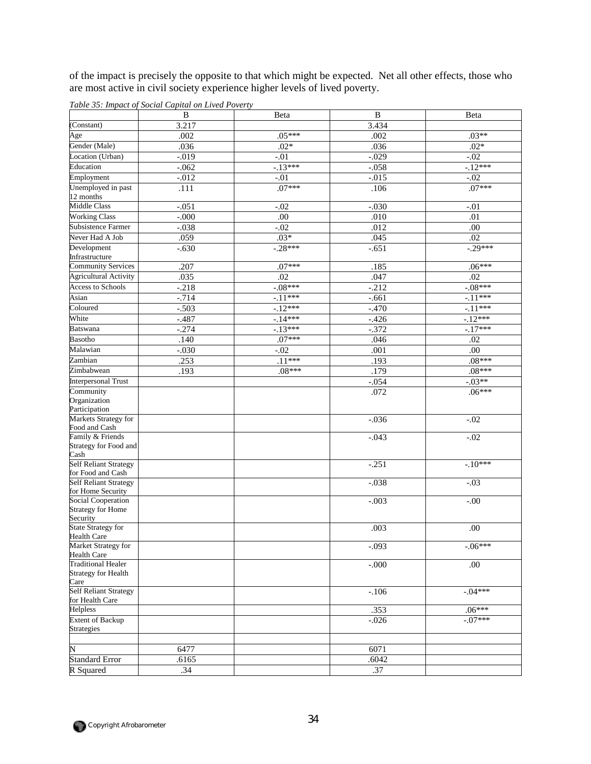of the impact is precisely the opposite to that which might be expected. Net all other effects, those who are most active in civil society experience higher levels of lived poverty.

*Table 35: Impact of Social Capital on Lived Poverty*

| | B | Beta | B | Beta |
|---|---|---|---|---|
| (Constant) | 3.217 | | 3.434 | |
| Age | .002 | .05*** | .002 | .03** |
| Gender (Male) | .036 | .02* | .036 | .02* |
| Location (Urban) | -.019 | -.01 | -.029 | -.02 |
| Education | -.062 | -.13*** | -.058 | -.12*** |
| Employment | -.012 | -.01 | -.015 | -.02 |
| Unemployed in past 12 months | .111 | .07*** | .106 | .07*** |
| Middle Class | -.051 | -.02 | -.030 | -.01 |
| Working Class | -.000 | .00 | .010 | .01 |
| Subsistence Farmer | -.038 | -.02 | .012 | .00 |
| Never Had A Job | .059 | .03* | .045 | .02 |
| Development Infrastructure | -.630 | -.28*** | -.651 | -.29*** |
| Community Services | .207 | .07*** | .185 | .06*** |
| Agricultural Activity | .035 | .02 | .047 | .02 |
| Access to Schools | -.218 | -.08*** | -.212 | -.08*** |
| Asian | -.714 | -.11*** | -.661 | -.11*** |
| Coloured | -.503 | -.12*** | -.470 | -.11*** |
| White | -.487 | -.14*** | -.426 | -.12*** |
| Batswana | -.274 | -.13*** | -.372 | -.17*** |
| Basotho | .140 | .07*** | .046 | .02 |
| Malawian | -.030 | -.02 | .001 | .00 |
| Zambian | .253 | .11*** | .193 | .08*** |
| Zimbabwean | .193 | .08*** | .179 | .08*** |
| Interpersonal Trust | | | -.054 | -.03** |
| Community Organization Participation | | | .072 | .06*** |
| Markets Strategy for Food and Cash | | | -.036 | -.02 |
| Family & Friends Strategy for Food and Cash | | | -.043 | -.02 |
| Self Reliant Strategy for Food and Cash | | | -.251 | -.10*** |
| Self Reliant Strategy for Home Security | | | -.038 | -.03 |
| Social Cooperation Strategy for Home Security | | | -.003 | -.00 |
| State Strategy for Health Care | | | .003 | .00 |
| Market Strategy for Health Care | | | -.093 | -.06*** |
| Traditional Healer Strategy for Health Care | | | -.000 | .00 |
| Self Reliant Strategy for Health Care | | | -.106 | -.04*** |
| Helpless | | | .353 | .06*** |
| Extent of Backup Strategies | | | -.026 | -.07*** |
| | | | | |
| N | 6477 | | 6071 | |
| Standard Error | .6165 | | .6042 | |
| R Squared | .34 | | .37 | |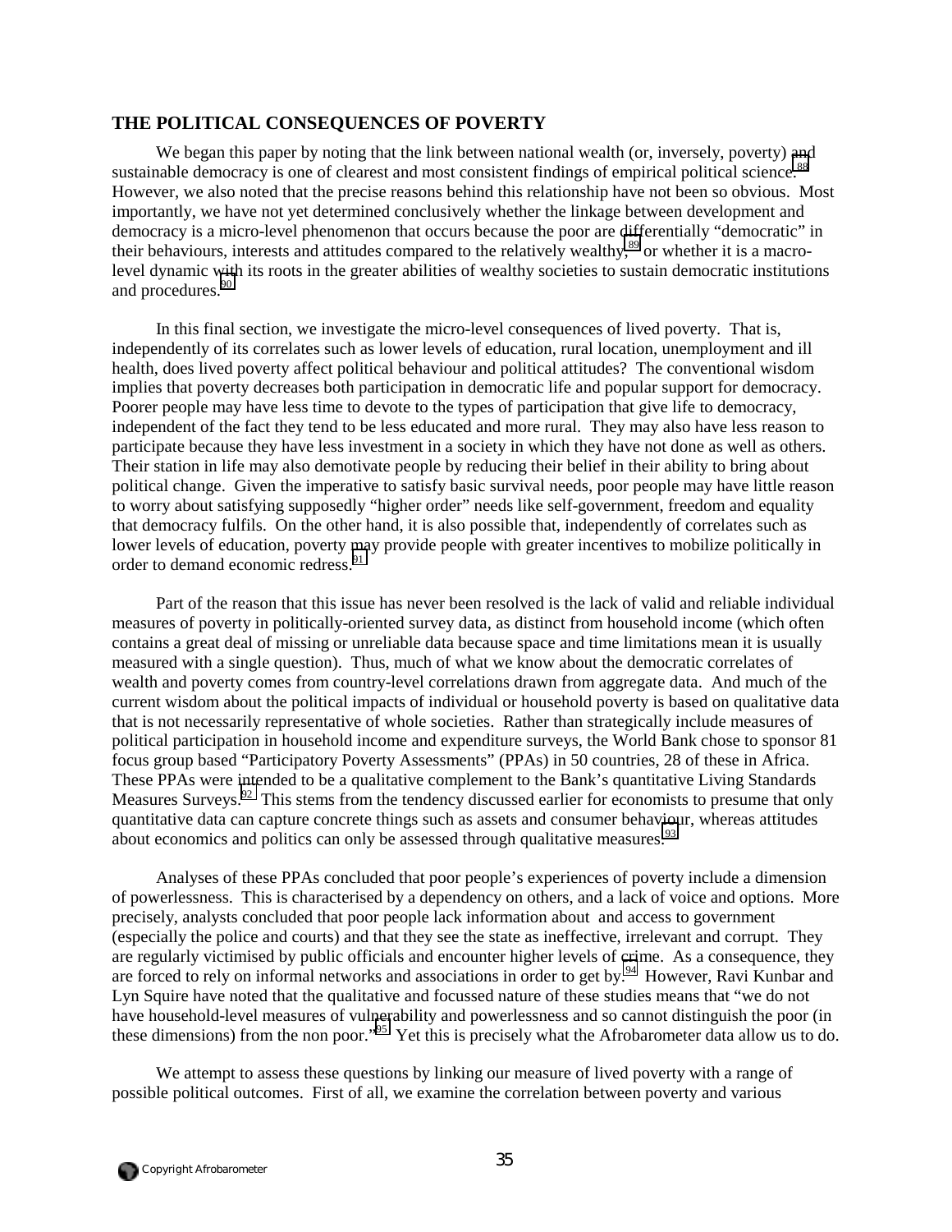## THE POLITICAL CONSEQUENCES OF POVERTY

We began this paper by noting that the link between national wealth (or, inversely, poverty) and sustainable democracy is one of clearest and most consistent findings of empirical political science.[88] However, we also noted that the precise reasons behind this relationship have not been so obvious. Most importantly, we have not yet determined conclusively whether the linkage between development and democracy is a micro-level phenomenon that occurs because the poor are differentially "democratic" in their behaviours, interests and attitudes compared to the relatively wealthy,[89] or whether it is a macro-level dynamic with its roots in the greater abilities of wealthy societies to sustain democratic institutions and procedures.[90]

In this final section, we investigate the micro-level consequences of lived poverty. That is, independently of its correlates such as lower levels of education, rural location, unemployment and ill health, does lived poverty affect political behaviour and political attitudes? The conventional wisdom implies that poverty decreases both participation in democratic life and popular support for democracy. Poorer people may have less time to devote to the types of participation that give life to democracy, independent of the fact they tend to be less educated and more rural. They may also have less reason to participate because they have less investment in a society in which they have not done as well as others. Their station in life may also demotivate people by reducing their belief in their ability to bring about political change. Given the imperative to satisfy basic survival needs, poor people may have little reason to worry about satisfying supposedly "higher order" needs like self-government, freedom and equality that democracy fulfils. On the other hand, it is also possible that, independently of correlates such as lower levels of education, poverty may provide people with greater incentives to mobilize politically in order to demand economic redress.[91]

Part of the reason that this issue has never been resolved is the lack of valid and reliable individual measures of poverty in politically-oriented survey data, as distinct from household income (which often contains a great deal of missing or unreliable data because space and time limitations mean it is usually measured with a single question). Thus, much of what we know about the democratic correlates of wealth and poverty comes from country-level correlations drawn from aggregate data. And much of the current wisdom about the political impacts of individual or household poverty is based on qualitative data that is not necessarily representative of whole societies. Rather than strategically include measures of political participation in household income and expenditure surveys, the World Bank chose to sponsor 81 focus group based "Participatory Poverty Assessments" (PPAs) in 50 countries, 28 of these in Africa. These PPAs were intended to be a qualitative complement to the Bank's quantitative Living Standards Measures Surveys.[92] This stems from the tendency discussed earlier for economists to presume that only quantitative data can capture concrete things such as assets and consumer behaviour, whereas attitudes about economics and politics can only be assessed through qualitative measures.[93]

Analyses of these PPAs concluded that poor people's experiences of poverty include a dimension of powerlessness. This is characterised by a dependency on others, and a lack of voice and options. More precisely, analysts concluded that poor people lack information about and access to government (especially the police and courts) and that they see the state as ineffective, irrelevant and corrupt. They are regularly victimised by public officials and encounter higher levels of crime. As a consequence, they are forced to rely on informal networks and associations in order to get by.[94] However, Ravi Kunbar and Lyn Squire have noted that the qualitative and focussed nature of these studies means that "we do not have household-level measures of vulnerability and powerlessness and so cannot distinguish the poor (in these dimensions) from the non poor."[95] Yet this is precisely what the Afrobarometer data allow us to do.

We attempt to assess these questions by linking our measure of lived poverty with a range of possible political outcomes. First of all, we examine the correlation between poverty and various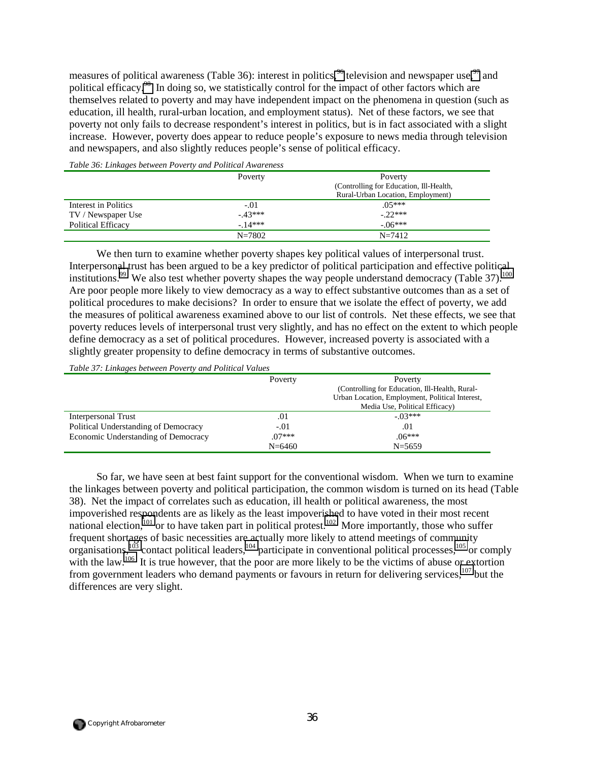measures of political awareness (Table 36): interest in politics,[96] television and newspaper use,[97] and political efficacy.[98] In doing so, we statistically control for the impact of other factors which are themselves related to poverty and may have independent impact on the phenomena in question (such as education, ill health, rural-urban location, and employment status). Net of these factors, we see that poverty not only fails to decrease respondent's interest in politics, but is in fact associated with a slight increase. However, poverty does appear to reduce people's exposure to news media through television and newspapers, and also slightly reduces people's sense of political efficacy.

*Table 36: Linkages between Poverty and Political Awareness*

| | Poverty | Poverty (Controlling for Education, Ill-Health, Rural-Urban Location, Employment) |
|---|---|---|
| Interest in Politics | -.01 | .05*** |
| TV / Newspaper Use | -.43*** | -.22*** |
| Political Efficacy | -.14*** | -.06*** |
| | N=7802 | N=7412 |

We then turn to examine whether poverty shapes key political values of interpersonal trust. Interpersonal trust has been argued to be a key predictor of political participation and effective political institutions.[99] We also test whether poverty shapes the way people understand democracy (Table 37).[100] Are poor people more likely to view democracy as a way to effect substantive outcomes than as a set of political procedures to make decisions? In order to ensure that we isolate the effect of poverty, we add the measures of political awareness examined above to our list of controls. Net these effects, we see that poverty reduces levels of interpersonal trust very slightly, and has no effect on the extent to which people define democracy as a set of political procedures. However, increased poverty is associated with a slightly greater propensity to define democracy in terms of substantive outcomes.

*Table 37: Linkages between Poverty and Political Values*

| | Poverty | Poverty (Controlling for Education, Ill-Health, Rural-Urban Location, Employment, Political Interest, Media Use, Political Efficacy) |
|---|---|---|
| Interpersonal Trust | .01 | -.03*** |
| Political Understanding of Democracy | -.01 | .01 |
| Economic Understanding of Democracy | .07*** | .06*** |
| | N=6460 | N=5659 |

So far, we have seen at best faint support for the conventional wisdom. When we turn to examine the linkages between poverty and political participation, the common wisdom is turned on its head (Table 38). Net the impact of correlates such as education, ill health or political awareness, the most impoverished respondents are as likely as the least impoverished to have voted in their most recent national election,[101] or to have taken part in political protest.[102] More importantly, those who suffer frequent shortages of basic necessities are actually more likely to attend meetings of community organisations,[103] contact political leaders,[104] participate in conventional political processes,[105] or comply with the law.[106] It is true however, that the poor are more likely to be the victims of abuse or extortion from government leaders who demand payments or favours in return for delivering services,[107] but the differences are very slight.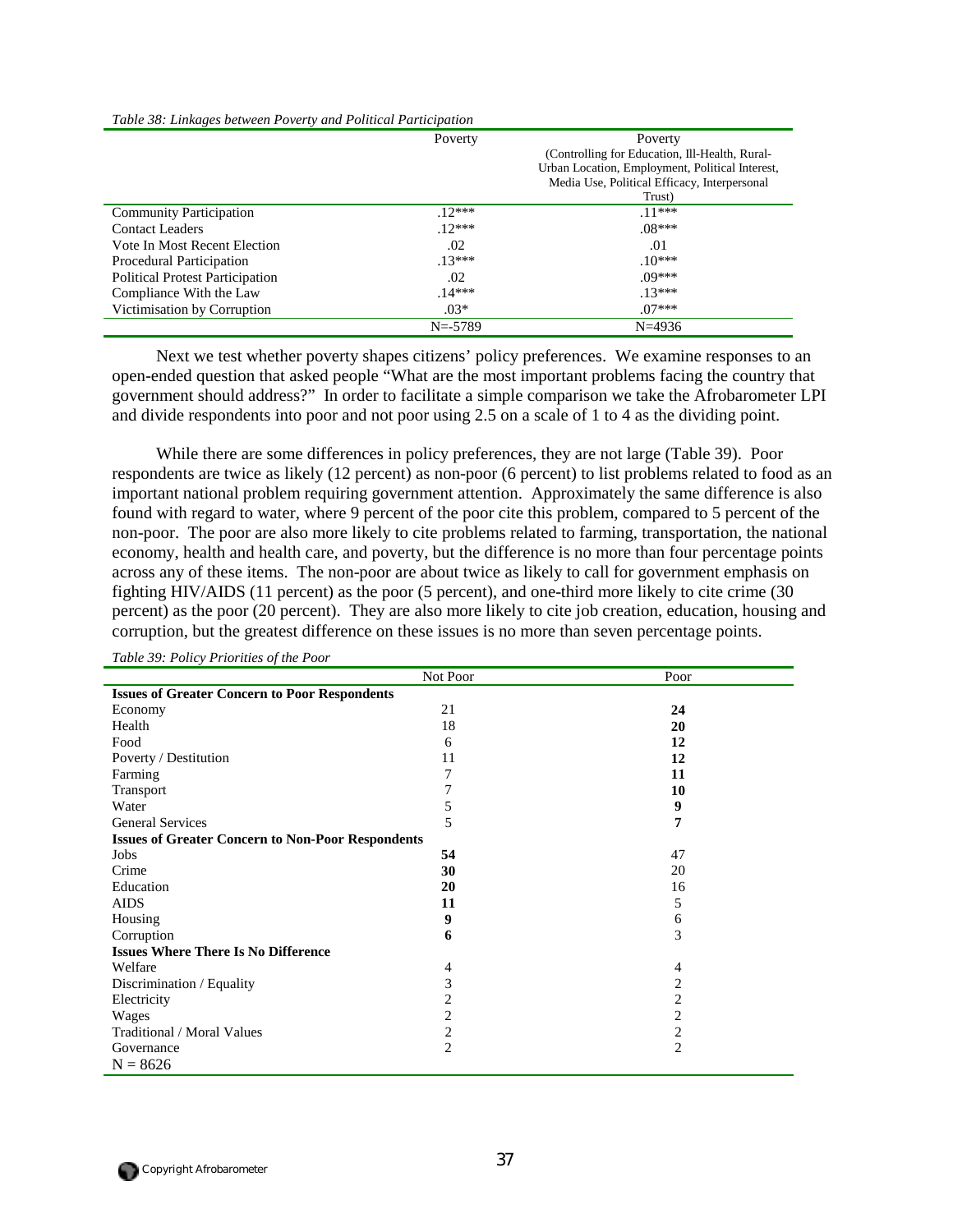*Table 38: Linkages between Poverty and Political Participation*

| | Poverty | Poverty (Controlling for Education, Ill-Health, Rural-Urban Location, Employment, Political Interest, Media Use, Political Efficacy, Interpersonal Trust) |
|---|---|---|
| Community Participation | .12*** | .11*** |
| Contact Leaders | .12*** | .08*** |
| Vote In Most Recent Election | .02 | .01 |
| Procedural Participation | .13*** | .10*** |
| Political Protest Participation | .02 | .09*** |
| Compliance With the Law | .14*** | .13*** |
| Victimisation by Corruption | .03* | .07*** |
| | N=-5789 | N=4936 |

Next we test whether poverty shapes citizens' policy preferences. We examine responses to an open-ended question that asked people "What are the most important problems facing the country that government should address?" In order to facilitate a simple comparison we take the Afrobarometer LPI and divide respondents into poor and not poor using 2.5 on a scale of 1 to 4 as the dividing point.

While there are some differences in policy preferences, they are not large (Table 39). Poor respondents are twice as likely (12 percent) as non-poor (6 percent) to list problems related to food as an important national problem requiring government attention. Approximately the same difference is also found with regard to water, where 9 percent of the poor cite this problem, compared to 5 percent of the non-poor. The poor are also more likely to cite problems related to farming, transportation, the national economy, health and health care, and poverty, but the difference is no more than four percentage points across any of these items. The non-poor are about twice as likely to call for government emphasis on fighting HIV/AIDS (11 percent) as the poor (5 percent), and one-third more likely to cite crime (30 percent) as the poor (20 percent). They are also more likely to cite job creation, education, housing and corruption, but the greatest difference on these issues is no more than seven percentage points.

*Table 39: Policy Priorities of the Poor*

| | Not Poor | Poor |
|---|---|---|
| **Issues of Greater Concern to Poor Respondents** | | |
| Economy | 21 | **24** |
| Health | 18 | **20** |
| Food | 6 | **12** |
| Poverty / Destitution | 11 | **12** |
| Farming | 7 | **11** |
| Transport | 7 | **10** |
| Water | 5 | **9** |
| General Services | 5 | **7** |
| **Issues of Greater Concern to Non-Poor Respondents** | | |
| Jobs | **54** | 47 |
| Crime | **30** | 20 |
| Education | **20** | 16 |
| AIDS | **11** | 5 |
| Housing | **9** | 6 |
| Corruption | **6** | 3 |
| **Issues Where There Is No Difference** | | |
| Welfare | 4 | 4 |
| Discrimination / Equality | 3 | 2 |
| Electricity | 2 | 2 |
| Wages | 2 | 2 |
| Traditional / Moral Values | 2 | 2 |
| Governance | 2 | 2 |
| N = 8626 | | |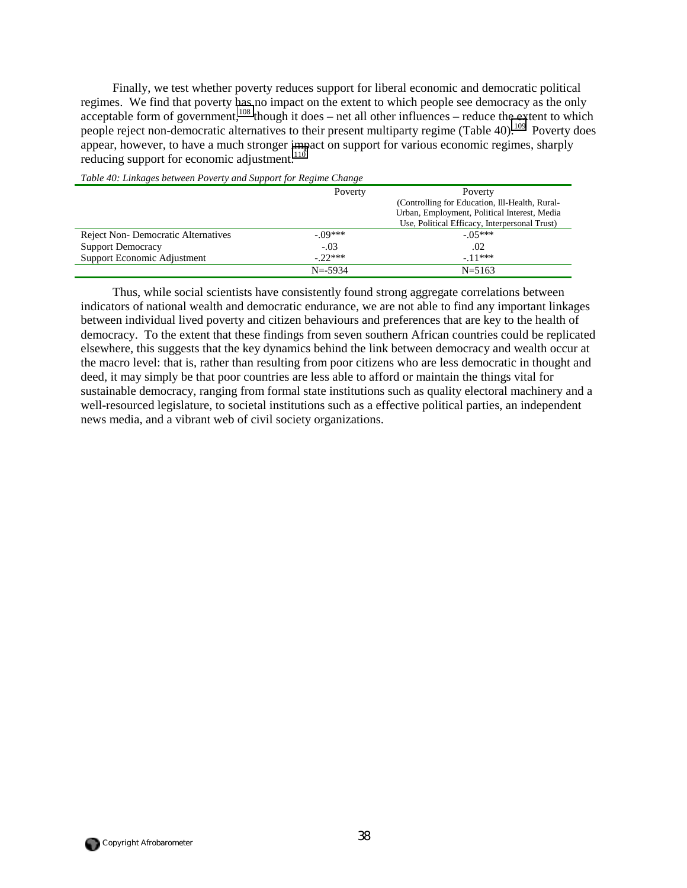Finally, we test whether poverty reduces support for liberal economic and democratic political regimes. We find that poverty has no impact on the extent to which people see democracy as the only acceptable form of government,[108] though it does – net all other influences – reduce the extent to which people reject non-democratic alternatives to their present multiparty regime (Table 40).[109] Poverty does appear, however, to have a much stronger impact on support for various economic regimes, sharply reducing support for economic adjustment.[110]

*Table 40: Linkages between Poverty and Support for Regime Change*

| | Poverty | Poverty (Controlling for Education, Ill-Health, Rural-Urban, Employment, Political Interest, Media Use, Political Efficacy, Interpersonal Trust) |
|---|---|---|
| Reject Non- Democratic Alternatives | -.09*** | -.05*** |
| Support Democracy | -.03 | .02 |
| Support Economic Adjustment | -.22*** | -.11*** |
| | N=-5934 | N=5163 |

Thus, while social scientists have consistently found strong aggregate correlations between indicators of national wealth and democratic endurance, we are not able to find any important linkages between individual lived poverty and citizen behaviours and preferences that are key to the health of democracy. To the extent that these findings from seven southern African countries could be replicated elsewhere, this suggests that the key dynamics behind the link between democracy and wealth occur at the macro level: that is, rather than resulting from poor citizens who are less democratic in thought and deed, it may simply be that poor countries are less able to afford or maintain the things vital for sustainable democracy, ranging from formal state institutions such as quality electoral machinery and a well-resourced legislature, to societal institutions such as a effective political parties, an independent news media, and a vibrant web of civil society organizations.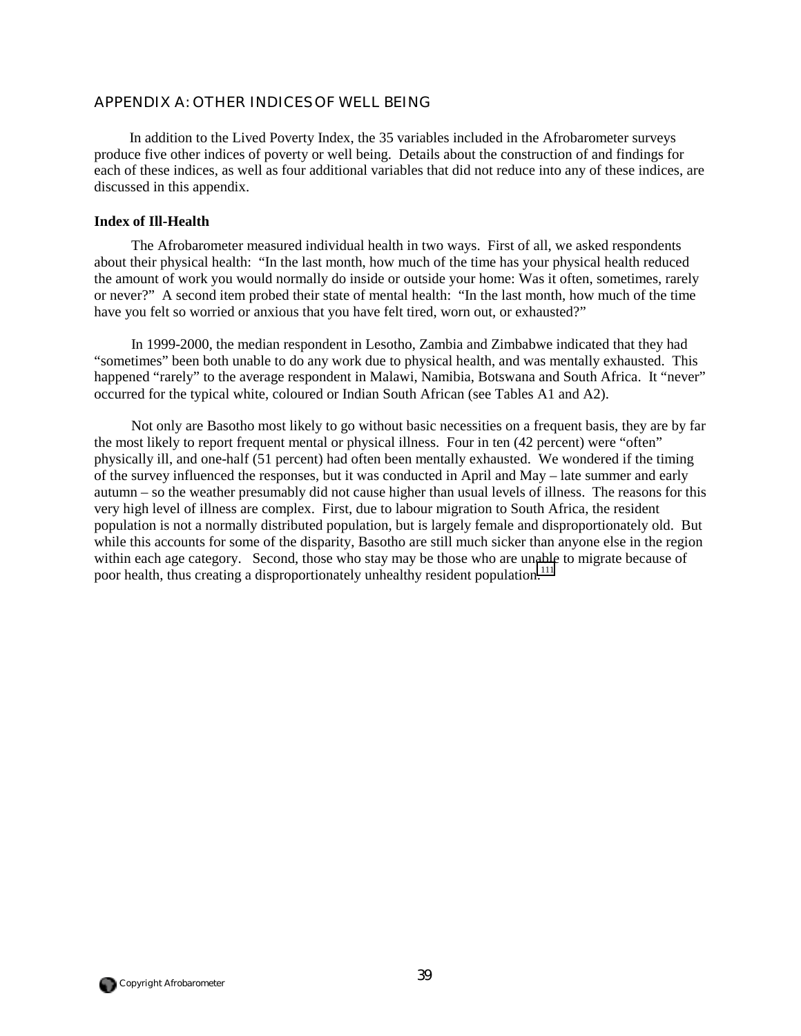## APPENDIX A: OTHER INDICES OF WELL BEING

In addition to the Lived Poverty Index, the 35 variables included in the Afrobarometer surveys produce five other indices of poverty or well being. Details about the construction of and findings for each of these indices, as well as four additional variables that did not reduce into any of these indices, are discussed in this appendix.

### Index of Ill-Health

The Afrobarometer measured individual health in two ways. First of all, we asked respondents about their physical health: "In the last month, how much of the time has your physical health reduced the amount of work you would normally do inside or outside your home: Was it often, sometimes, rarely or never?" A second item probed their state of mental health: "In the last month, how much of the time have you felt so worried or anxious that you have felt tired, worn out, or exhausted?"

In 1999-2000, the median respondent in Lesotho, Zambia and Zimbabwe indicated that they had "sometimes" been both unable to do any work due to physical health, and was mentally exhausted. This happened "rarely" to the average respondent in Malawi, Namibia, Botswana and South Africa. It "never" occurred for the typical white, coloured or Indian South African (see Tables A1 and A2).

Not only are Basotho most likely to go without basic necessities on a frequent basis, they are by far the most likely to report frequent mental or physical illness. Four in ten (42 percent) were "often" physically ill, and one-half (51 percent) had often been mentally exhausted. We wondered if the timing of the survey influenced the responses, but it was conducted in April and May – late summer and early autumn – so the weather presumably did not cause higher than usual levels of illness. The reasons for this very high level of illness are complex. First, due to labour migration to South Africa, the resident population is not a normally distributed population, but is largely female and disproportionately old. But while this accounts for some of the disparity, Basotho are still much sicker than anyone else in the region within each age category. Second, those who stay may be those who are unable to migrate because of poor health, thus creating a disproportionately unhealthy resident population.[111]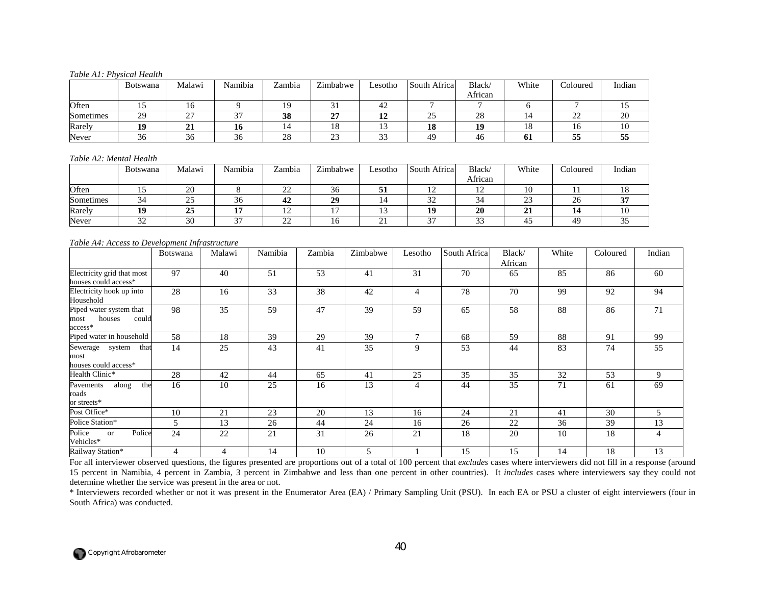*Table A1: Physical Health*

| | Botswana | Malawi | Namibia | Zambia | Zimbabwe | Lesotho | South Africa | Black/ African | White | Coloured | Indian |
|---|---|---|---|---|---|---|---|---|---|---|---|
| Often | 15 | 16 | 9 | 19 | 31 | 42 | 7 | 7 | 6 | 7 | 15 |
| Sometimes | 29 | 27 | 37 | **38** | **27** | **12** | 25 | 28 | 14 | 22 | 20 |
| Rarely | **19** | **21** | **16** | 14 | 18 | 13 | **18** | **19** | 18 | 16 | 10 |
| Never | 36 | 36 | 36 | 28 | 23 | 33 | 49 | 46 | **61** | **55** | **55** |

*Table A2: Mental Health*

| | Botswana | Malawi | Namibia | Zambia | Zimbabwe | Lesotho | South Africa | Black/ African | White | Coloured | Indian |
|---|---|---|---|---|---|---|---|---|---|---|---|
| Often | 15 | 20 | 8 | 22 | 36 | **51** | 12 | 12 | 10 | 11 | 18 |
| Sometimes | 34 | 25 | 36 | **42** | **29** | 14 | 32 | 34 | 23 | 26 | **37** |
| Rarely | **19** | **25** | **17** | 12 | 17 | 13 | **19** | **20** | **21** | **14** | 10 |
| Never | 32 | 30 | 37 | 22 | 16 | 21 | 37 | 33 | 45 | 49 | 35 |

*Table A4: Access to Development Infrastructure*

| | Botswana | Malawi | Namibia | Zambia | Zimbabwe | Lesotho | South Africa | Black/ African | White | Coloured | Indian |
|---|---|---|---|---|---|---|---|---|---|---|---|
| Electricity grid that most houses could access* | 97 | 40 | 51 | 53 | 41 | 31 | 70 | 65 | 85 | 86 | 60 |
| Electricity hook up into Household | 28 | 16 | 33 | 38 | 42 | 4 | 78 | 70 | 99 | 92 | 94 |
| Piped water system that most houses could access* | 98 | 35 | 59 | 47 | 39 | 59 | 65 | 58 | 88 | 86 | 71 |
| Piped water in household | 58 | 18 | 39 | 29 | 39 | 7 | 68 | 59 | 88 | 91 | 99 |
| Sewerage system that most houses could access* | 14 | 25 | 43 | 41 | 35 | 9 | 53 | 44 | 83 | 74 | 55 |
| Health Clinic* | 28 | 42 | 44 | 65 | 41 | 25 | 35 | 35 | 32 | 53 | 9 |
| Pavements along the roads or streets* | 16 | 10 | 25 | 16 | 13 | 4 | 44 | 35 | 71 | 61 | 69 |
| Post Office* | 10 | 21 | 23 | 20 | 13 | 16 | 24 | 21 | 41 | 30 | 5 |
| Police Station* | 5 | 13 | 26 | 44 | 24 | 16 | 26 | 22 | 36 | 39 | 13 |
| Police or Police Vehicles* | 24 | 22 | 21 | 31 | 26 | 21 | 18 | 20 | 10 | 18 | 4 |
| Railway Station* | 4 | 4 | 14 | 10 | 5 | 1 | 15 | 15 | 14 | 18 | 13 |

For all interviewer observed questions, the figures presented are proportions out of a total of 100 percent that *excludes* cases where interviewers did not fill in a response (around 15 percent in Namibia, 4 percent in Zambia, 3 percent in Zimbabwe and less than one percent in other countries). It *includes* cases where interviewers say they could not determine whether the service was present in the area or not.

\* Interviewers recorded whether or not it was present in the Enumerator Area (EA) / Primary Sampling Unit (PSU). In each EA or PSU a cluster of eight interviewers (four in South Africa) was conducted.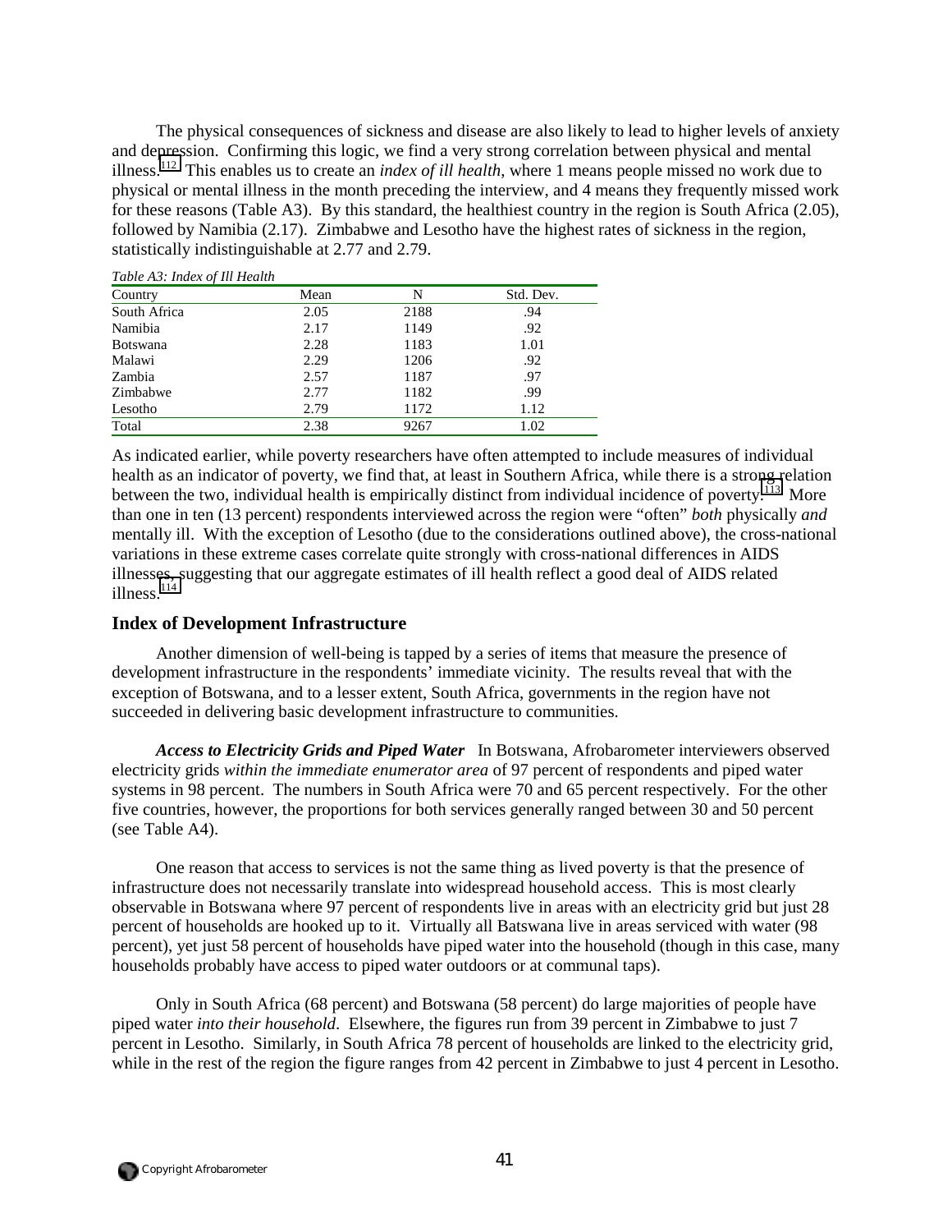The physical consequences of sickness and disease are also likely to lead to higher levels of anxiety and depression. Confirming this logic, we find a very strong correlation between physical and mental illness.[112] This enables us to create an *index of ill health*, where 1 means people missed no work due to physical or mental illness in the month preceding the interview, and 4 means they frequently missed work for these reasons (Table A3). By this standard, the healthiest country in the region is South Africa (2.05), followed by Namibia (2.17). Zimbabwe and Lesotho have the highest rates of sickness in the region, statistically indistinguishable at 2.77 and 2.79.

*Table A3: Index of Ill Health*

| Country | Mean | N | Std. Dev. |
|---|---|---|---|
| South Africa | 2.05 | 2188 | .94 |
| Namibia | 2.17 | 1149 | .92 |
| Botswana | 2.28 | 1183 | 1.01 |
| Malawi | 2.29 | 1206 | .92 |
| Zambia | 2.57 | 1187 | .97 |
| Zimbabwe | 2.77 | 1182 | .99 |
| Lesotho | 2.79 | 1172 | 1.12 |
| Total | 2.38 | 9267 | 1.02 |

As indicated earlier, while poverty researchers have often attempted to include measures of individual health as an indicator of poverty, we find that, at least in Southern Africa, while there is a strong relation between the two, individual health is empirically distinct from individual incidence of poverty.[113] More than one in ten (13 percent) respondents interviewed across the region were "often" *both* physically *and* mentally ill. With the exception of Lesotho (due to the considerations outlined above), the cross-national variations in these extreme cases correlate quite strongly with cross-national differences in AIDS illnesses, suggesting that our aggregate estimates of ill health reflect a good deal of AIDS related illness.[114]

## Index of Development Infrastructure

Another dimension of well-being is tapped by a series of items that measure the presence of development infrastructure in the respondents' immediate vicinity. The results reveal that with the exception of Botswana, and to a lesser extent, South Africa, governments in the region have not succeeded in delivering basic development infrastructure to communities.

***Access to Electricity Grids and Piped Water*** In Botswana, Afrobarometer interviewers observed electricity grids *within the immediate enumerator area* of 97 percent of respondents and piped water systems in 98 percent. The numbers in South Africa were 70 and 65 percent respectively. For the other five countries, however, the proportions for both services generally ranged between 30 and 50 percent (see Table A4).

One reason that access to services is not the same thing as lived poverty is that the presence of infrastructure does not necessarily translate into widespread household access. This is most clearly observable in Botswana where 97 percent of respondents live in areas with an electricity grid but just 28 percent of households are hooked up to it. Virtually all Batswana live in areas serviced with water (98 percent), yet just 58 percent of households have piped water into the household (though in this case, many households probably have access to piped water outdoors or at communal taps).

Only in South Africa (68 percent) and Botswana (58 percent) do large majorities of people have piped water *into their household*. Elsewhere, the figures run from 39 percent in Zimbabwe to just 7 percent in Lesotho. Similarly, in South Africa 78 percent of households are linked to the electricity grid, while in the rest of the region the figure ranges from 42 percent in Zimbabwe to just 4 percent in Lesotho.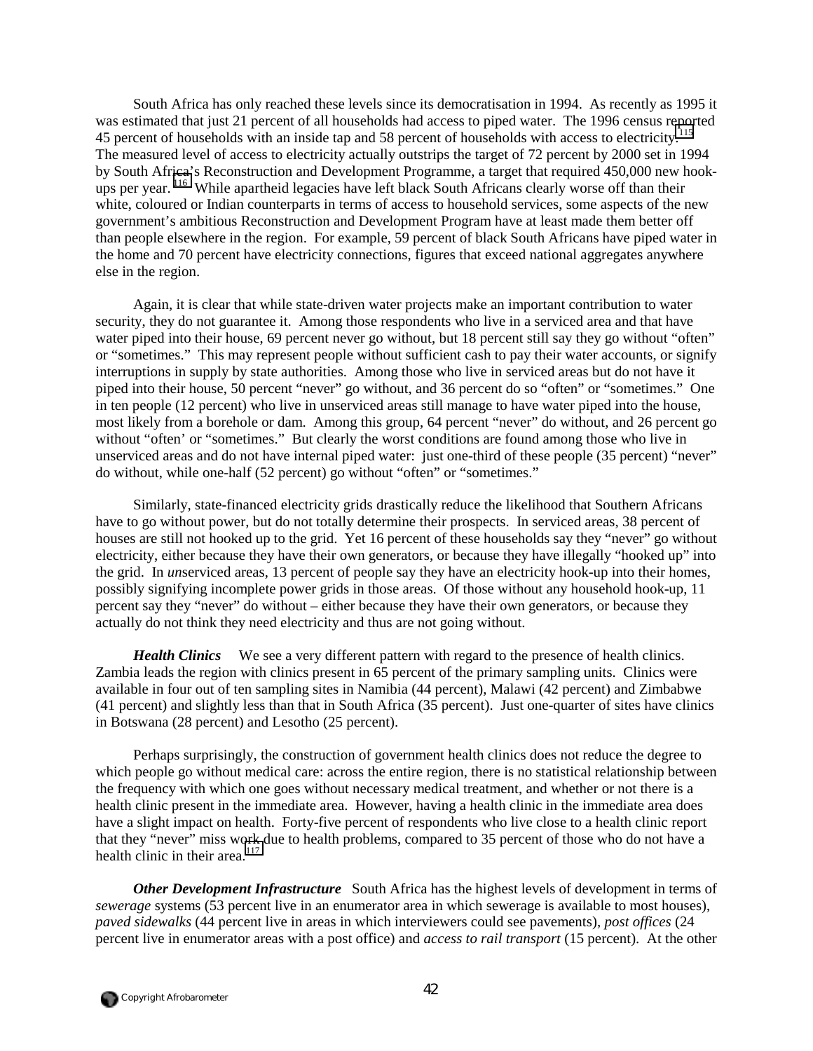South Africa has only reached these levels since its democratisation in 1994. As recently as 1995 it was estimated that just 21 percent of all households had access to piped water. The 1996 census reported 45 percent of households with an inside tap and 58 percent of households with access to electricity.[115] The measured level of access to electricity actually outstrips the target of 72 percent by 2000 set in 1994 by South Africa's Reconstruction and Development Programme, a target that required 450,000 new hook-ups per year.[116] While apartheid legacies have left black South Africans clearly worse off than their white, coloured or Indian counterparts in terms of access to household services, some aspects of the new government's ambitious Reconstruction and Development Program have at least made them better off than people elsewhere in the region. For example, 59 percent of black South Africans have piped water in the home and 70 percent have electricity connections, figures that exceed national aggregates anywhere else in the region.

Again, it is clear that while state-driven water projects make an important contribution to water security, they do not guarantee it. Among those respondents who live in a serviced area and that have water piped into their house, 69 percent never go without, but 18 percent still say they go without "often" or "sometimes." This may represent people without sufficient cash to pay their water accounts, or signify interruptions in supply by state authorities. Among those who live in serviced areas but do not have it piped into their house, 50 percent "never" go without, and 36 percent do so "often" or "sometimes." One in ten people (12 percent) who live in unserviced areas still manage to have water piped into the house, most likely from a borehole or dam. Among this group, 64 percent "never" do without, and 26 percent go without "often' or "sometimes." But clearly the worst conditions are found among those who live in unserviced areas and do not have internal piped water: just one-third of these people (35 percent) "never" do without, while one-half (52 percent) go without "often" or "sometimes."

Similarly, state-financed electricity grids drastically reduce the likelihood that Southern Africans have to go without power, but do not totally determine their prospects. In serviced areas, 38 percent of houses are still not hooked up to the grid. Yet 16 percent of these households say they "never" go without electricity, either because they have their own generators, or because they have illegally "hooked up" into the grid. In *un*serviced areas, 13 percent of people say they have an electricity hook-up into their homes, possibly signifying incomplete power grids in those areas. Of those without any household hook-up, 11 percent say they "never" do without – either because they have their own generators, or because they actually do not think they need electricity and thus are not going without.

***Health Clinics*** We see a very different pattern with regard to the presence of health clinics. Zambia leads the region with clinics present in 65 percent of the primary sampling units. Clinics were available in four out of ten sampling sites in Namibia (44 percent), Malawi (42 percent) and Zimbabwe (41 percent) and slightly less than that in South Africa (35 percent). Just one-quarter of sites have clinics in Botswana (28 percent) and Lesotho (25 percent).

Perhaps surprisingly, the construction of government health clinics does not reduce the degree to which people go without medical care: across the entire region, there is no statistical relationship between the frequency with which one goes without necessary medical treatment, and whether or not there is a health clinic present in the immediate area. However, having a health clinic in the immediate area does have a slight impact on health. Forty-five percent of respondents who live close to a health clinic report that they "never" miss work due to health problems, compared to 35 percent of those who do not have a health clinic in their area.[117]

***Other Development Infrastructure*** South Africa has the highest levels of development in terms of *sewerage* systems (53 percent live in an enumerator area in which sewerage is available to most houses), *paved sidewalks* (44 percent live in areas in which interviewers could see pavements), *post offices* (24 percent live in enumerator areas with a post office) and *access to rail transport* (15 percent). At the other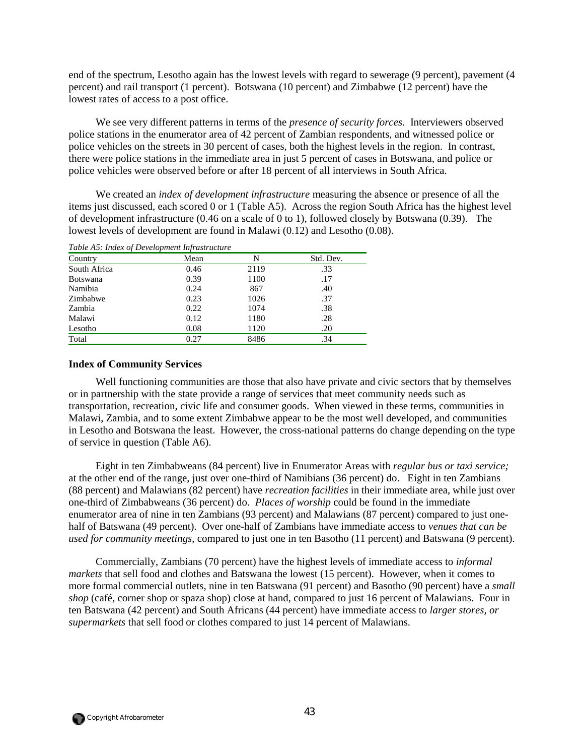end of the spectrum, Lesotho again has the lowest levels with regard to sewerage (9 percent), pavement (4 percent) and rail transport (1 percent). Botswana (10 percent) and Zimbabwe (12 percent) have the lowest rates of access to a post office.

We see very different patterns in terms of the *presence of security forces*. Interviewers observed police stations in the enumerator area of 42 percent of Zambian respondents, and witnessed police or police vehicles on the streets in 30 percent of cases, both the highest levels in the region. In contrast, there were police stations in the immediate area in just 5 percent of cases in Botswana, and police or police vehicles were observed before or after 18 percent of all interviews in South Africa.

We created an *index of development infrastructure* measuring the absence or presence of all the items just discussed, each scored 0 or 1 (Table A5). Across the region South Africa has the highest level of development infrastructure (0.46 on a scale of 0 to 1), followed closely by Botswana (0.39). The lowest levels of development are found in Malawi (0.12) and Lesotho (0.08).

*Table A5: Index of Development Infrastructure*

| Country | Mean | N | Std. Dev. |
|---|---|---|---|
| South Africa | 0.46 | 2119 | .33 |
| Botswana | 0.39 | 1100 | .17 |
| Namibia | 0.24 | 867 | .40 |
| Zimbabwe | 0.23 | 1026 | .37 |
| Zambia | 0.22 | 1074 | .38 |
| Malawi | 0.12 | 1180 | .28 |
| Lesotho | 0.08 | 1120 | .20 |
| Total | 0.27 | 8486 | .34 |

**Index of Community Services**

Well functioning communities are those that also have private and civic sectors that by themselves or in partnership with the state provide a range of services that meet community needs such as transportation, recreation, civic life and consumer goods. When viewed in these terms, communities in Malawi, Zambia, and to some extent Zimbabwe appear to be the most well developed, and communities in Lesotho and Botswana the least. However, the cross-national patterns do change depending on the type of service in question (Table A6).

Eight in ten Zimbabweans (84 percent) live in Enumerator Areas with *regular bus or taxi service;* at the other end of the range, just over one-third of Namibians (36 percent) do. Eight in ten Zambians (88 percent) and Malawians (82 percent) have *recreation facilities* in their immediate area, while just over one-third of Zimbabweans (36 percent) do. *Places of worship* could be found in the immediate enumerator area of nine in ten Zambians (93 percent) and Malawians (87 percent) compared to just one-half of Batswana (49 percent). Over one-half of Zambians have immediate access to *venues that can be used for community meetings*, compared to just one in ten Basotho (11 percent) and Batswana (9 percent).

Commercially, Zambians (70 percent) have the highest levels of immediate access to *informal markets* that sell food and clothes and Batswana the lowest (15 percent). However, when it comes to more formal commercial outlets, nine in ten Batswana (91 percent) and Basotho (90 percent) have a *small shop* (café, corner shop or spaza shop) close at hand, compared to just 16 percent of Malawians. Four in ten Batswana (42 percent) and South Africans (44 percent) have immediate access to *larger stores, or supermarkets* that sell food or clothes compared to just 14 percent of Malawians.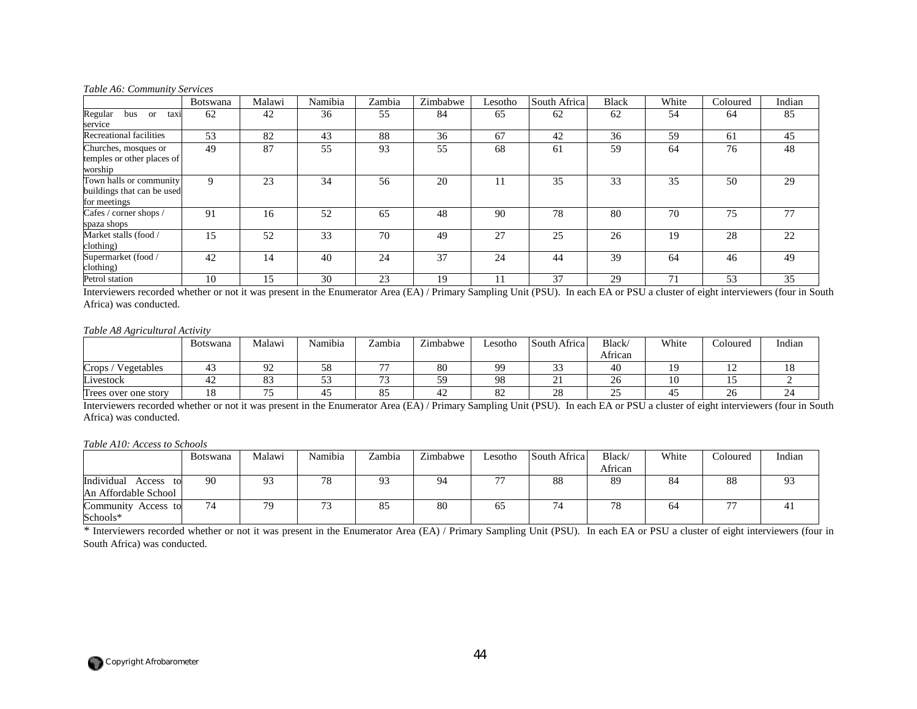*Table A6: Community Services*

| | Botswana | Malawi | Namibia | Zambia | Zimbabwe | Lesotho | South Africa | Black | White | Coloured | Indian |
|---|---|---|---|---|---|---|---|---|---|---|---|
| Regular bus or taxi service | 62 | 42 | 36 | 55 | 84 | 65 | 62 | 62 | 54 | 64 | 85 |
| Recreational facilities | 53 | 82 | 43 | 88 | 36 | 67 | 42 | 36 | 59 | 61 | 45 |
| Churches, mosques or temples or other places of worship | 49 | 87 | 55 | 93 | 55 | 68 | 61 | 59 | 64 | 76 | 48 |
| Town halls or community buildings that can be used for meetings | 9 | 23 | 34 | 56 | 20 | 11 | 35 | 33 | 35 | 50 | 29 |
| Cafes / corner shops / spaza shops | 91 | 16 | 52 | 65 | 48 | 90 | 78 | 80 | 70 | 75 | 77 |
| Market stalls (food / clothing) | 15 | 52 | 33 | 70 | 49 | 27 | 25 | 26 | 19 | 28 | 22 |
| Supermarket (food / clothing) | 42 | 14 | 40 | 24 | 37 | 24 | 44 | 39 | 64 | 46 | 49 |
| Petrol station | 10 | 15 | 30 | 23 | 19 | 11 | 37 | 29 | 71 | 53 | 35 |

Interviewers recorded whether or not it was present in the Enumerator Area (EA) / Primary Sampling Unit (PSU). In each EA or PSU a cluster of eight interviewers (four in South Africa) was conducted.

*Table A8 Agricultural Activity*

| | Botswana | Malawi | Namibia | Zambia | Zimbabwe | Lesotho | South Africa | Black/ African | White | Coloured | Indian |
|---|---|---|---|---|---|---|---|---|---|---|---|
| Crops / Vegetables | 43 | 92 | 58 | 77 | 80 | 99 | 33 | 40 | 19 | 12 | 18 |
| Livestock | 42 | 83 | 53 | 73 | 59 | 98 | 21 | 26 | 10 | 15 | 2 |
| Trees over one story | 18 | 75 | 45 | 85 | 42 | 82 | 28 | 25 | 45 | 26 | 24 |

Interviewers recorded whether or not it was present in the Enumerator Area (EA) / Primary Sampling Unit (PSU). In each EA or PSU a cluster of eight interviewers (four in South Africa) was conducted.

*Table A10: Access to Schools*

| | Botswana | Malawi | Namibia | Zambia | Zimbabwe | Lesotho | South Africa | Black/ African | White | Coloured | Indian |
|---|---|---|---|---|---|---|---|---|---|---|---|
| Individual Access to An Affordable School | 90 | 93 | 78 | 93 | 94 | 77 | 88 | 89 | 84 | 88 | 93 |
| Community Access to Schools* | 74 | 79 | 73 | 85 | 80 | 65 | 74 | 78 | 64 | 77 | 41 |

\* Interviewers recorded whether or not it was present in the Enumerator Area (EA) / Primary Sampling Unit (PSU). In each EA or PSU a cluster of eight interviewers (four in South Africa) was conducted.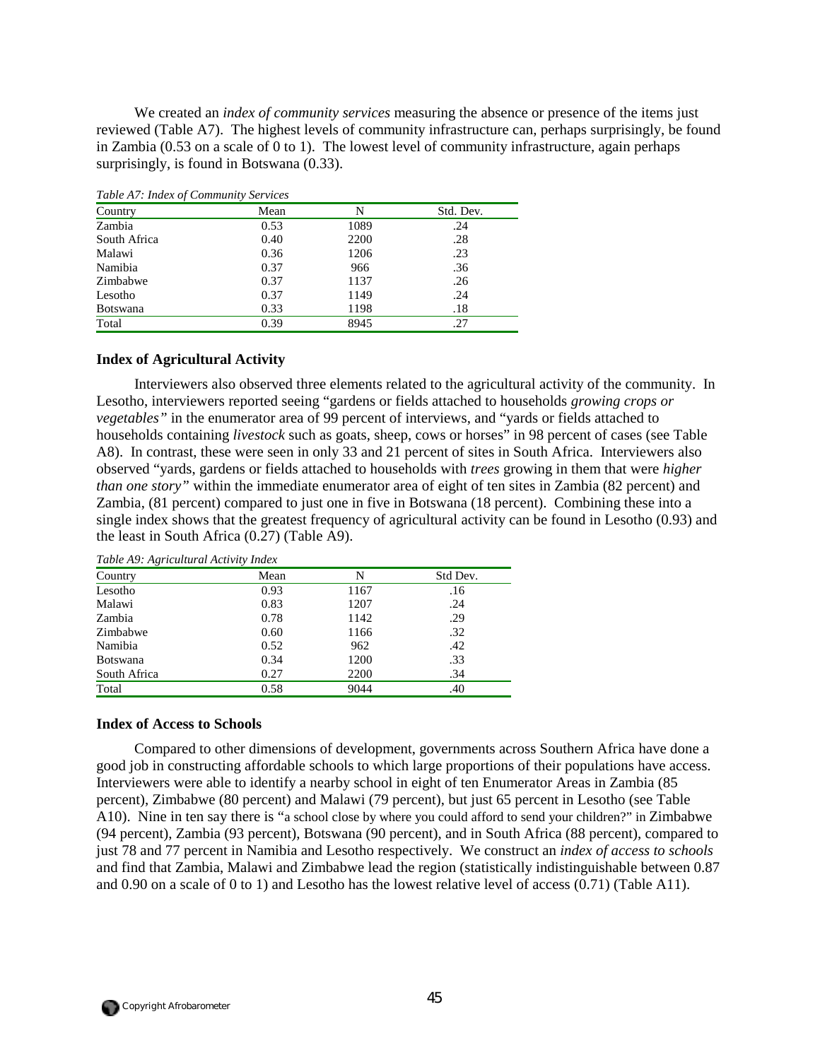We created an *index of community services* measuring the absence or presence of the items just reviewed (Table A7). The highest levels of community infrastructure can, perhaps surprisingly, be found in Zambia (0.53 on a scale of 0 to 1). The lowest level of community infrastructure, again perhaps surprisingly, is found in Botswana (0.33).

*Table A7: Index of Community Services*

| Country | Mean | N | Std. Dev. |
|---|---|---|---|
| Zambia | 0.53 | 1089 | .24 |
| South Africa | 0.40 | 2200 | .28 |
| Malawi | 0.36 | 1206 | .23 |
| Namibia | 0.37 | 966 | .36 |
| Zimbabwe | 0.37 | 1137 | .26 |
| Lesotho | 0.37 | 1149 | .24 |
| Botswana | 0.33 | 1198 | .18 |
| Total | 0.39 | 8945 | .27 |

### Index of Agricultural Activity

Interviewers also observed three elements related to the agricultural activity of the community. In Lesotho, interviewers reported seeing "gardens or fields attached to households *growing crops or vegetables"* in the enumerator area of 99 percent of interviews, and "yards or fields attached to households containing *livestock* such as goats, sheep, cows or horses" in 98 percent of cases (see Table A8). In contrast, these were seen in only 33 and 21 percent of sites in South Africa. Interviewers also observed "yards, gardens or fields attached to households with *trees* growing in them that were *higher than one story"* within the immediate enumerator area of eight of ten sites in Zambia (82 percent) and Zambia, (81 percent) compared to just one in five in Botswana (18 percent). Combining these into a single index shows that the greatest frequency of agricultural activity can be found in Lesotho (0.93) and the least in South Africa (0.27) (Table A9).

*Table A9: Agricultural Activity Index*

| Country | Mean | N | Std Dev. |
|---|---|---|---|
| Lesotho | 0.93 | 1167 | .16 |
| Malawi | 0.83 | 1207 | .24 |
| Zambia | 0.78 | 1142 | .29 |
| Zimbabwe | 0.60 | 1166 | .32 |
| Namibia | 0.52 | 962 | .42 |
| Botswana | 0.34 | 1200 | .33 |
| South Africa | 0.27 | 2200 | .34 |
| Total | 0.58 | 9044 | .40 |

### Index of Access to Schools

Compared to other dimensions of development, governments across Southern Africa have done a good job in constructing affordable schools to which large proportions of their populations have access. Interviewers were able to identify a nearby school in eight of ten Enumerator Areas in Zambia (85 percent), Zimbabwe (80 percent) and Malawi (79 percent), but just 65 percent in Lesotho (see Table A10). Nine in ten say there is "a school close by where you could afford to send your children?" in Zimbabwe (94 percent), Zambia (93 percent), Botswana (90 percent), and in South Africa (88 percent), compared to just 78 and 77 percent in Namibia and Lesotho respectively. We construct an *index of access to schools* and find that Zambia, Malawi and Zimbabwe lead the region (statistically indistinguishable between 0.87 and 0.90 on a scale of 0 to 1) and Lesotho has the lowest relative level of access (0.71) (Table A11).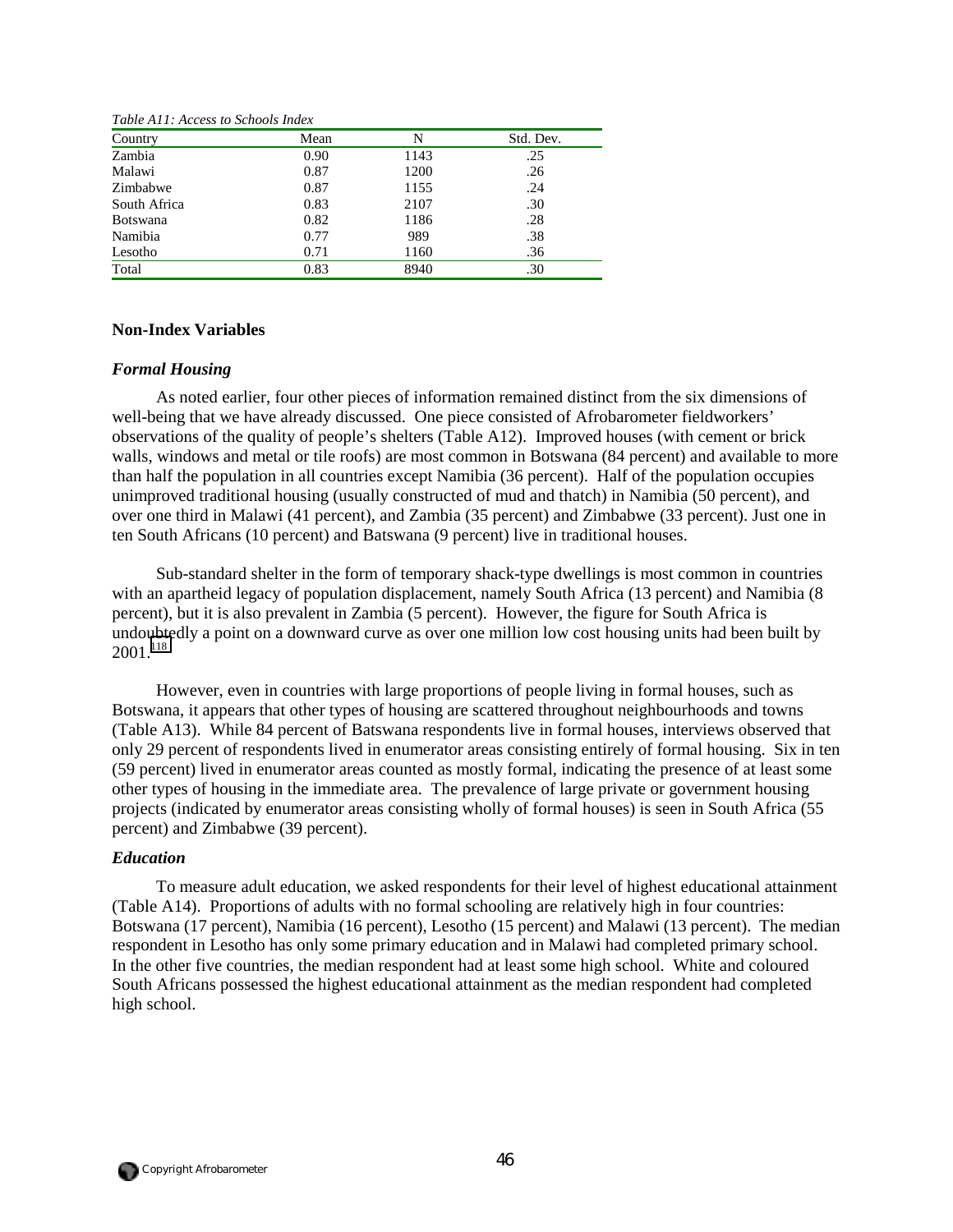*Table A11: Access to Schools Index*

| Country | Mean | N | Std. Dev. |
|---|---|---|---|
| Zambia | 0.90 | 1143 | .25 |
| Malawi | 0.87 | 1200 | .26 |
| Zimbabwe | 0.87 | 1155 | .24 |
| South Africa | 0.83 | 2107 | .30 |
| Botswana | 0.82 | 1186 | .28 |
| Namibia | 0.77 | 989 | .38 |
| Lesotho | 0.71 | 1160 | .36 |
| Total | 0.83 | 8940 | .30 |

## Non-Index Variables

### *Formal Housing*

As noted earlier, four other pieces of information remained distinct from the six dimensions of well-being that we have already discussed. One piece consisted of Afrobarometer fieldworkers' observations of the quality of people's shelters (Table A12). Improved houses (with cement or brick walls, windows and metal or tile roofs) are most common in Botswana (84 percent) and available to more than half the population in all countries except Namibia (36 percent). Half of the population occupies unimproved traditional housing (usually constructed of mud and thatch) in Namibia (50 percent), and over one third in Malawi (41 percent), and Zambia (35 percent) and Zimbabwe (33 percent). Just one in ten South Africans (10 percent) and Batswana (9 percent) live in traditional houses.

Sub-standard shelter in the form of temporary shack-type dwellings is most common in countries with an apartheid legacy of population displacement, namely South Africa (13 percent) and Namibia (8 percent), but it is also prevalent in Zambia (5 percent). However, the figure for South Africa is undoubtedly a point on a downward curve as over one million low cost housing units had been built by 2001.[118]

However, even in countries with large proportions of people living in formal houses, such as Botswana, it appears that other types of housing are scattered throughout neighbourhoods and towns (Table A13). While 84 percent of Batswana respondents live in formal houses, interviews observed that only 29 percent of respondents lived in enumerator areas consisting entirely of formal housing. Six in ten (59 percent) lived in enumerator areas counted as mostly formal, indicating the presence of at least some other types of housing in the immediate area. The prevalence of large private or government housing projects (indicated by enumerator areas consisting wholly of formal houses) is seen in South Africa (55 percent) and Zimbabwe (39 percent).

### *Education*

To measure adult education, we asked respondents for their level of highest educational attainment (Table A14). Proportions of adults with no formal schooling are relatively high in four countries: Botswana (17 percent), Namibia (16 percent), Lesotho (15 percent) and Malawi (13 percent). The median respondent in Lesotho has only some primary education and in Malawi had completed primary school. In the other five countries, the median respondent had at least some high school. White and coloured South Africans possessed the highest educational attainment as the median respondent had completed high school.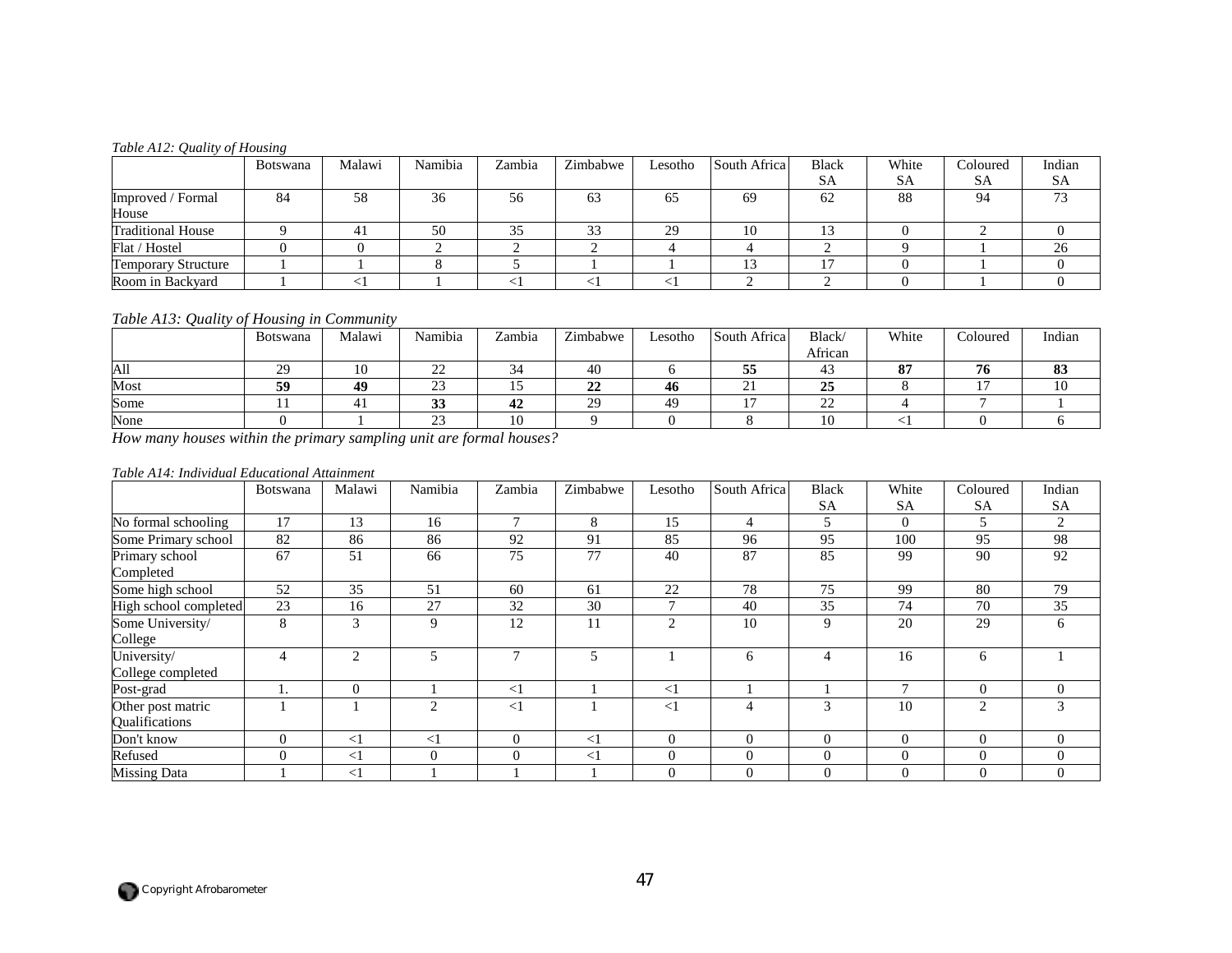*Table A12: Quality of Housing*

| | Botswana | Malawi | Namibia | Zambia | Zimbabwe | Lesotho | South Africa | Black SA | White SA | Coloured SA | Indian SA |
|---|---|---|---|---|---|---|---|---|---|---|---|
| Improved / Formal House | 84 | 58 | 36 | 56 | 63 | 65 | 69 | 62 | 88 | 94 | 73 |
| Traditional House | 9 | 41 | 50 | 35 | 33 | 29 | 10 | 13 | 0 | 2 | 0 |
| Flat / Hostel | 0 | 0 | 2 | 2 | 2 | 4 | 4 | 2 | 9 | 1 | 26 |
| Temporary Structure | 1 | 1 | 8 | 5 | 1 | 1 | 13 | 17 | 0 | 1 | 0 |
| Room in Backyard | 1 | <1 | 1 | <1 | <1 | <1 | 2 | 2 | 0 | 1 | 0 |

*Table A13: Quality of Housing in Community*

| | Botswana | Malawi | Namibia | Zambia | Zimbabwe | Lesotho | South Africa | Black/ African | White | Coloured | Indian |
|---|---|---|---|---|---|---|---|---|---|---|---|
| All | 29 | 10 | 22 | 34 | 40 | 6 | **55** | 43 | **87** | **76** | **83** |
| Most | **59** | **49** | 23 | 15 | **22** | **46** | 21 | **25** | 8 | 17 | 10 |
| Some | 11 | 41 | **33** | **42** | 29 | 49 | 17 | 22 | 4 | 7 | 1 |
| None | 0 | 1 | 23 | 10 | 9 | 0 | 8 | 10 | <1 | 0 | 6 |

*How many houses within the primary sampling unit are formal houses?*

*Table A14: Individual Educational Attainment*

| | Botswana | Malawi | Namibia | Zambia | Zimbabwe | Lesotho | South Africa | Black SA | White SA | Coloured SA | Indian SA |
|---|---|---|---|---|---|---|---|---|---|---|---|
| No formal schooling | 17 | 13 | 16 | 7 | 8 | 15 | 4 | 5 | 0 | 5 | 2 |
| Some Primary school | 82 | 86 | 86 | 92 | 91 | 85 | 96 | 95 | 100 | 95 | 98 |
| Primary school Completed | 67 | 51 | 66 | 75 | 77 | 40 | 87 | 85 | 99 | 90 | 92 |
| Some high school | 52 | 35 | 51 | 60 | 61 | 22 | 78 | 75 | 99 | 80 | 79 |
| High school completed | 23 | 16 | 27 | 32 | 30 | 7 | 40 | 35 | 74 | 70 | 35 |
| Some University/ College | 8 | 3 | 9 | 12 | 11 | 2 | 10 | 9 | 20 | 29 | 6 |
| University/ College completed | 4 | 2 | 5 | 7 | 5 | 1 | 6 | 4 | 16 | 6 | 1 |
| Post-grad | 1. | 0 | 1 | <1 | 1 | <1 | 1 | 1 | 7 | 0 | 0 |
| Other post matric Qualifications | 1 | 1 | 2 | <1 | 1 | <1 | 4 | 3 | 10 | 2 | 3 |
| Don't know | 0 | <1 | <1 | 0 | <1 | 0 | 0 | 0 | 0 | 0 | 0 |
| Refused | 0 | <1 | 0 | 0 | <1 | 0 | 0 | 0 | 0 | 0 | 0 |
| Missing Data | 1 | <1 | 1 | 1 | 1 | 0 | 0 | 0 | 0 | 0 | 0 |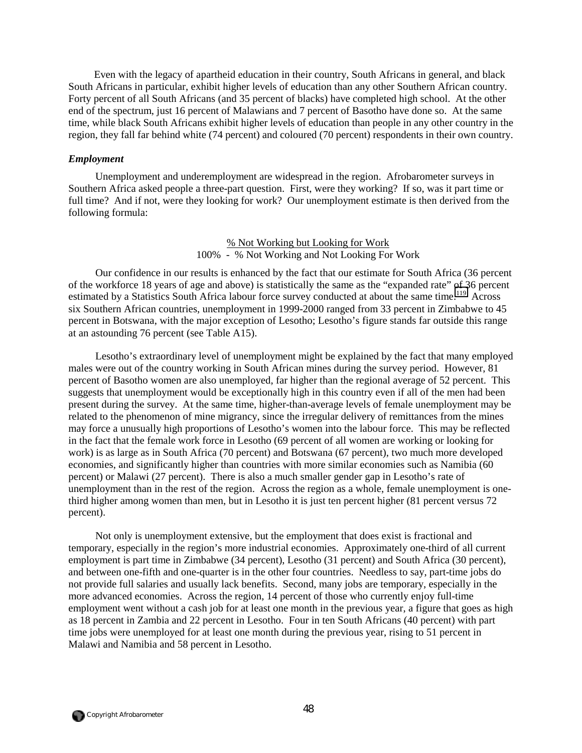Even with the legacy of apartheid education in their country, South Africans in general, and black South Africans in particular, exhibit higher levels of education than any other Southern African country. Forty percent of all South Africans (and 35 percent of blacks) have completed high school. At the other end of the spectrum, just 16 percent of Malawians and 7 percent of Basotho have done so. At the same time, while black South Africans exhibit higher levels of education than people in any other country in the region, they fall far behind white (74 percent) and coloured (70 percent) respondents in their own country.

### *Employment*

Unemployment and underemployment are widespread in the region. Afrobarometer surveys in Southern Africa asked people a three-part question. First, were they working? If so, was it part time or full time? And if not, were they looking for work? Our unemployment estimate is then derived from the following formula:

$$\frac{\text{\% Not Working but Looking for Work}}{100\% - \text{\% Not Working and Not Looking For Work}}$$

Our confidence in our results is enhanced by the fact that our estimate for South Africa (36 percent of the workforce 18 years of age and above) is statistically the same as the "expanded rate" of 36 percent estimated by a Statistics South Africa labour force survey conducted at about the same time.[119] Across six Southern African countries, unemployment in 1999-2000 ranged from 33 percent in Zimbabwe to 45 percent in Botswana, with the major exception of Lesotho; Lesotho's figure stands far outside this range at an astounding 76 percent (see Table A15).

Lesotho's extraordinary level of unemployment might be explained by the fact that many employed males were out of the country working in South African mines during the survey period. However, 81 percent of Basotho women are also unemployed, far higher than the regional average of 52 percent. This suggests that unemployment would be exceptionally high in this country even if all of the men had been present during the survey. At the same time, higher-than-average levels of female unemployment may be related to the phenomenon of mine migrancy, since the irregular delivery of remittances from the mines may force a unusually high proportions of Lesotho's women into the labour force. This may be reflected in the fact that the female work force in Lesotho (69 percent of all women are working or looking for work) is as large as in South Africa (70 percent) and Botswana (67 percent), two much more developed economies, and significantly higher than countries with more similar economies such as Namibia (60 percent) or Malawi (27 percent). There is also a much smaller gender gap in Lesotho's rate of unemployment than in the rest of the region. Across the region as a whole, female unemployment is one-third higher among women than men, but in Lesotho it is just ten percent higher (81 percent versus 72 percent).

Not only is unemployment extensive, but the employment that does exist is fractional and temporary, especially in the region's more industrial economies. Approximately one-third of all current employment is part time in Zimbabwe (34 percent), Lesotho (31 percent) and South Africa (30 percent), and between one-fifth and one-quarter is in the other four countries. Needless to say, part-time jobs do not provide full salaries and usually lack benefits. Second, many jobs are temporary, especially in the more advanced economies. Across the region, 14 percent of those who currently enjoy full-time employment went without a cash job for at least one month in the previous year, a figure that goes as high as 18 percent in Zambia and 22 percent in Lesotho. Four in ten South Africans (40 percent) with part time jobs were unemployed for at least one month during the previous year, rising to 51 percent in Malawi and Namibia and 58 percent in Lesotho.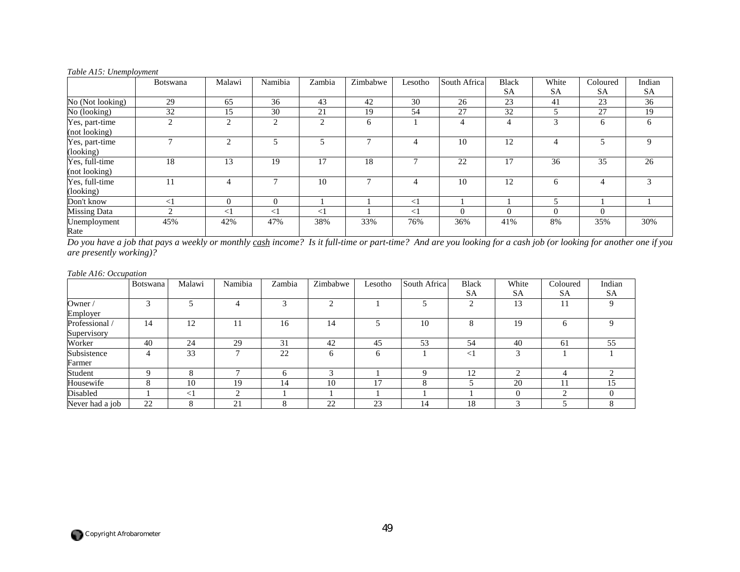*Table A15: Unemployment*

| | Botswana | Malawi | Namibia | Zambia | Zimbabwe | Lesotho | South Africa | Black SA | White SA | Coloured SA | Indian SA |
|---|---|---|---|---|---|---|---|---|---|---|---|
| No (Not looking) | 29 | 65 | 36 | 43 | 42 | 30 | 26 | 23 | 41 | 23 | 36 |
| No (looking) | 32 | 15 | 30 | 21 | 19 | 54 | 27 | 32 | 5 | 27 | 19 |
| Yes, part-time (not looking) | 2 | 2 | 2 | 2 | 6 | 1 | 4 | 4 | 3 | 6 | 6 |
| Yes, part-time (looking) | 7 | 2 | 5 | 5 | 7 | 4 | 10 | 12 | 4 | 5 | 9 |
| Yes, full-time (not looking) | 18 | 13 | 19 | 17 | 18 | 7 | 22 | 17 | 36 | 35 | 26 |
| Yes, full-time (looking) | 11 | 4 | 7 | 10 | 7 | 4 | 10 | 12 | 6 | 4 | 3 |
| Don't know | <1 | 0 | 0 | 1 | 1 | <1 | 1 | 1 | 5 | 1 | 1 |
| Missing Data | 2 | <1 | <1 | <1 | 1 | <1 | 0 | 0 | 0 | 0 | |
| Unemployment Rate | 45% | 42% | 47% | 38% | 33% | 76% | 36% | 41% | 8% | 35% | 30% |

*Do you have a job that pays a weekly or monthly cash income? Is it full-time or part-time? And are you looking for a cash job (or looking for another one if you are presently working)?*

*Table A16: Occupation*

| | Botswana | Malawi | Namibia | Zambia | Zimbabwe | Lesotho | South Africa | Black SA | White SA | Coloured SA | Indian SA |
|---|---|---|---|---|---|---|---|---|---|---|---|
| Owner / Employer | 3 | 5 | 4 | 3 | 2 | 1 | 5 | 2 | 13 | 11 | 9 |
| Professional / Supervisory | 14 | 12 | 11 | 16 | 14 | 5 | 10 | 8 | 19 | 6 | 9 |
| Worker | 40 | 24 | 29 | 31 | 42 | 45 | 53 | 54 | 40 | 61 | 55 |
| Subsistence Farmer | 4 | 33 | 7 | 22 | 6 | 6 | 1 | <1 | 3 | 1 | 1 |
| Student | 9 | 8 | 7 | 6 | 3 | 1 | 9 | 12 | 2 | 4 | 2 |
| Housewife | 8 | 10 | 19 | 14 | 10 | 17 | 8 | 5 | 20 | 11 | 15 |
| Disabled | 1 | <1 | 2 | 1 | 1 | 1 | 1 | 1 | 0 | 2 | 0 |
| Never had a job | 22 | 8 | 21 | 8 | 22 | 23 | 14 | 18 | 3 | 5 | 8 |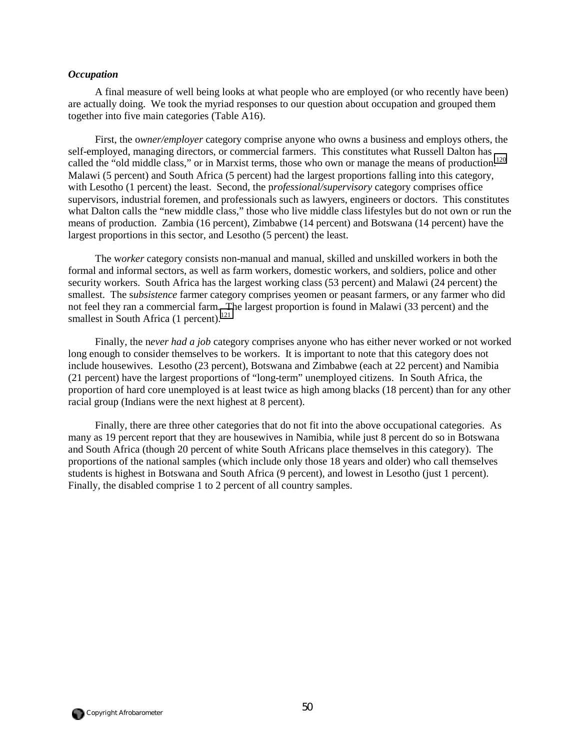***Occupation***

A final measure of well being looks at what people who are employed (or who recently have been) are actually doing. We took the myriad responses to our question about occupation and grouped them together into five main categories (Table A16).

First, the o*wner/employer* category comprise anyone who owns a business and employs others, the self-employed, managing directors, or commercial farmers. This constitutes what Russell Dalton has called the "old middle class," or in Marxist terms, those who own or manage the means of production.[120] Malawi (5 percent) and South Africa (5 percent) had the largest proportions falling into this category, with Lesotho (1 percent) the least. Second, the p*rofessional/supervisory* category comprises office supervisors, industrial foremen, and professionals such as lawyers, engineers or doctors. This constitutes what Dalton calls the "new middle class," those who live middle class lifestyles but do not own or run the means of production. Zambia (16 percent), Zimbabwe (14 percent) and Botswana (14 percent) have the largest proportions in this sector, and Lesotho (5 percent) the least.

The w*orker* category consists non-manual and manual, skilled and unskilled workers in both the formal and informal sectors, as well as farm workers, domestic workers, and soldiers, police and other security workers. South Africa has the largest working class (53 percent) and Malawi (24 percent) the smallest. The s*ubsistence* farmer category comprises yeomen or peasant farmers, or any farmer who did not feel they ran a commercial farm. The largest proportion is found in Malawi (33 percent) and the smallest in South Africa (1 percent).[121]

Finally, the n*ever had a job* category comprises anyone who has either never worked or not worked long enough to consider themselves to be workers. It is important to note that this category does not include housewives. Lesotho (23 percent), Botswana and Zimbabwe (each at 22 percent) and Namibia (21 percent) have the largest proportions of "long-term" unemployed citizens. In South Africa, the proportion of hard core unemployed is at least twice as high among blacks (18 percent) than for any other racial group (Indians were the next highest at 8 percent).

Finally, there are three other categories that do not fit into the above occupational categories. As many as 19 percent report that they are housewives in Namibia, while just 8 percent do so in Botswana and South Africa (though 20 percent of white South Africans place themselves in this category). The proportions of the national samples (which include only those 18 years and older) who call themselves students is highest in Botswana and South Africa (9 percent), and lowest in Lesotho (just 1 percent). Finally, the disabled comprise 1 to 2 percent of all country samples.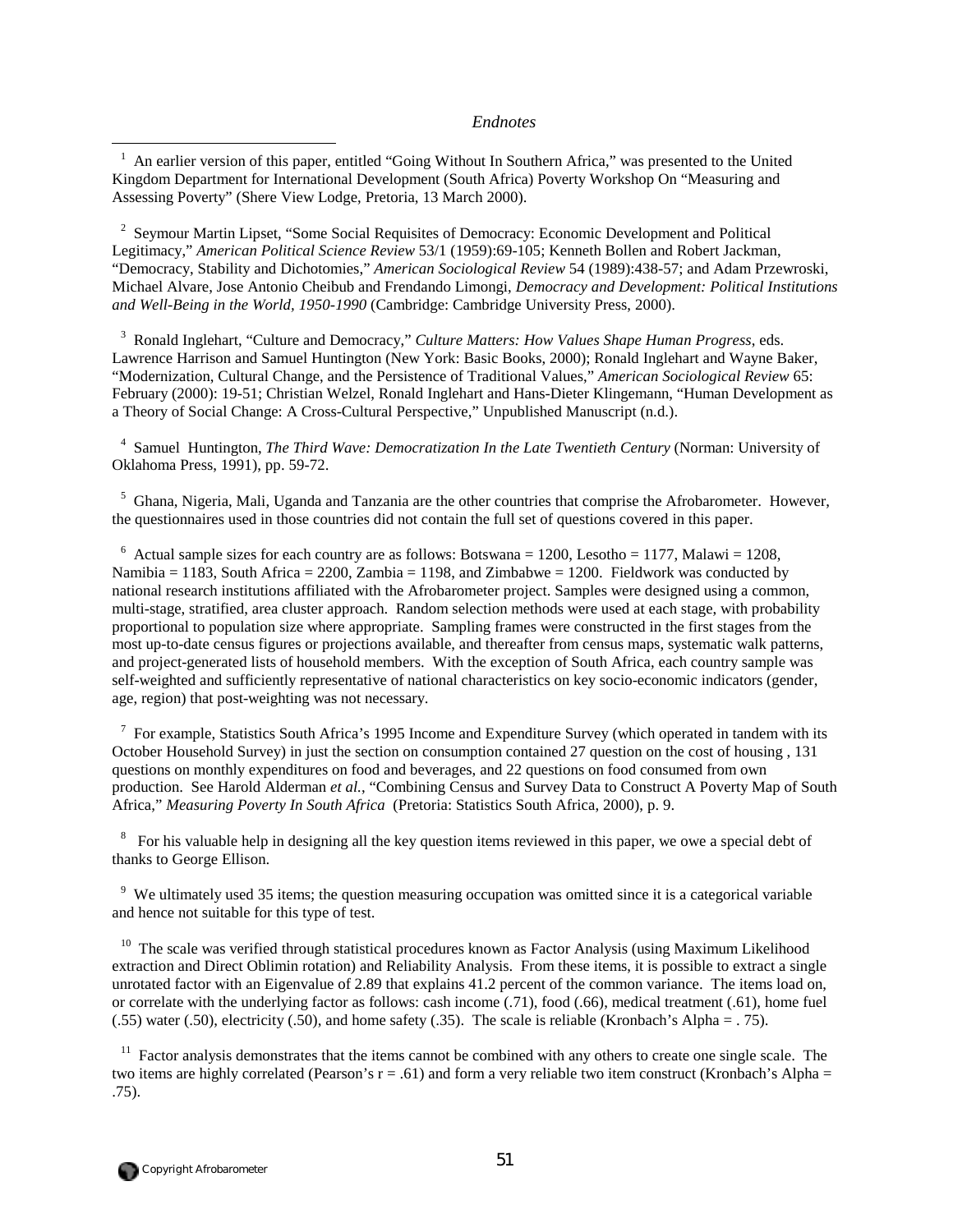*Endnotes*

[1] An earlier version of this paper, entitled "Going Without In Southern Africa," was presented to the United Kingdom Department for International Development (South Africa) Poverty Workshop On "Measuring and Assessing Poverty" (Shere View Lodge, Pretoria, 13 March 2000).

[2] Seymour Martin Lipset, "Some Social Requisites of Democracy: Economic Development and Political Legitimacy," *American Political Science Review* 53/1 (1959):69-105; Kenneth Bollen and Robert Jackman, "Democracy, Stability and Dichotomies," *American Sociological Review* 54 (1989):438-57; and Adam Przewroski, Michael Alvare, Jose Antonio Cheibub and Frendando Limongi, *Democracy and Development: Political Institutions and Well-Being in the World, 1950-1990* (Cambridge: Cambridge University Press, 2000).

[3] Ronald Inglehart, "Culture and Democracy," *Culture Matters: How Values Shape Human Progress*, eds. Lawrence Harrison and Samuel Huntington (New York: Basic Books, 2000); Ronald Inglehart and Wayne Baker, "Modernization, Cultural Change, and the Persistence of Traditional Values," *American Sociological Review* 65: February (2000): 19-51; Christian Welzel, Ronald Inglehart and Hans-Dieter Klingemann, "Human Development as a Theory of Social Change: A Cross-Cultural Perspective," Unpublished Manuscript (n.d.).

[4] Samuel Huntington, *The Third Wave: Democratization In the Late Twentieth Century* (Norman: University of Oklahoma Press, 1991), pp. 59-72.

[5] Ghana, Nigeria, Mali, Uganda and Tanzania are the other countries that comprise the Afrobarometer. However, the questionnaires used in those countries did not contain the full set of questions covered in this paper.

[6] Actual sample sizes for each country are as follows: Botswana = 1200, Lesotho = 1177, Malawi = 1208, Namibia = 1183, South Africa = 2200, Zambia = 1198, and Zimbabwe = 1200. Fieldwork was conducted by national research institutions affiliated with the Afrobarometer project. Samples were designed using a common, multi-stage, stratified, area cluster approach. Random selection methods were used at each stage, with probability proportional to population size where appropriate. Sampling frames were constructed in the first stages from the most up-to-date census figures or projections available, and thereafter from census maps, systematic walk patterns, and project-generated lists of household members. With the exception of South Africa, each country sample was self-weighted and sufficiently representative of national characteristics on key socio-economic indicators (gender, age, region) that post-weighting was not necessary.

[7] For example, Statistics South Africa's 1995 Income and Expenditure Survey (which operated in tandem with its October Household Survey) in just the section on consumption contained 27 question on the cost of housing , 131 questions on monthly expenditures on food and beverages, and 22 questions on food consumed from own production. See Harold Alderman *et al.*, "Combining Census and Survey Data to Construct A Poverty Map of South Africa," *Measuring Poverty In South Africa* (Pretoria: Statistics South Africa, 2000), p. 9.

[8] For his valuable help in designing all the key question items reviewed in this paper, we owe a special debt of thanks to George Ellison.

[9] We ultimately used 35 items; the question measuring occupation was omitted since it is a categorical variable and hence not suitable for this type of test.

[10] The scale was verified through statistical procedures known as Factor Analysis (using Maximum Likelihood extraction and Direct Oblimin rotation) and Reliability Analysis. From these items, it is possible to extract a single unrotated factor with an Eigenvalue of 2.89 that explains 41.2 percent of the common variance. The items load on, or correlate with the underlying factor as follows: cash income (.71), food (.66), medical treatment (.61), home fuel (.55) water (.50), electricity (.50), and home safety (.35). The scale is reliable (Kronbach's Alpha = . 75).

[11] Factor analysis demonstrates that the items cannot be combined with any others to create one single scale. The two items are highly correlated (Pearson's r = .61) and form a very reliable two item construct (Kronbach's Alpha = .75).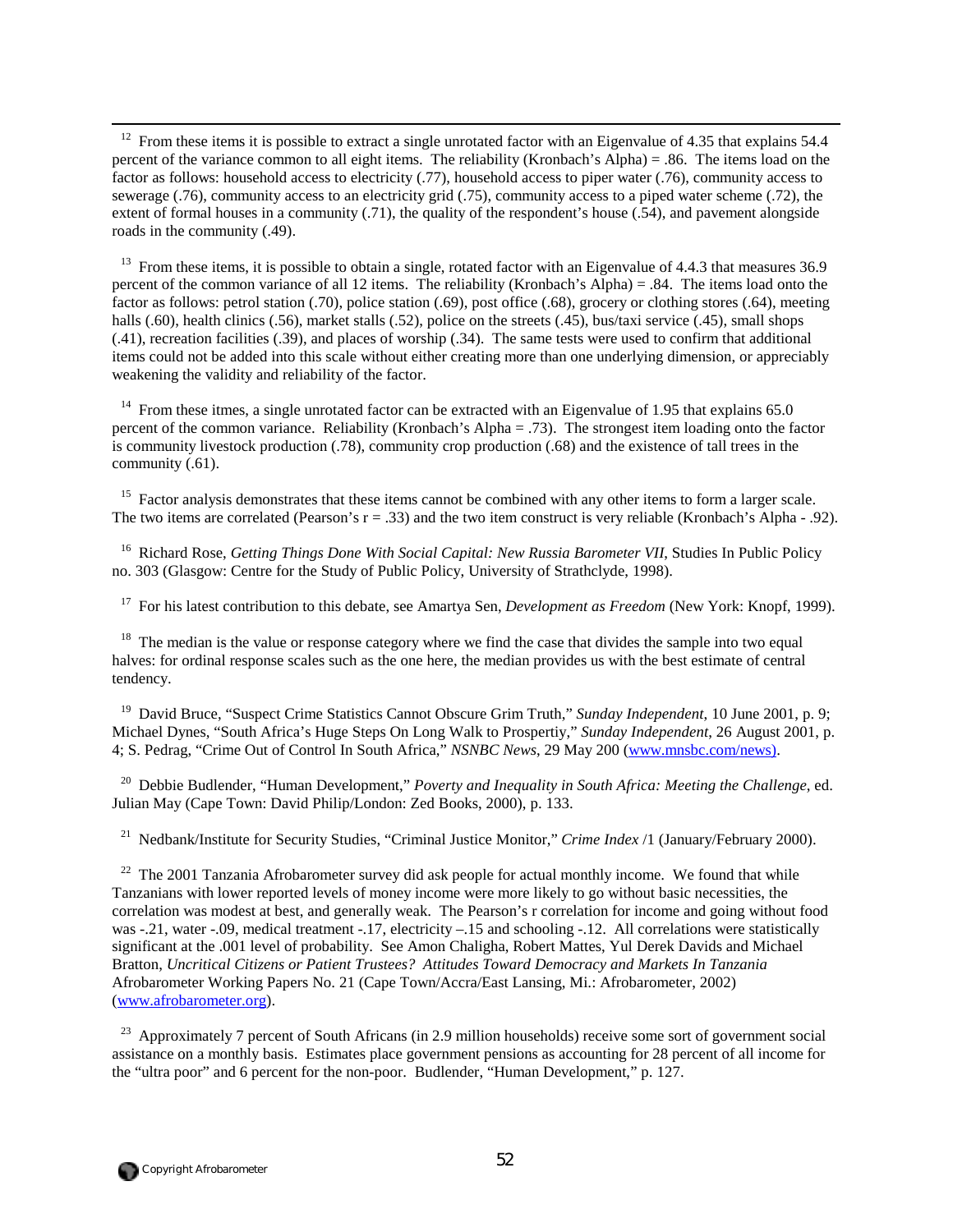[12] From these items it is possible to extract a single unrotated factor with an Eigenvalue of 4.35 that explains 54.4 percent of the variance common to all eight items. The reliability (Kronbach's Alpha) = .86. The items load on the factor as follows: household access to electricity (.77), household access to piper water (.76), community access to sewerage (.76), community access to an electricity grid (.75), community access to a piped water scheme (.72), the extent of formal houses in a community (.71), the quality of the respondent's house (.54), and pavement alongside roads in the community (.49).

[13] From these items, it is possible to obtain a single, rotated factor with an Eigenvalue of 4.4.3 that measures 36.9 percent of the common variance of all 12 items. The reliability (Kronbach's Alpha) = .84. The items load onto the factor as follows: petrol station (.70), police station (.69), post office (.68), grocery or clothing stores (.64), meeting halls (.60), health clinics (.56), market stalls (.52), police on the streets (.45), bus/taxi service (.45), small shops (.41), recreation facilities (.39), and places of worship (.34). The same tests were used to confirm that additional items could not be added into this scale without either creating more than one underlying dimension, or appreciably weakening the validity and reliability of the factor.

[14] From these itmes, a single unrotated factor can be extracted with an Eigenvalue of 1.95 that explains 65.0 percent of the common variance. Reliability (Kronbach's Alpha = .73). The strongest item loading onto the factor is community livestock production (.78), community crop production (.68) and the existence of tall trees in the community (.61).

[15] Factor analysis demonstrates that these items cannot be combined with any other items to form a larger scale. The two items are correlated (Pearson's r = .33) and the two item construct is very reliable (Kronbach's Alpha - .92).

[16] Richard Rose, *Getting Things Done With Social Capital: New Russia Barometer VII*, Studies In Public Policy no. 303 (Glasgow: Centre for the Study of Public Policy, University of Strathclyde, 1998).

[17] For his latest contribution to this debate, see Amartya Sen, *Development as Freedom* (New York: Knopf, 1999).

[18] The median is the value or response category where we find the case that divides the sample into two equal halves: for ordinal response scales such as the one here, the median provides us with the best estimate of central tendency.

[19] David Bruce, "Suspect Crime Statistics Cannot Obscure Grim Truth," *Sunday Independent*, 10 June 2001, p. 9; Michael Dynes, "South Africa's Huge Steps On Long Walk to Prospertiy," *Sunday Independent*, 26 August 2001, p. 4; S. Pedrag, "Crime Out of Control In South Africa," *NSNBC News*, 29 May 200 (www.mnsbc.com/news).

[20] Debbie Budlender, "Human Development," *Poverty and Inequality in South Africa: Meeting the Challenge*, ed. Julian May (Cape Town: David Philip/London: Zed Books, 2000), p. 133.

[21] Nedbank/Institute for Security Studies, "Criminal Justice Monitor," *Crime Index* /1 (January/February 2000).

[22] The 2001 Tanzania Afrobarometer survey did ask people for actual monthly income. We found that while Tanzanians with lower reported levels of money income were more likely to go without basic necessities, the correlation was modest at best, and generally weak. The Pearson's r correlation for income and going without food was -.21, water -.09, medical treatment -.17, electricity –.15 and schooling -.12. All correlations were statistically significant at the .001 level of probability. See Amon Chaligha, Robert Mattes, Yul Derek Davids and Michael Bratton, *Uncritical Citizens or Patient Trustees? Attitudes Toward Democracy and Markets In Tanzania* Afrobarometer Working Papers No. 21 (Cape Town/Accra/East Lansing, Mi.: Afrobarometer, 2002) (www.afrobarometer.org).

[23] Approximately 7 percent of South Africans (in 2.9 million households) receive some sort of government social assistance on a monthly basis. Estimates place government pensions as accounting for 28 percent of all income for the "ultra poor" and 6 percent for the non-poor. Budlender, "Human Development," p. 127.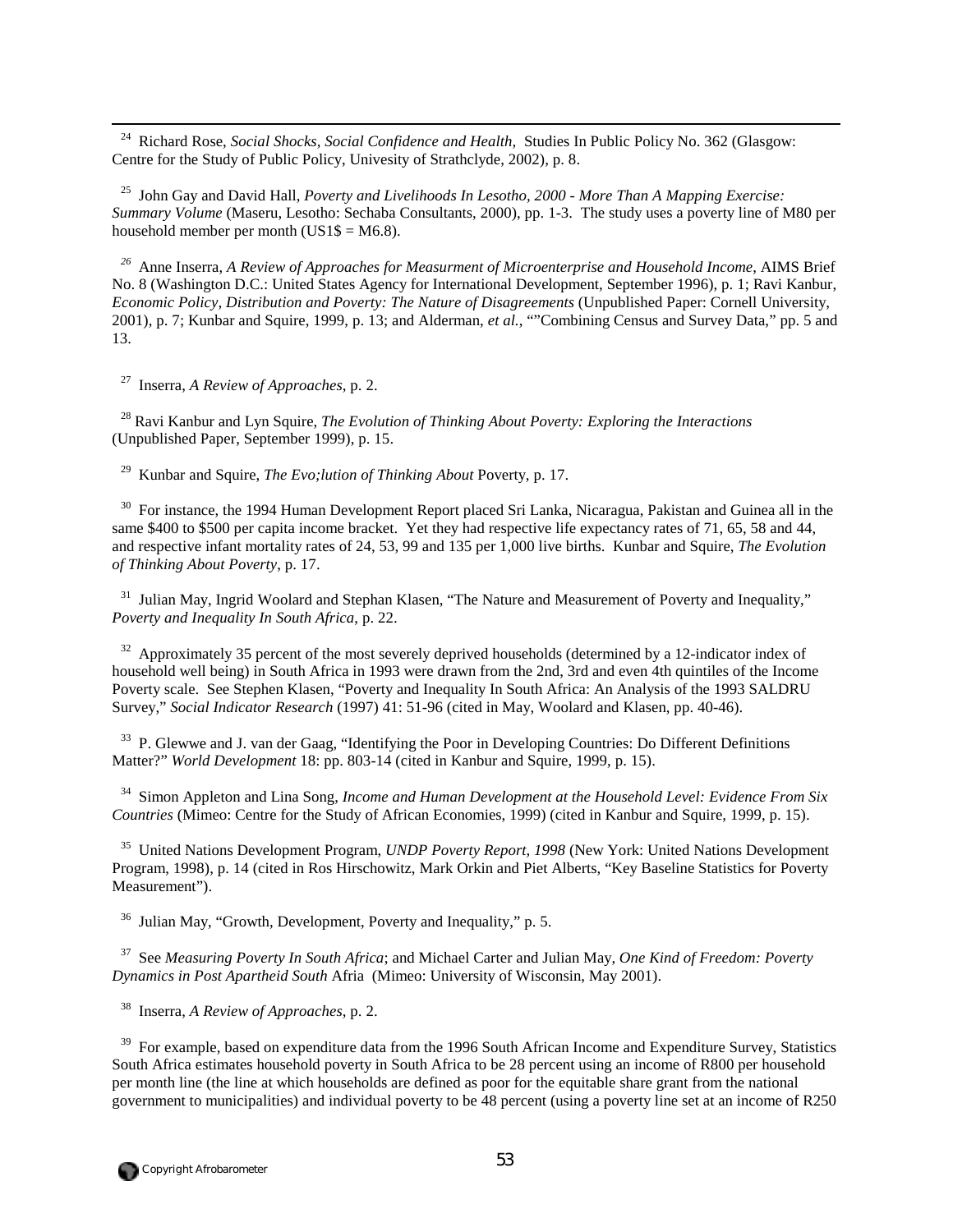[24] Richard Rose, *Social Shocks, Social Confidence and Health,* Studies In Public Policy No. 362 (Glasgow: Centre for the Study of Public Policy, Univesity of Strathclyde, 2002), p. 8.

[25] John Gay and David Hall, *Poverty and Livelihoods In Lesotho, 2000 - More Than A Mapping Exercise: Summary Volume* (Maseru, Lesotho: Sechaba Consultants, 2000), pp. 1-3. The study uses a poverty line of M80 per household member per month (US1$ = M6.8).

[26] Anne Inserra, *A Review of Approaches for Measurment of Microenterprise and Household Income*, AIMS Brief No. 8 (Washington D.C.: United States Agency for International Development, September 1996), p. 1; Ravi Kanbur, *Economic Policy, Distribution and Poverty: The Nature of Disagreements* (Unpublished Paper: Cornell University, 2001), p. 7; Kunbar and Squire, 1999, p. 13; and Alderman, *et al.*, ""Combining Census and Survey Data," pp. 5 and 13.

[27] Inserra, *A Review of Approaches*, p. 2.

[28] Ravi Kanbur and Lyn Squire, *The Evolution of Thinking About Poverty: Exploring the Interactions* (Unpublished Paper, September 1999), p. 15.

[29] Kunbar and Squire, *The Evo;lution of Thinking About* Poverty, p. 17.

[30] For instance, the 1994 Human Development Report placed Sri Lanka, Nicaragua, Pakistan and Guinea all in the same \$400 to \$500 per capita income bracket. Yet they had respective life expectancy rates of 71, 65, 58 and 44, and respective infant mortality rates of 24, 53, 99 and 135 per 1,000 live births. Kunbar and Squire, *The Evolution of Thinking About Poverty*, p. 17.

[31] Julian May, Ingrid Woolard and Stephan Klasen, "The Nature and Measurement of Poverty and Inequality," *Poverty and Inequality In South Africa*, p. 22.

[32] Approximately 35 percent of the most severely deprived households (determined by a 12-indicator index of household well being) in South Africa in 1993 were drawn from the 2nd, 3rd and even 4th quintiles of the Income Poverty scale. See Stephen Klasen, "Poverty and Inequality In South Africa: An Analysis of the 1993 SALDRU Survey," *Social Indicator Research* (1997) 41: 51-96 (cited in May, Woolard and Klasen, pp. 40-46).

[33] P. Glewwe and J. van der Gaag, "Identifying the Poor in Developing Countries: Do Different Definitions Matter?" *World Development* 18: pp. 803-14 (cited in Kanbur and Squire, 1999, p. 15).

[34] Simon Appleton and Lina Song, *Income and Human Development at the Household Level: Evidence From Six Countries* (Mimeo: Centre for the Study of African Economies, 1999) (cited in Kanbur and Squire, 1999, p. 15).

[35] United Nations Development Program, *UNDP Poverty Report, 1998* (New York: United Nations Development Program, 1998), p. 14 (cited in Ros Hirschowitz, Mark Orkin and Piet Alberts, "Key Baseline Statistics for Poverty Measurement").

[36] Julian May, "Growth, Development, Poverty and Inequality," p. 5.

[37] See *Measuring Poverty In South Africa*; and Michael Carter and Julian May, *One Kind of Freedom: Poverty Dynamics in Post Apartheid South* Afria (Mimeo: University of Wisconsin, May 2001).

[38] Inserra, *A Review of Approaches*, p. 2.

[39] For example, based on expenditure data from the 1996 South African Income and Expenditure Survey, Statistics South Africa estimates household poverty in South Africa to be 28 percent using an income of R800 per household per month line (the line at which households are defined as poor for the equitable share grant from the national government to municipalities) and individual poverty to be 48 percent (using a poverty line set at an income of R250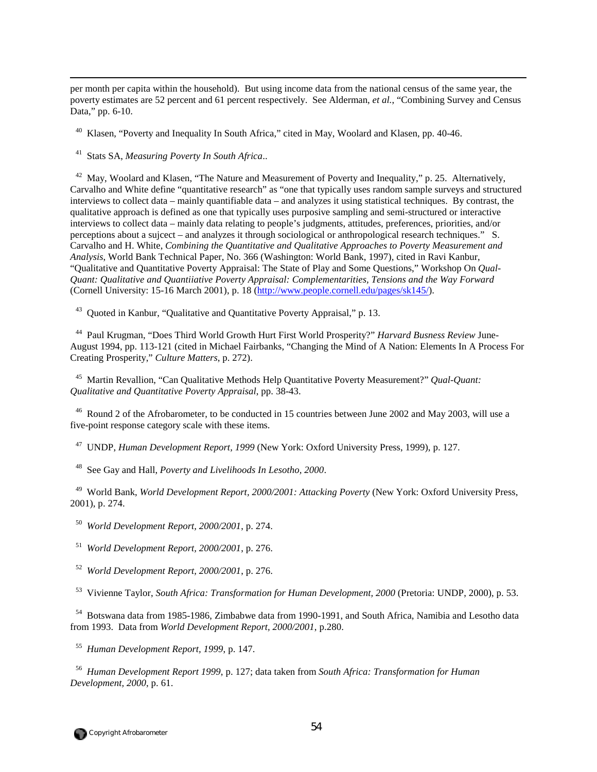per month per capita within the household). But using income data from the national census of the same year, the poverty estimates are 52 percent and 61 percent respectively. See Alderman, *et al.*, "Combining Survey and Census Data," pp. 6-10.

[40] Klasen, "Poverty and Inequality In South Africa," cited in May, Woolard and Klasen, pp. 40-46.

[41] Stats SA, *Measuring Poverty In South Africa*..

[42] May, Woolard and Klasen, "The Nature and Measurement of Poverty and Inequality," p. 25. Alternatively, Carvalho and White define "quantitative research" as "one that typically uses random sample surveys and structured interviews to collect data – mainly quantifiable data – and analyzes it using statistical techniques. By contrast, the qualitative approach is defined as one that typically uses purposive sampling and semi-structured or interactive interviews to collect data – mainly data relating to people's judgments, attitudes, preferences, priorities, and/or perceptions about a sujcect – and analyzes it through sociological or anthropological research techniques." S. Carvalho and H. White, *Combining the Quantitative and Qualitative Approaches to Poverty Measurement and Analysis*, World Bank Technical Paper, No. 366 (Washington: World Bank, 1997), cited in Ravi Kanbur, "Qualitative and Quantitative Poverty Appraisal: The State of Play and Some Questions," Workshop On *Qual-Quant: Qualitative and Quantiiative Poverty Appraisal: Complementarities, Tensions and the Way Forward* (Cornell University: 15-16 March 2001), p. 18 (http://www.people.cornell.edu/pages/sk145/).

[43] Quoted in Kanbur, "Qualitative and Quantitative Poverty Appraisal," p. 13.

[44] Paul Krugman, "Does Third World Growth Hurt First World Prosperity?" *Harvard Busness Review* June-August 1994, pp. 113-121 (cited in Michael Fairbanks, "Changing the Mind of A Nation: Elements In A Process For Creating Prosperity," *Culture Matters*, p. 272).

[45] Martin Revallion, "Can Qualitative Methods Help Quantitative Poverty Measurement?" *Qual-Quant: Qualitative and Quantitative Poverty Appraisal*, pp. 38-43.

[46] Round 2 of the Afrobarometer, to be conducted in 15 countries between June 2002 and May 2003, will use a five-point response category scale with these items.

[47] UNDP, *Human Development Report, 1999* (New York: Oxford University Press, 1999), p. 127.

[48] See Gay and Hall, *Poverty and Livelihoods In Lesotho, 2000*.

[49] World Bank, *World Development Report, 2000/2001: Attacking Poverty* (New York: Oxford University Press, 2001), p. 274.

[50] *World Development Report, 2000/2001*, p. 274.

[51] *World Development Report, 2000/2001*, p. 276.

[52] *World Development Report, 2000/2001*, p. 276.

[53] Vivienne Taylor, *South Africa: Transformation for Human Development, 2000* (Pretoria: UNDP, 2000), p. 53.

[54] Botswana data from 1985-1986, Zimbabwe data from 1990-1991, and South Africa, Namibia and Lesotho data from 1993. Data from *World Development Report, 2000/2001*, p.280.

[55] *Human Development Report, 1999,* p. 147.

[56] *Human Development Report 1999*, p. 127; data taken from *South Africa: Transformation for Human Development, 2000*, p. 61.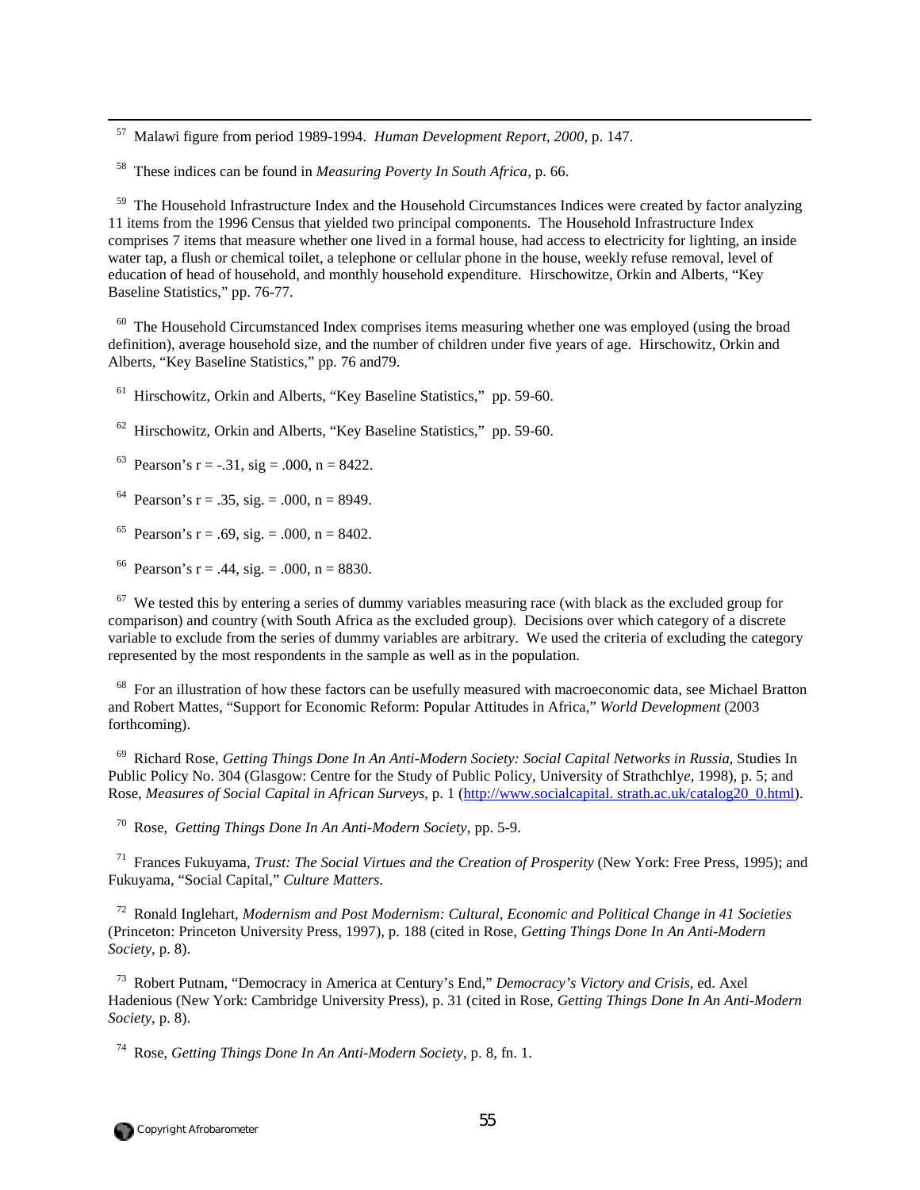[57] Malawi figure from period 1989-1994. *Human Development Report, 2000*, p. 147.

[58] These indices can be found in *Measuring Poverty In South Africa*, p. 66.

[59] The Household Infrastructure Index and the Household Circumstances Indices were created by factor analyzing 11 items from the 1996 Census that yielded two principal components. The Household Infrastructure Index comprises 7 items that measure whether one lived in a formal house, had access to electricity for lighting, an inside water tap, a flush or chemical toilet, a telephone or cellular phone in the house, weekly refuse removal, level of education of head of household, and monthly household expenditure. Hirschowitze, Orkin and Alberts, "Key Baseline Statistics," pp. 76-77.

[60] The Household Circumstanced Index comprises items measuring whether one was employed (using the broad definition), average household size, and the number of children under five years of age. Hirschowitz, Orkin and Alberts, "Key Baseline Statistics," pp. 76 and79.

[61] Hirschowitz, Orkin and Alberts, "Key Baseline Statistics," pp. 59-60.

[62] Hirschowitz, Orkin and Alberts, "Key Baseline Statistics," pp. 59-60.

[63] Pearson's r = -.31, sig = .000, n = 8422.

[64] Pearson's r = .35, sig. = .000, n = 8949.

[65] Pearson's r = .69, sig. = .000, n = 8402.

[66] Pearson's r = .44, sig. = .000, n = 8830.

[67] We tested this by entering a series of dummy variables measuring race (with black as the excluded group for comparison) and country (with South Africa as the excluded group). Decisions over which category of a discrete variable to exclude from the series of dummy variables are arbitrary. We used the criteria of excluding the category represented by the most respondents in the sample as well as in the population.

[68] For an illustration of how these factors can be usefully measured with macroeconomic data, see Michael Bratton and Robert Mattes, "Support for Economic Reform: Popular Attitudes in Africa," *World Development* (2003 forthcoming).

[69] Richard Rose, *Getting Things Done In An Anti-Modern Society: Social Capital Networks in Russia*, Studies In Public Policy No. 304 (Glasgow: Centre for the Study of Public Policy, University of Strathchlye, 1998), p. 5; and Rose, *Measures of Social Capital in African Surveys*, p. 1 (http://www.socialcapital. strath.ac.uk/catalog20_0.html).

[70] Rose, *Getting Things Done In An Anti-Modern Society*, pp. 5-9.

[71] Frances Fukuyama, *Trust: The Social Virtues and the Creation of Prosperity* (New York: Free Press, 1995); and Fukuyama, "Social Capital," *Culture Matters*.

[72] Ronald Inglehart, *Modernism and Post Modernism: Cultural, Economic and Political Change in 41 Societies* (Princeton: Princeton University Press, 1997), p. 188 (cited in Rose, *Getting Things Done In An Anti-Modern Society*, p. 8).

[73] Robert Putnam, "Democracy in America at Century's End," *Democracy's Victory and Crisis*, ed. Axel Hadenious (New York: Cambridge University Press), p. 31 (cited in Rose, *Getting Things Done In An Anti-Modern Society*, p. 8).

[74] Rose, *Getting Things Done In An Anti-Modern Society*, p. 8, fn. 1.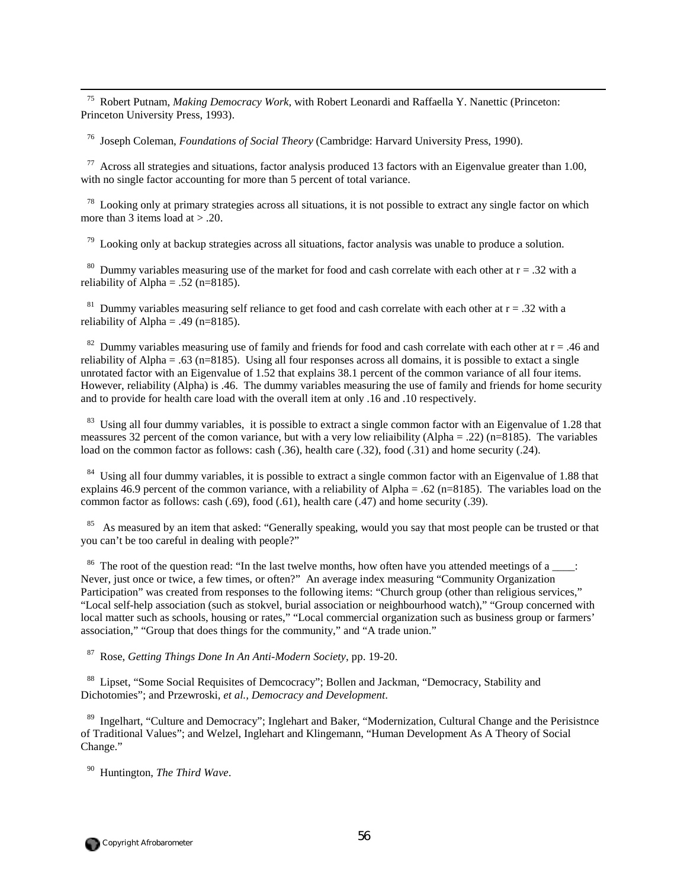[75] Robert Putnam, *Making Democracy Work*, with Robert Leonardi and Raffaella Y. Nanettic (Princeton: Princeton University Press, 1993).

[76] Joseph Coleman, *Foundations of Social Theory* (Cambridge: Harvard University Press, 1990).

[77] Across all strategies and situations, factor analysis produced 13 factors with an Eigenvalue greater than 1.00, with no single factor accounting for more than 5 percent of total variance.

[78] Looking only at primary strategies across all situations, it is not possible to extract any single factor on which more than 3 items load at > .20.

[79] Looking only at backup strategies across all situations, factor analysis was unable to produce a solution.

[80] Dummy variables measuring use of the market for food and cash correlate with each other at r = .32 with a reliability of Alpha = .52 (n=8185).

[81] Dummy variables measuring self reliance to get food and cash correlate with each other at r = .32 with a reliability of Alpha = .49 (n=8185).

[82] Dummy variables measuring use of family and friends for food and cash correlate with each other at r = .46 and reliability of Alpha = .63 (n=8185). Using all four responses across all domains, it is possible to extact a single unrotated factor with an Eigenvalue of 1.52 that explains 38.1 percent of the common variance of all four items. However, reliability (Alpha) is .46. The dummy variables measuring the use of family and friends for home security and to provide for health care load with the overall item at only .16 and .10 respectively.

[83] Using all four dummy variables, it is possible to extract a single common factor with an Eigenvalue of 1.28 that meassures 32 percent of the comon variance, but with a very low reliaibility (Alpha = .22) (n=8185). The variables load on the common factor as follows: cash (.36), health care (.32), food (.31) and home security (.24).

[84] Using all four dummy variables, it is possible to extract a single common factor with an Eigenvalue of 1.88 that explains 46.9 percent of the common variance, with a reliability of Alpha = .62 (n=8185). The variables load on the common factor as follows: cash (.69), food (.61), health care (.47) and home security (.39).

[85] As measured by an item that asked: "Generally speaking, would you say that most people can be trusted or that you can't be too careful in dealing with people?"

[86] The root of the question read: "In the last twelve months, how often have you attended meetings of a ____: Never, just once or twice, a few times, or often?" An average index measuring "Community Organization Participation" was created from responses to the following items: "Church group (other than religious services," "Local self-help association (such as stokvel, burial association or neighbourhood watch)," "Group concerned with local matter such as schools, housing or rates," "Local commercial organization such as business group or farmers' association," "Group that does things for the community," and "A trade union."

[87] Rose, *Getting Things Done In An Anti-Modern Society*, pp. 19-20.

[88] Lipset, "Some Social Requisites of Demcocracy"; Bollen and Jackman, "Democracy, Stability and Dichotomies"; and Przewroski, *et al.*, *Democracy and Development*.

[89] Ingelhart, "Culture and Democracy"; Inglehart and Baker, "Modernization, Cultural Change and the Perisistnce of Traditional Values"; and Welzel, Inglehart and Klingemann, "Human Development As A Theory of Social Change."

[90] Huntington, *The Third Wave*.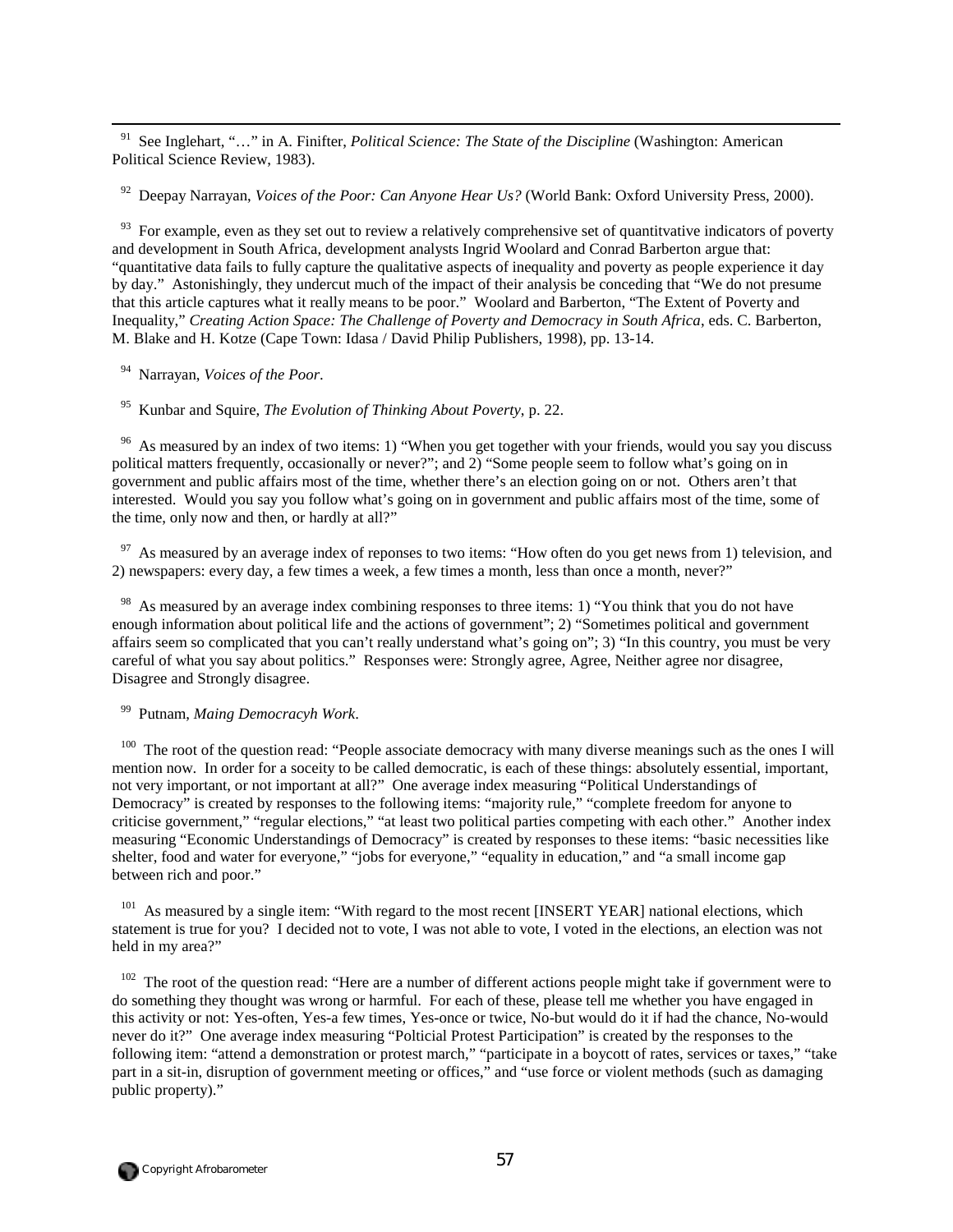[91] See Inglehart, "…" in A. Finifter, *Political Science: The State of the Discipline* (Washington: American Political Science Review, 1983).

[92] Deepay Narrayan, *Voices of the Poor: Can Anyone Hear Us?* (World Bank: Oxford University Press, 2000).

[93] For example, even as they set out to review a relatively comprehensive set of quantitvative indicators of poverty and development in South Africa, development analysts Ingrid Woolard and Conrad Barberton argue that: "quantitative data fails to fully capture the qualitative aspects of inequality and poverty as people experience it day by day." Astonishingly, they undercut much of the impact of their analysis be conceding that "We do not presume that this article captures what it really means to be poor." Woolard and Barberton, "The Extent of Poverty and Inequality," *Creating Action Space: The Challenge of Poverty and Democracy in South Africa*, eds. C. Barberton, M. Blake and H. Kotze (Cape Town: Idasa / David Philip Publishers, 1998), pp. 13-14.

[94] Narrayan, *Voices of the Poor*.

[95] Kunbar and Squire, *The Evolution of Thinking About Poverty*, p. 22.

[96] As measured by an index of two items: 1) "When you get together with your friends, would you say you discuss political matters frequently, occasionally or never?"; and 2) "Some people seem to follow what's going on in government and public affairs most of the time, whether there's an election going on or not. Others aren't that interested. Would you say you follow what's going on in government and public affairs most of the time, some of the time, only now and then, or hardly at all?"

[97] As measured by an average index of reponses to two items: "How often do you get news from 1) television, and 2) newspapers: every day, a few times a week, a few times a month, less than once a month, never?"

[98] As measured by an average index combining responses to three items: 1) "You think that you do not have enough information about political life and the actions of government"; 2) "Sometimes political and government affairs seem so complicated that you can't really understand what's going on"; 3) "In this country, you must be very careful of what you say about politics." Responses were: Strongly agree, Agree, Neither agree nor disagree, Disagree and Strongly disagree.

[99] Putnam, *Maing Democracyh Work*.

[100] The root of the question read: "People associate democracy with many diverse meanings such as the ones I will mention now. In order for a soceity to be called democratic, is each of these things: absolutely essential, important, not very important, or not important at all?" One average index measuring "Political Understandings of Democracy" is created by responses to the following items: "majority rule," "complete freedom for anyone to criticise government," "regular elections," "at least two political parties competing with each other." Another index measuring "Economic Understandings of Democracy" is created by responses to these items: "basic necessities like shelter, food and water for everyone," "jobs for everyone," "equality in education," and "a small income gap between rich and poor."

[101] As measured by a single item: "With regard to the most recent [INSERT YEAR] national elections, which statement is true for you? I decided not to vote, I was not able to vote, I voted in the elections, an election was not held in my area?"

[102] The root of the question read: "Here are a number of different actions people might take if government were to do something they thought was wrong or harmful. For each of these, please tell me whether you have engaged in this activity or not: Yes-often, Yes-a few times, Yes-once or twice, No-but would do it if had the chance, No-would never do it?" One average index measuring "Polticial Protest Participation" is created by the responses to the following item: "attend a demonstration or protest march," "participate in a boycott of rates, services or taxes," "take part in a sit-in, disruption of government meeting or offices," and "use force or violent methods (such as damaging public property)."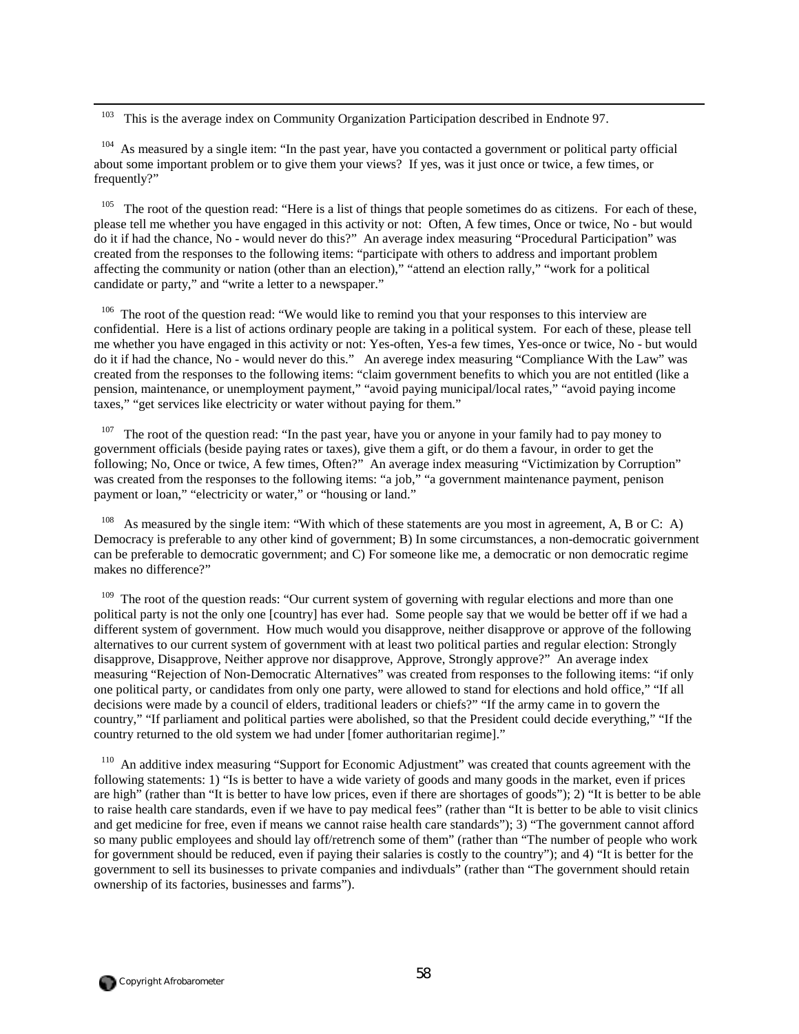[103] This is the average index on Community Organization Participation described in Endnote 97.

[104] As measured by a single item: "In the past year, have you contacted a government or political party official about some important problem or to give them your views? If yes, was it just once or twice, a few times, or frequently?"

[105] The root of the question read: "Here is a list of things that people sometimes do as citizens. For each of these, please tell me whether you have engaged in this activity or not: Often, A few times, Once or twice, No - but would do it if had the chance, No - would never do this?" An average index measuring "Procedural Participation" was created from the responses to the following items: "participate with others to address and important problem affecting the community or nation (other than an election)," "attend an election rally," "work for a political candidate or party," and "write a letter to a newspaper."

[106] The root of the question read: "We would like to remind you that your responses to this interview are confidential. Here is a list of actions ordinary people are taking in a political system. For each of these, please tell me whether you have engaged in this activity or not: Yes-often, Yes-a few times, Yes-once or twice, No - but would do it if had the chance, No - would never do this." An averege index measuring "Compliance With the Law" was created from the responses to the following items: "claim government benefits to which you are not entitled (like a pension, maintenance, or unemployment payment," "avoid paying municipal/local rates," "avoid paying income taxes," "get services like electricity or water without paying for them."

[107] The root of the question read: "In the past year, have you or anyone in your family had to pay money to government officials (beside paying rates or taxes), give them a gift, or do them a favour, in order to get the following; No, Once or twice, A few times, Often?" An average index measuring "Victimization by Corruption" was created from the responses to the following items: "a job," "a government maintenance payment, penison payment or loan," "electricity or water," or "housing or land."

[108] As measured by the single item: "With which of these statements are you most in agreement, A, B or C: A) Democracy is preferable to any other kind of government; B) In some circumstances, a non-democratic goivernment can be preferable to democratic government; and C) For someone like me, a democratic or non democratic regime makes no difference?"

[109] The root of the question reads: "Our current system of governing with regular elections and more than one political party is not the only one [country] has ever had. Some people say that we would be better off if we had a different system of government. How much would you disapprove, neither disapprove or approve of the following alternatives to our current system of government with at least two political parties and regular election: Strongly disapprove, Disapprove, Neither approve nor disapprove, Approve, Strongly approve?" An average index measuring "Rejection of Non-Democratic Alternatives" was created from responses to the following items: "if only one political party, or candidates from only one party, were allowed to stand for elections and hold office," "If all decisions were made by a council of elders, traditional leaders or chiefs?" "If the army came in to govern the country," "If parliament and political parties were abolished, so that the President could decide everything," "If the country returned to the old system we had under [fomer authoritarian regime]."

[110] An additive index measuring "Support for Economic Adjustment" was created that counts agreement with the following statements: 1) "Is is better to have a wide variety of goods and many goods in the market, even if prices are high" (rather than "It is better to have low prices, even if there are shortages of goods"); 2) "It is better to be able to raise health care standards, even if we have to pay medical fees" (rather than "It is better to be able to visit clinics and get medicine for free, even if means we cannot raise health care standards"); 3) "The government cannot afford so many public employees and should lay off/retrench some of them" (rather than "The number of people who work for government should be reduced, even if paying their salaries is costly to the country"); and 4) "It is better for the government to sell its businesses to private companies and indivduals" (rather than "The government should retain ownership of its factories, businesses and farms").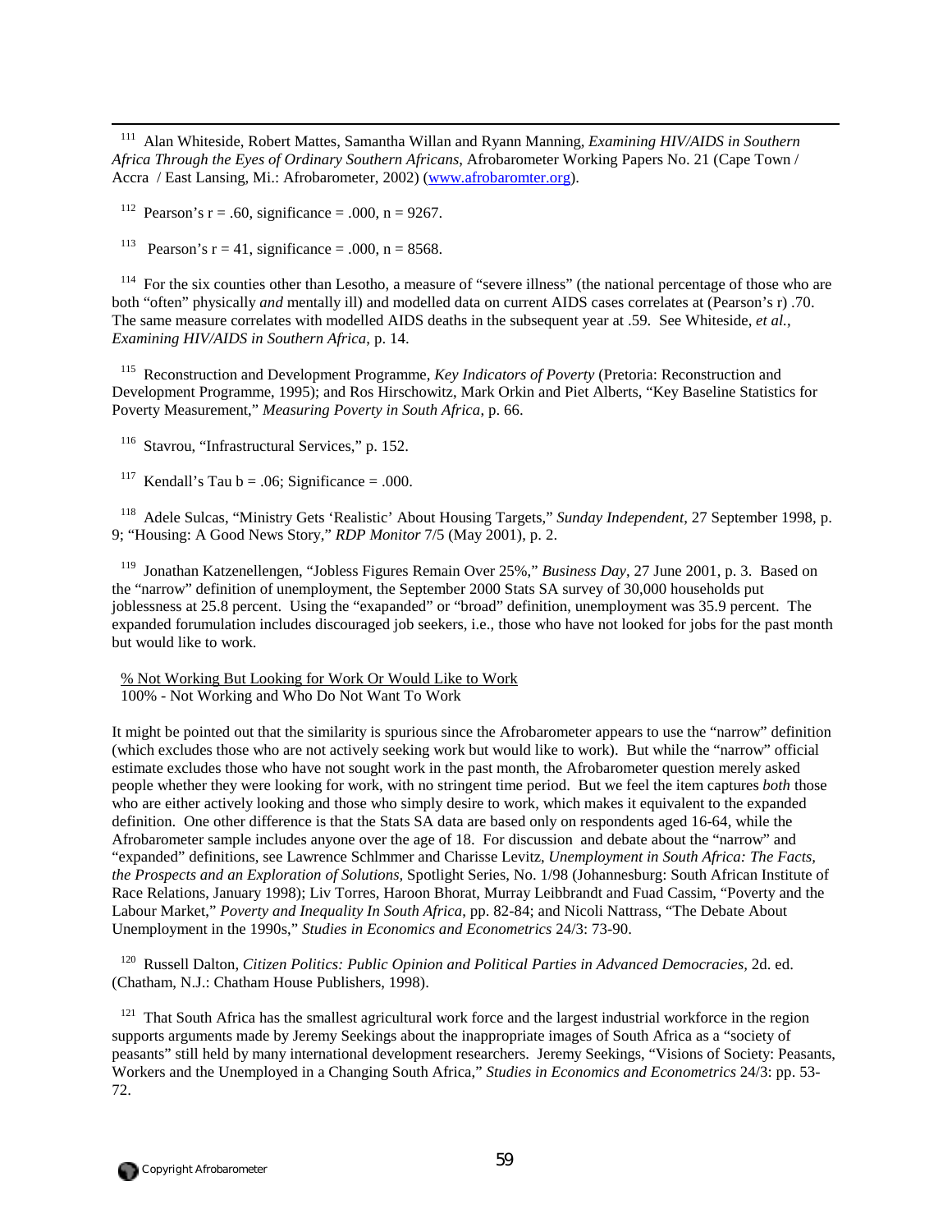[111] Alan Whiteside, Robert Mattes, Samantha Willan and Ryann Manning, *Examining HIV/AIDS in Southern Africa Through the Eyes of Ordinary Southern Africans,* Afrobarometer Working Papers No. 21 (Cape Town / Accra / East Lansing, Mi.: Afrobarometer, 2002) (www.afrobaromter.org).

[112] Pearson's r = .60, significance = .000, n = 9267.

[113] Pearson's r = 41, significance = .000, n = 8568.

[114] For the six counties other than Lesotho, a measure of "severe illness" (the national percentage of those who are both "often" physically *and* mentally ill) and modelled data on current AIDS cases correlates at (Pearson's r) .70. The same measure correlates with modelled AIDS deaths in the subsequent year at .59. See Whiteside, *et al.*, *Examining HIV/AIDS in Southern Africa,* p. 14.

[115] Reconstruction and Development Programme, *Key Indicators of Poverty* (Pretoria: Reconstruction and Development Programme, 1995); and Ros Hirschowitz, Mark Orkin and Piet Alberts, "Key Baseline Statistics for Poverty Measurement," *Measuring Poverty in South Africa*, p. 66.

[116] Stavrou, "Infrastructural Services," p. 152.

[117] Kendall's Tau b = .06; Significance = .000.

[118] Adele Sulcas, "Ministry Gets 'Realistic' About Housing Targets," *Sunday Independent*, 27 September 1998, p. 9; "Housing: A Good News Story," *RDP Monitor* 7/5 (May 2001), p. 2.

[119] Jonathan Katzenellengen, "Jobless Figures Remain Over 25%," *Business Day*, 27 June 2001, p. 3. Based on the "narrow" definition of unemployment, the September 2000 Stats SA survey of 30,000 households put joblessness at 25.8 percent. Using the "exapanded" or "broad" definition, unemployment was 35.9 percent. The expanded forumulation includes discouraged job seekers, i.e., those who have not looked for jobs for the past month but would like to work.

$$\frac{\text{\% Not Working But Looking for Work Or Would Like to Work}}{\text{100\% - Not Working and Who Do Not Want To Work}}$$

It might be pointed out that the similarity is spurious since the Afrobarometer appears to use the "narrow" definition (which excludes those who are not actively seeking work but would like to work). But while the "narrow" official estimate excludes those who have not sought work in the past month, the Afrobarometer question merely asked people whether they were looking for work, with no stringent time period. But we feel the item captures *both* those who are either actively looking and those who simply desire to work, which makes it equivalent to the expanded definition. One other difference is that the Stats SA data are based only on respondents aged 16-64, while the Afrobarometer sample includes anyone over the age of 18. For discussion and debate about the "narrow" and "expanded" definitions, see Lawrence Schlmmer and Charisse Levitz, *Unemployment in South Africa: The Facts, the Prospects and an Exploration of Solutions,* Spotlight Series, No. 1/98 (Johannesburg: South African Institute of Race Relations, January 1998); Liv Torres, Haroon Bhorat, Murray Leibbrandt and Fuad Cassim, "Poverty and the Labour Market," *Poverty and Inequality In South Africa*, pp. 82-84; and Nicoli Nattrass, "The Debate About Unemployment in the 1990s," *Studies in Economics and Econometrics* 24/3: 73-90.

[120] Russell Dalton, *Citizen Politics: Public Opinion and Political Parties in Advanced Democracies,* 2d. ed. (Chatham, N.J.: Chatham House Publishers, 1998).

[121] That South Africa has the smallest agricultural work force and the largest industrial workforce in the region supports arguments made by Jeremy Seekings about the inappropriate images of South Africa as a "society of peasants" still held by many international development researchers. Jeremy Seekings, "Visions of Society: Peasants, Workers and the Unemployed in a Changing South Africa," *Studies in Economics and Econometrics* 24/3: pp. 53-72.